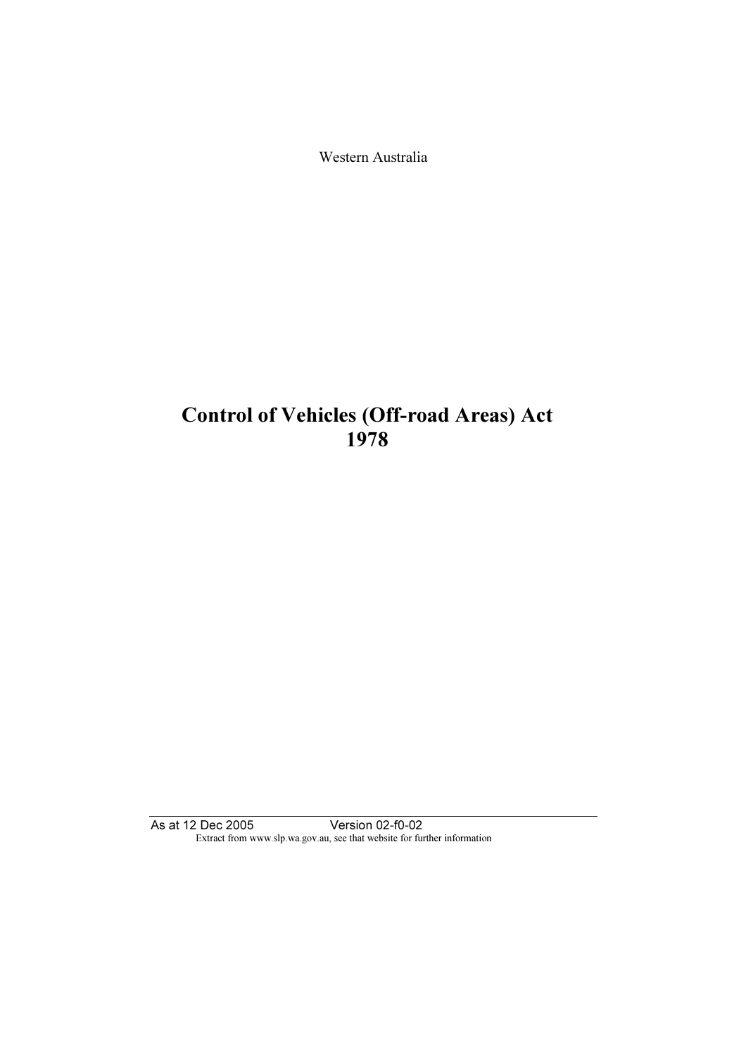Western Australia

# Control of Vehicles (Off-road Areas) Act 1978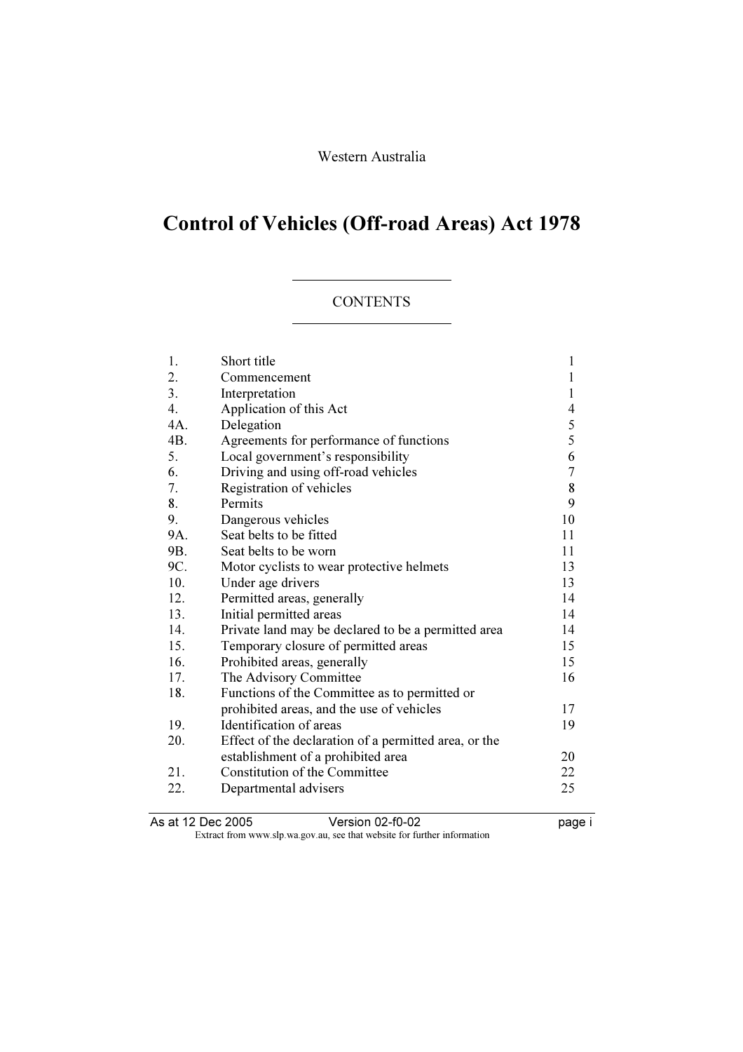Western Australia

# Control of Vehicles (Off-road Areas) Act 1978

## CONTENTS

| | | |
|---|---|---|
| 1. | Short title | 1 |
| 2. | Commencement | 1 |
| 3. | Interpretation | 1 |
| 4. | Application of this Act | 4 |
| 4A. | Delegation | 5 |
| 4B. | Agreements for performance of functions | 5 |
| 5. | Local government's responsibility | 6 |
| 6. | Driving and using off-road vehicles | 7 |
| 7. | Registration of vehicles | 8 |
| 8. | Permits | 9 |
| 9. | Dangerous vehicles | 10 |
| 9A. | Seat belts to be fitted | 11 |
| 9B. | Seat belts to be worn | 11 |
| 9C. | Motor cyclists to wear protective helmets | 13 |
| 10. | Under age drivers | 13 |
| 12. | Permitted areas, generally | 14 |
| 13. | Initial permitted areas | 14 |
| 14. | Private land may be declared to be a permitted area | 14 |
| 15. | Temporary closure of permitted areas | 15 |
| 16. | Prohibited areas, generally | 15 |
| 17. | The Advisory Committee | 16 |
| 18. | Functions of the Committee as to permitted or prohibited areas, and the use of vehicles | 17 |
| 19. | Identification of areas | 19 |
| 20. | Effect of the declaration of a permitted area, or the establishment of a prohibited area | 20 |
| 21. | Constitution of the Committee | 22 |
| 22. | Departmental advisers | 25 |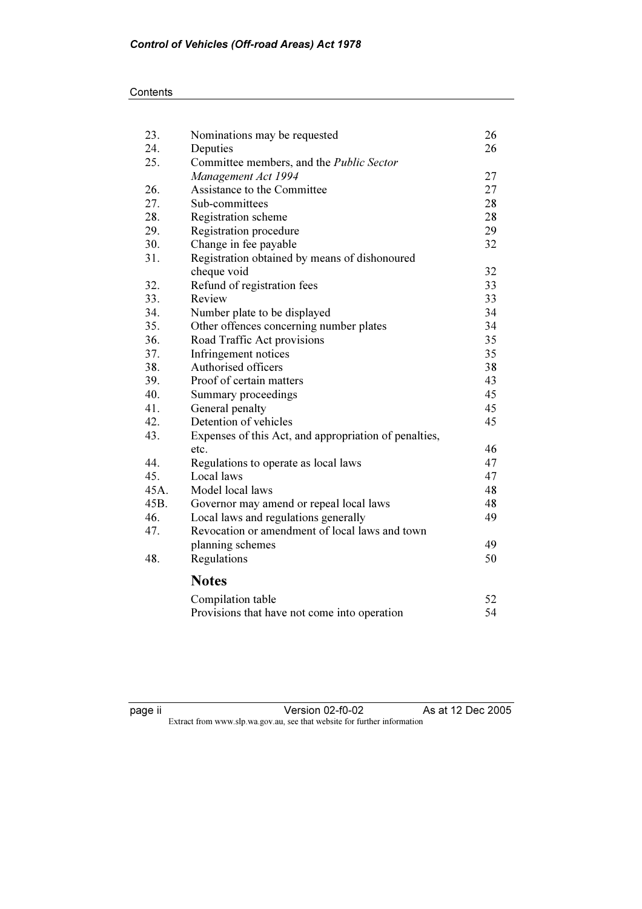| | | |
|---|---|---|
| 23. | Nominations may be requested | 26 |
| 24. | Deputies | 26 |
| 25. | Committee members, and the *Public Sector Management Act 1994* | 27 |
| 26. | Assistance to the Committee | 27 |
| 27. | Sub-committees | 28 |
| 28. | Registration scheme | 28 |
| 29. | Registration procedure | 29 |
| 30. | Change in fee payable | 32 |
| 31. | Registration obtained by means of dishonoured cheque void | 32 |
| 32. | Refund of registration fees | 33 |
| 33. | Review | 33 |
| 34. | Number plate to be displayed | 34 |
| 35. | Other offences concerning number plates | 34 |
| 36. | Road Traffic Act provisions | 35 |
| 37. | Infringement notices | 35 |
| 38. | Authorised officers | 38 |
| 39. | Proof of certain matters | 43 |
| 40. | Summary proceedings | 45 |
| 41. | General penalty | 45 |
| 42. | Detention of vehicles | 45 |
| 43. | Expenses of this Act, and appropriation of penalties, etc. | 46 |
| 44. | Regulations to operate as local laws | 47 |
| 45. | Local laws | 47 |
| 45A. | Model local laws | 48 |
| 45B. | Governor may amend or repeal local laws | 48 |
| 46. | Local laws and regulations generally | 49 |
| 47. | Revocation or amendment of local laws and town planning schemes | 49 |
| 48. | Regulations | 50 |

## Notes

| | |
|---|---|
| Compilation table | 52 |
| Provisions that have not come into operation | 54 |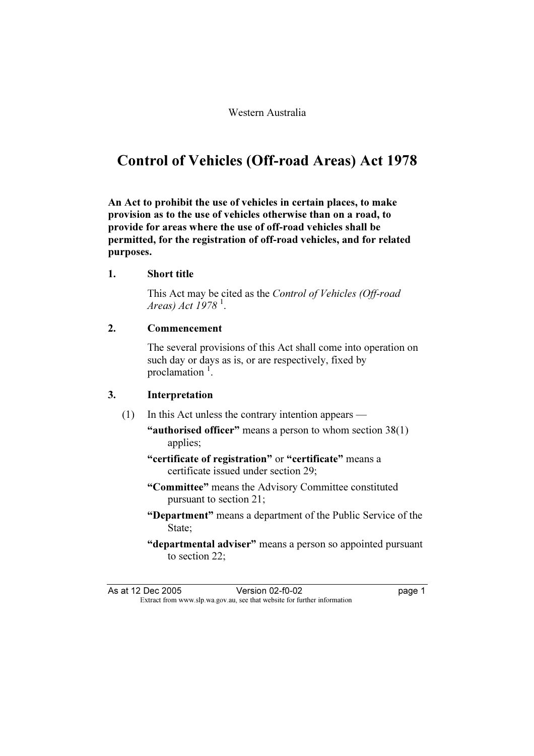Western Australia

# Control of Vehicles (Off-road Areas) Act 1978

**An Act to prohibit the use of vehicles in certain places, to make provision as to the use of vehicles otherwise than on a road, to provide for areas where the use of off-road vehicles shall be permitted, for the registration of off-road vehicles, and for related purposes.**

### 1. Short title

This Act may be cited as the *Control of Vehicles (Off-road Areas) Act 1978* [1].

### 2. Commencement

The several provisions of this Act shall come into operation on such day or days as is, or are respectively, fixed by proclamation [1].

### 3. Interpretation

(1) In this Act unless the contrary intention appears —

**"authorised officer"** means a person to whom section 38(1) applies;

**"certificate of registration"** or **"certificate"** means a certificate issued under section 29;

**"Committee"** means the Advisory Committee constituted pursuant to section 21;

**"Department"** means a department of the Public Service of the State;

**"departmental adviser"** means a person so appointed pursuant to section 22;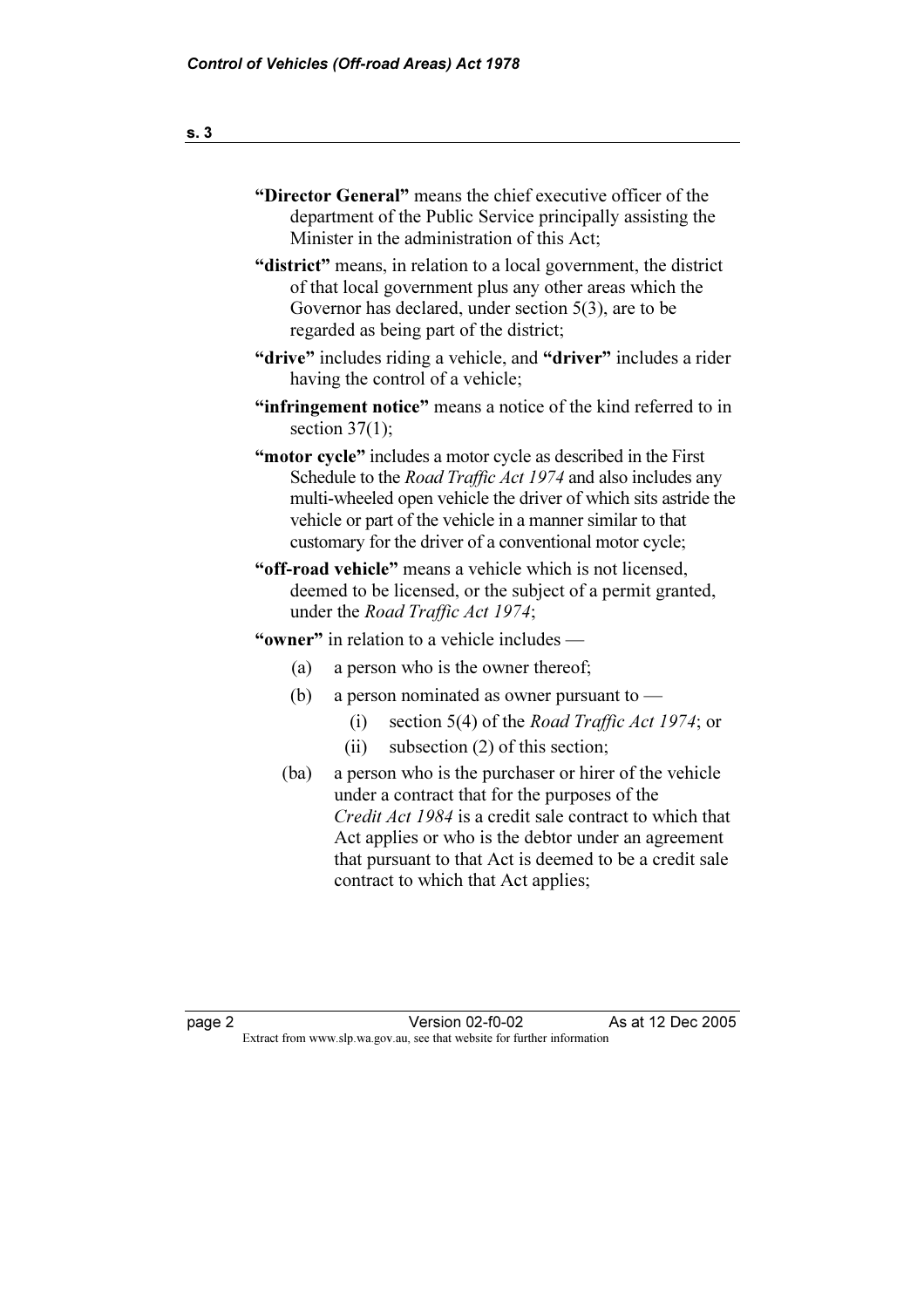**"Director General"** means the chief executive officer of the department of the Public Service principally assisting the Minister in the administration of this Act;

**"district"** means, in relation to a local government, the district of that local government plus any other areas which the Governor has declared, under section 5(3), are to be regarded as being part of the district;

**"drive"** includes riding a vehicle, and **"driver"** includes a rider having the control of a vehicle;

**"infringement notice"** means a notice of the kind referred to in section 37(1);

**"motor cycle"** includes a motor cycle as described in the First Schedule to the *Road Traffic Act 1974* and also includes any multi-wheeled open vehicle the driver of which sits astride the vehicle or part of the vehicle in a manner similar to that customary for the driver of a conventional motor cycle;

**"off-road vehicle"** means a vehicle which is not licensed, deemed to be licensed, or the subject of a permit granted, under the *Road Traffic Act 1974*;

**"owner"** in relation to a vehicle includes —

- (a) a person who is the owner thereof;
- (b) a person nominated as owner pursuant to —
  - (i) section 5(4) of the *Road Traffic Act 1974*; or
  - (ii) subsection (2) of this section;
- (ba) a person who is the purchaser or hirer of the vehicle under a contract that for the purposes of the *Credit Act 1984* is a credit sale contract to which that Act applies or who is the debtor under an agreement that pursuant to that Act is deemed to be a credit sale contract to which that Act applies;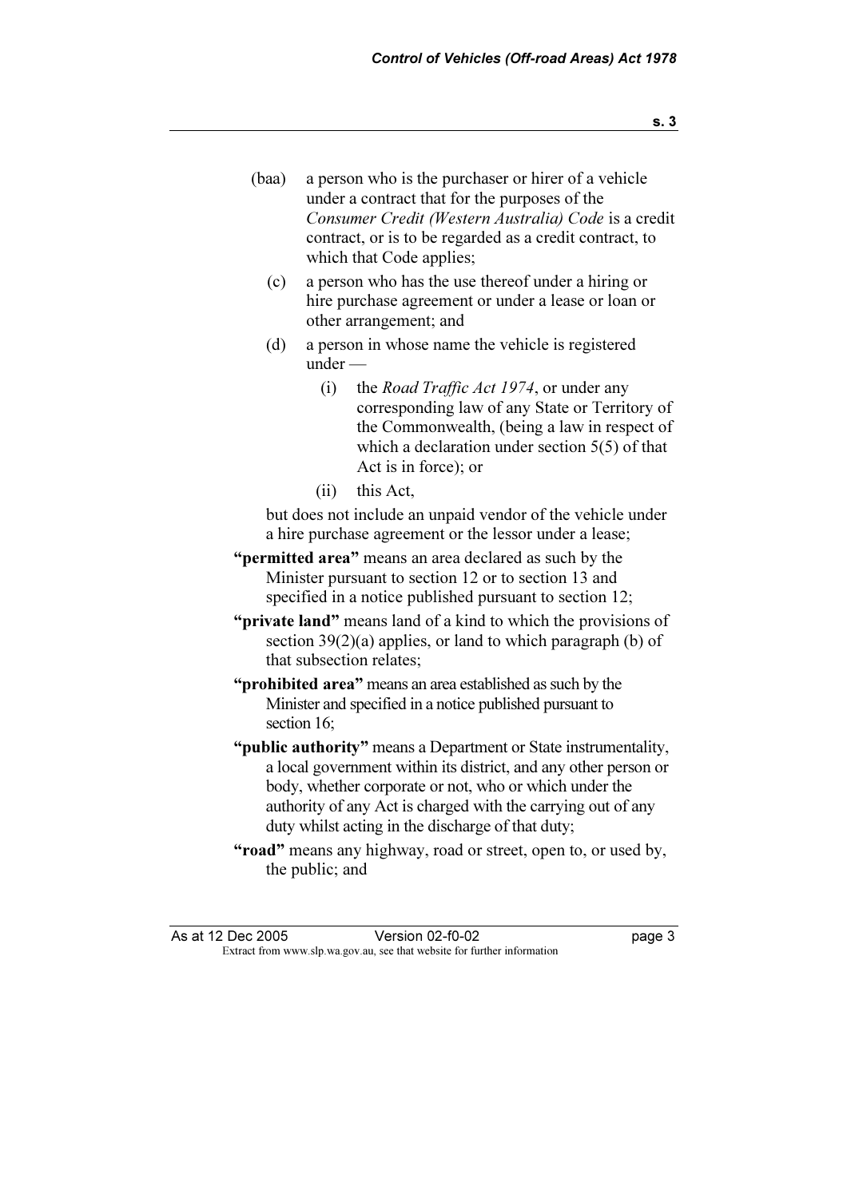(baa) a person who is the purchaser or hirer of a vehicle under a contract that for the purposes of the *Consumer Credit (Western Australia) Code* is a credit contract, or is to be regarded as a credit contract, to which that Code applies;

(c) a person who has the use thereof under a hiring or hire purchase agreement or under a lease or loan or other arrangement; and

(d) a person in whose name the vehicle is registered under —

  (i) the *Road Traffic Act 1974*, or under any corresponding law of any State or Territory of the Commonwealth, (being a law in respect of which a declaration under section 5(5) of that Act is in force); or

  (ii) this Act,

but does not include an unpaid vendor of the vehicle under a hire purchase agreement or the lessor under a lease;

**"permitted area"** means an area declared as such by the Minister pursuant to section 12 or to section 13 and specified in a notice published pursuant to section 12;

**"private land"** means land of a kind to which the provisions of section 39(2)(a) applies, or land to which paragraph (b) of that subsection relates;

**"prohibited area"** means an area established as such by the Minister and specified in a notice published pursuant to section 16;

**"public authority"** means a Department or State instrumentality, a local government within its district, and any other person or body, whether corporate or not, who or which under the authority of any Act is charged with the carrying out of any duty whilst acting in the discharge of that duty;

**"road"** means any highway, road or street, open to, or used by, the public; and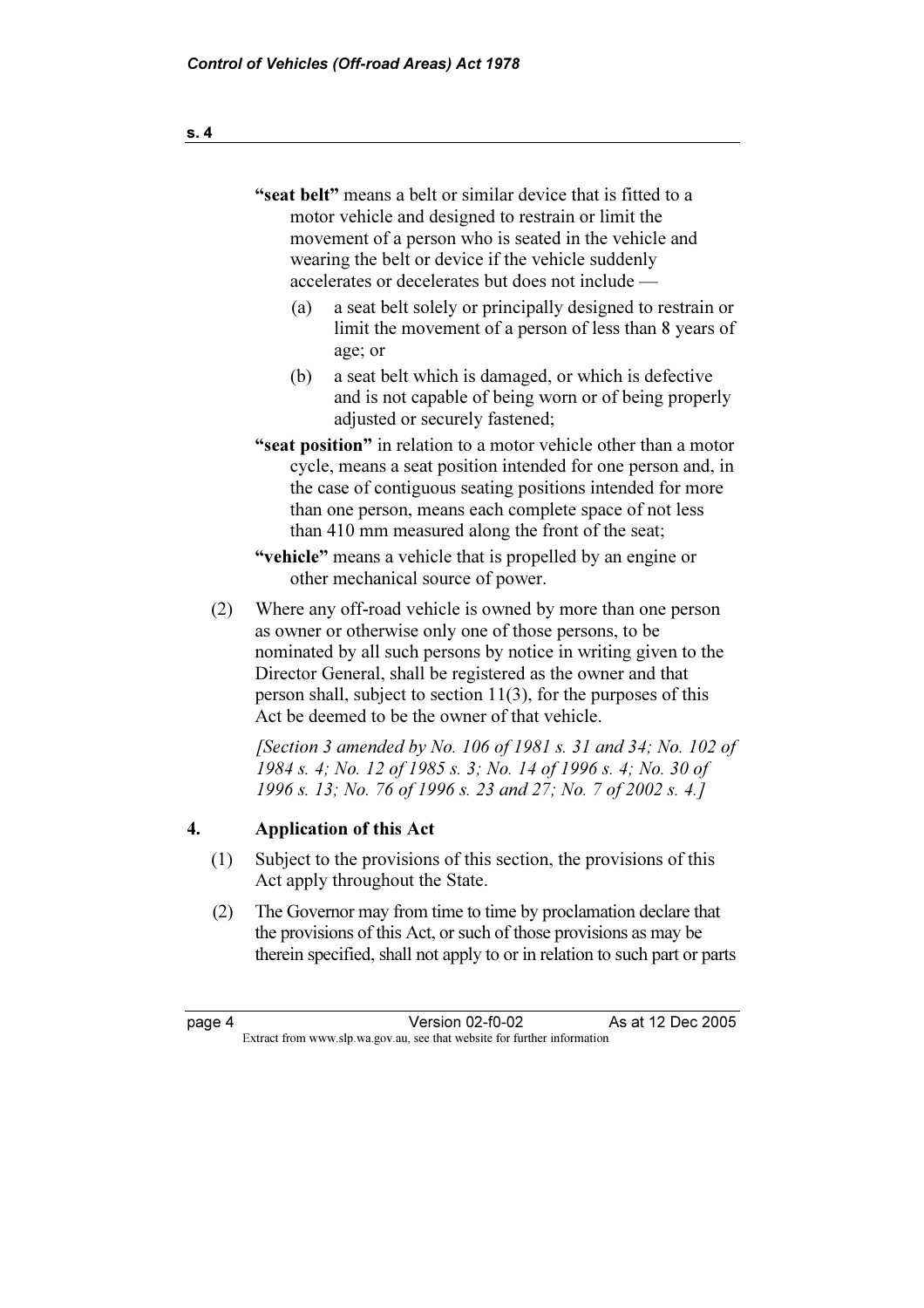**"seat belt"** means a belt or similar device that is fitted to a motor vehicle and designed to restrain or limit the movement of a person who is seated in the vehicle and wearing the belt or device if the vehicle suddenly accelerates or decelerates but does not include —

(a) a seat belt solely or principally designed to restrain or limit the movement of a person of less than 8 years of age; or

(b) a seat belt which is damaged, or which is defective and is not capable of being worn or of being properly adjusted or securely fastened;

**"seat position"** in relation to a motor vehicle other than a motor cycle, means a seat position intended for one person and, in the case of contiguous seating positions intended for more than one person, means each complete space of not less than 410 mm measured along the front of the seat;

**"vehicle"** means a vehicle that is propelled by an engine or other mechanical source of power.

(2) Where any off-road vehicle is owned by more than one person as owner or otherwise only one of those persons, to be nominated by all such persons by notice in writing given to the Director General, shall be registered as the owner and that person shall, subject to section 11(3), for the purposes of this Act be deemed to be the owner of that vehicle.

*[Section 3 amended by No. 106 of 1981 s. 31 and 34; No. 102 of 1984 s. 4; No. 12 of 1985 s. 3; No. 14 of 1996 s. 4; No. 30 of 1996 s. 13; No. 76 of 1996 s. 23 and 27; No. 7 of 2002 s. 4.]*

## 4. Application of this Act

(1) Subject to the provisions of this section, the provisions of this Act apply throughout the State.

(2) The Governor may from time to time by proclamation declare that the provisions of this Act, or such of those provisions as may be therein specified, shall not apply to or in relation to such part or parts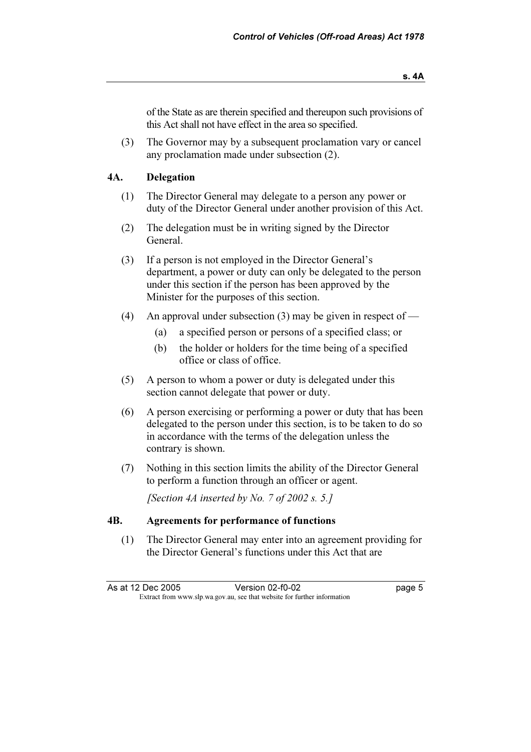of the State as are therein specified and thereupon such provisions of this Act shall not have effect in the area so specified.

(3) The Governor may by a subsequent proclamation vary or cancel any proclamation made under subsection (2).

## 4A. Delegation

(1) The Director General may delegate to a person any power or duty of the Director General under another provision of this Act.

(2) The delegation must be in writing signed by the Director General.

(3) If a person is not employed in the Director General's department, a power or duty can only be delegated to the person under this section if the person has been approved by the Minister for the purposes of this section.

(4) An approval under subsection (3) may be given in respect of —

(a) a specified person or persons of a specified class; or

(b) the holder or holders for the time being of a specified office or class of office.

(5) A person to whom a power or duty is delegated under this section cannot delegate that power or duty.

(6) A person exercising or performing a power or duty that has been delegated to the person under this section, is to be taken to do so in accordance with the terms of the delegation unless the contrary is shown.

(7) Nothing in this section limits the ability of the Director General to perform a function through an officer or agent.

*[Section 4A inserted by No. 7 of 2002 s. 5.]*

## 4B. Agreements for performance of functions

(1) The Director General may enter into an agreement providing for the Director General's functions under this Act that are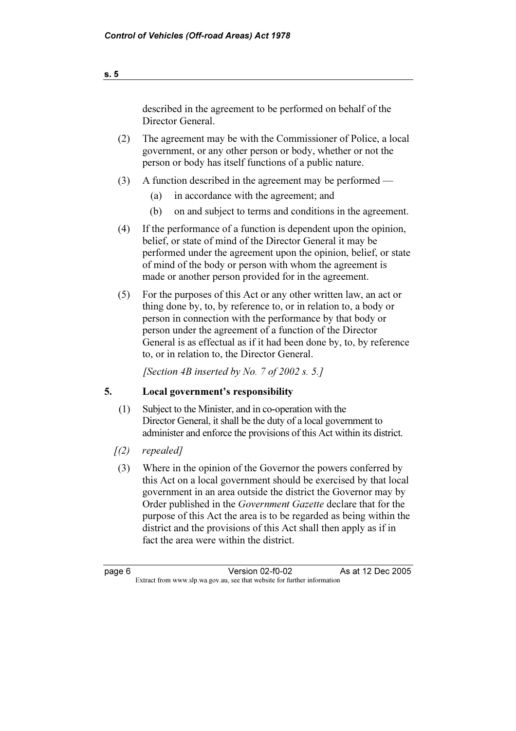described in the agreement to be performed on behalf of the Director General.

(2) The agreement may be with the Commissioner of Police, a local government, or any other person or body, whether or not the person or body has itself functions of a public nature.

(3) A function described in the agreement may be performed —

(a) in accordance with the agreement; and

(b) on and subject to terms and conditions in the agreement.

(4) If the performance of a function is dependent upon the opinion, belief, or state of mind of the Director General it may be performed under the agreement upon the opinion, belief, or state of mind of the body or person with whom the agreement is made or another person provided for in the agreement.

(5) For the purposes of this Act or any other written law, an act or thing done by, to, by reference to, or in relation to, a body or person in connection with the performance by that body or person under the agreement of a function of the Director General is as effectual as if it had been done by, to, by reference to, or in relation to, the Director General.

*[Section 4B inserted by No. 7 of 2002 s. 5.]*

**5. Local government's responsibility**

(1) Subject to the Minister, and in co-operation with the Director General, it shall be the duty of a local government to administer and enforce the provisions of this Act within its district.

*[(2) repealed]*

(3) Where in the opinion of the Governor the powers conferred by this Act on a local government should be exercised by that local government in an area outside the district the Governor may by Order published in the *Government Gazette* declare that for the purpose of this Act the area is to be regarded as being within the district and the provisions of this Act shall then apply as if in fact the area were within the district.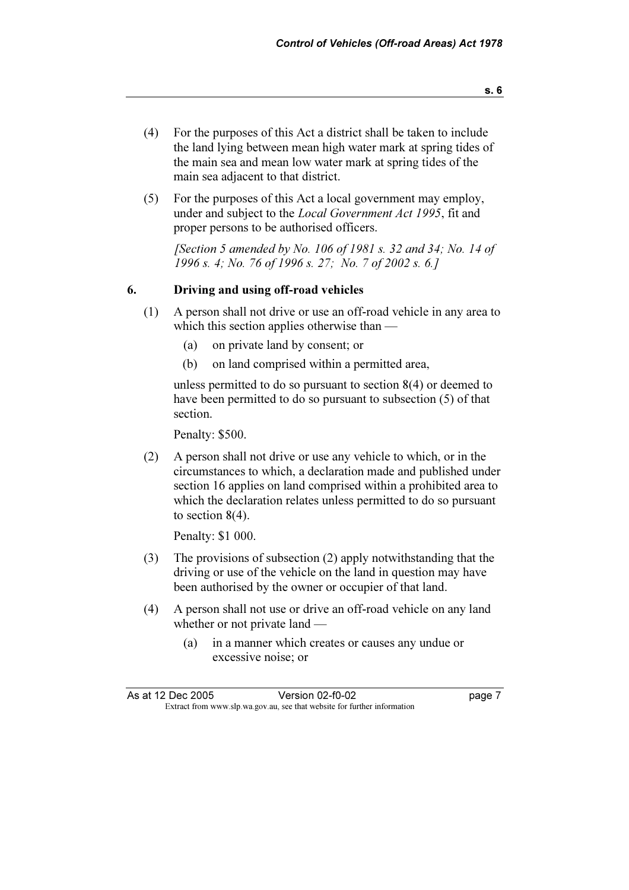(4) For the purposes of this Act a district shall be taken to include the land lying between mean high water mark at spring tides of the main sea and mean low water mark at spring tides of the main sea adjacent to that district.

(5) For the purposes of this Act a local government may employ, under and subject to the *Local Government Act 1995*, fit and proper persons to be authorised officers.

*[Section 5 amended by No. 106 of 1981 s. 32 and 34; No. 14 of 1996 s. 4; No. 76 of 1996 s. 27; No. 7 of 2002 s. 6.]*

### 6. Driving and using off-road vehicles

(1) A person shall not drive or use an off-road vehicle in any area to which this section applies otherwise than —

- (a) on private land by consent; or
- (b) on land comprised within a permitted area,

unless permitted to do so pursuant to section 8(4) or deemed to have been permitted to do so pursuant to subsection (5) of that section.

Penalty: $500.

(2) A person shall not drive or use any vehicle to which, or in the circumstances to which, a declaration made and published under section 16 applies on land comprised within a prohibited area to which the declaration relates unless permitted to do so pursuant to section 8(4).

Penalty: $1 000.

(3) The provisions of subsection (2) apply notwithstanding that the driving or use of the vehicle on the land in question may have been authorised by the owner or occupier of that land.

(4) A person shall not use or drive an off-road vehicle on any land whether or not private land —

- (a) in a manner which creates or causes any undue or excessive noise; or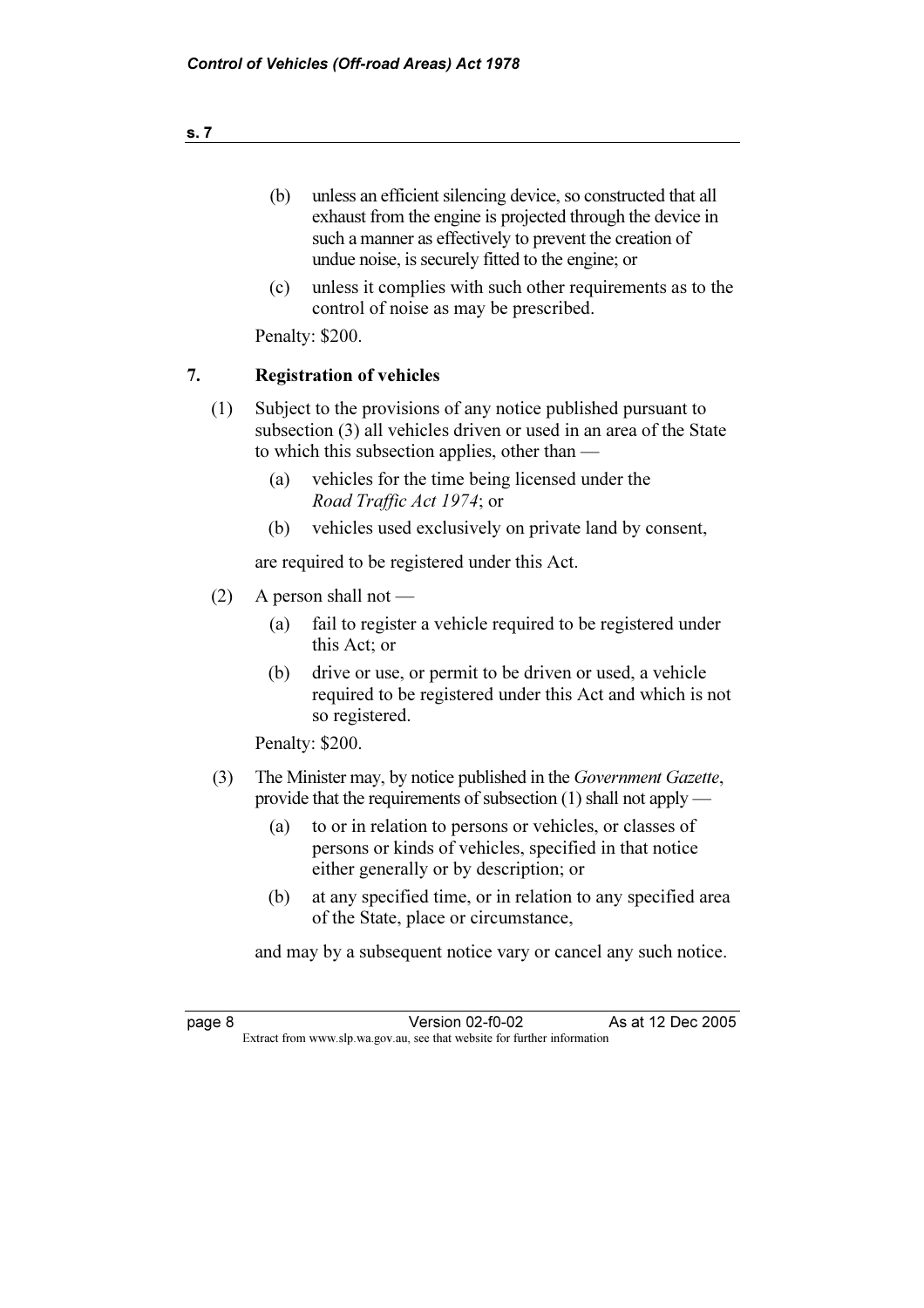(b) unless an efficient silencing device, so constructed that all exhaust from the engine is projected through the device in such a manner as effectively to prevent the creation of undue noise, is securely fitted to the engine; or

(c) unless it complies with such other requirements as to the control of noise as may be prescribed.

Penalty: $200.

## 7. Registration of vehicles

(1) Subject to the provisions of any notice published pursuant to subsection (3) all vehicles driven or used in an area of the State to which this subsection applies, other than —

(a) vehicles for the time being licensed under the *Road Traffic Act 1974*; or

(b) vehicles used exclusively on private land by consent,

are required to be registered under this Act.

(2) A person shall not —

(a) fail to register a vehicle required to be registered under this Act; or

(b) drive or use, or permit to be driven or used, a vehicle required to be registered under this Act and which is not so registered.

Penalty: $200.

(3) The Minister may, by notice published in the *Government Gazette*, provide that the requirements of subsection (1) shall not apply —

(a) to or in relation to persons or vehicles, or classes of persons or kinds of vehicles, specified in that notice either generally or by description; or

(b) at any specified time, or in relation to any specified area of the State, place or circumstance,

and may by a subsequent notice vary or cancel any such notice.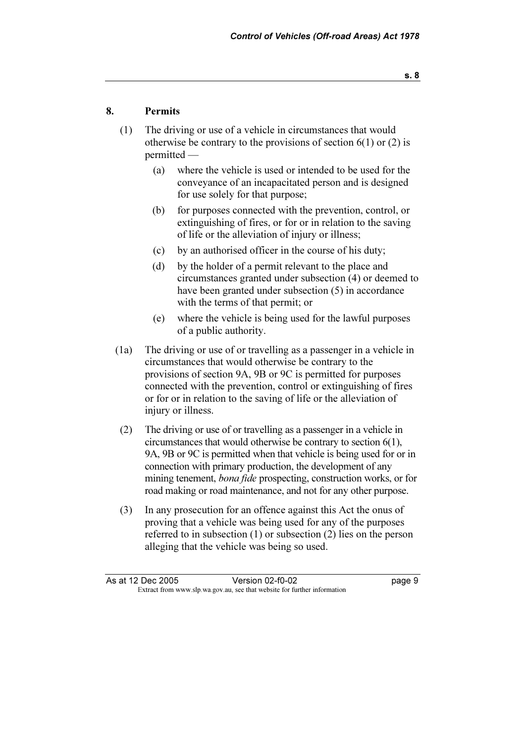## 8. Permits

(1) The driving or use of a vehicle in circumstances that would otherwise be contrary to the provisions of section 6(1) or (2) is permitted —

- (a) where the vehicle is used or intended to be used for the conveyance of an incapacitated person and is designed for use solely for that purpose;
- (b) for purposes connected with the prevention, control, or extinguishing of fires, or for or in relation to the saving of life or the alleviation of injury or illness;
- (c) by an authorised officer in the course of his duty;
- (d) by the holder of a permit relevant to the place and circumstances granted under subsection (4) or deemed to have been granted under subsection (5) in accordance with the terms of that permit; or
- (e) where the vehicle is being used for the lawful purposes of a public authority.

(1a) The driving or use of or travelling as a passenger in a vehicle in circumstances that would otherwise be contrary to the provisions of section 9A, 9B or 9C is permitted for purposes connected with the prevention, control or extinguishing of fires or for or in relation to the saving of life or the alleviation of injury or illness.

(2) The driving or use of or travelling as a passenger in a vehicle in circumstances that would otherwise be contrary to section 6(1), 9A, 9B or 9C is permitted when that vehicle is being used for or in connection with primary production, the development of any mining tenement, *bona fide* prospecting, construction works, or for road making or road maintenance, and not for any other purpose.

(3) In any prosecution for an offence against this Act the onus of proving that a vehicle was being used for any of the purposes referred to in subsection (1) or subsection (2) lies on the person alleging that the vehicle was being so used.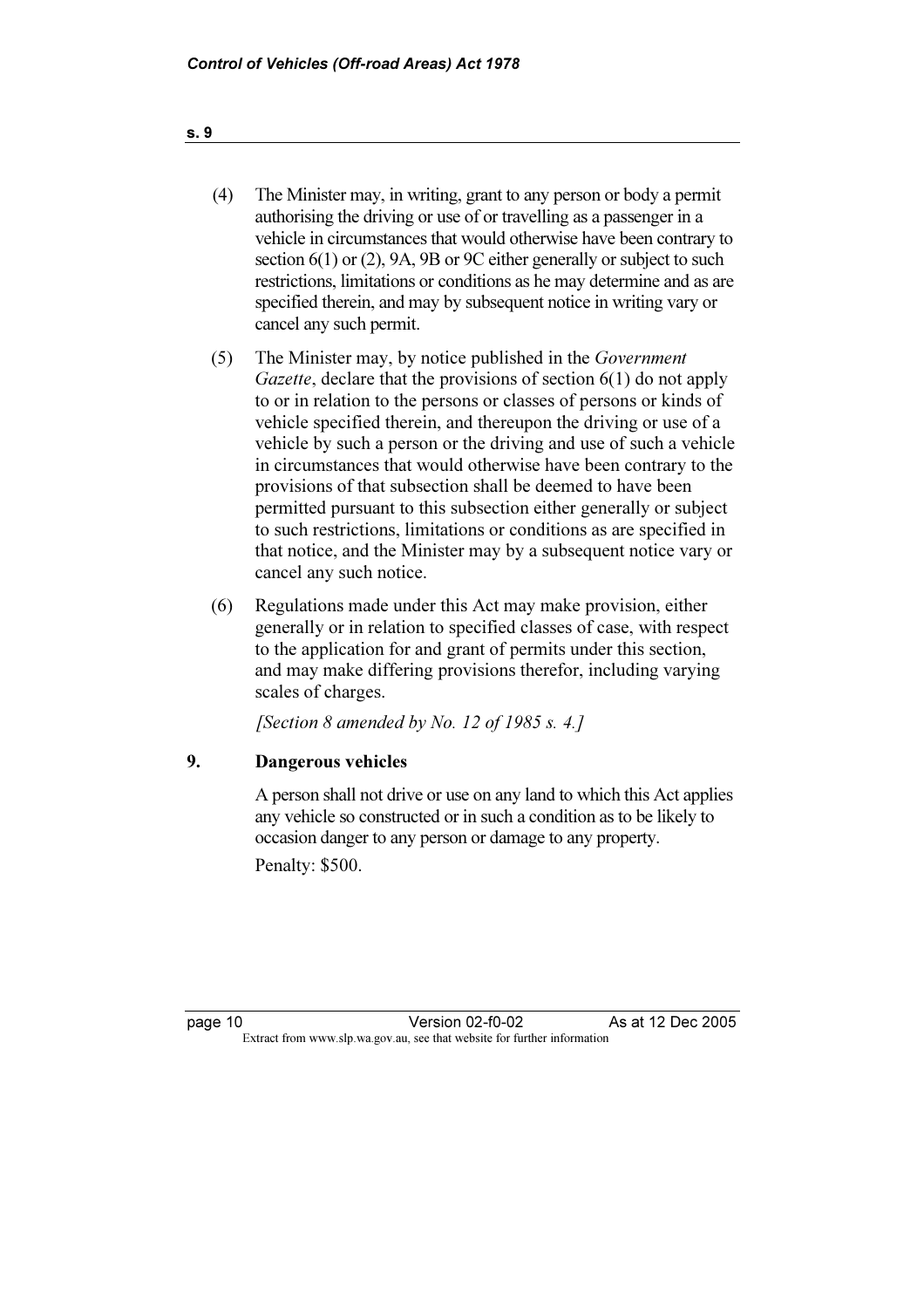(4) The Minister may, in writing, grant to any person or body a permit authorising the driving or use of or travelling as a passenger in a vehicle in circumstances that would otherwise have been contrary to section 6(1) or (2), 9A, 9B or 9C either generally or subject to such restrictions, limitations or conditions as he may determine and as are specified therein, and may by subsequent notice in writing vary or cancel any such permit.

(5) The Minister may, by notice published in the *Government Gazette*, declare that the provisions of section 6(1) do not apply to or in relation to the persons or classes of persons or kinds of vehicle specified therein, and thereupon the driving or use of a vehicle by such a person or the driving and use of such a vehicle in circumstances that would otherwise have been contrary to the provisions of that subsection shall be deemed to have been permitted pursuant to this subsection either generally or subject to such restrictions, limitations or conditions as are specified in that notice, and the Minister may by a subsequent notice vary or cancel any such notice.

(6) Regulations made under this Act may make provision, either generally or in relation to specified classes of case, with respect to the application for and grant of permits under this section, and may make differing provisions therefor, including varying scales of charges.

*[Section 8 amended by No. 12 of 1985 s. 4.]*

## 9. Dangerous vehicles

A person shall not drive or use on any land to which this Act applies any vehicle so constructed or in such a condition as to be likely to occasion danger to any person or damage to any property.

Penalty: $500.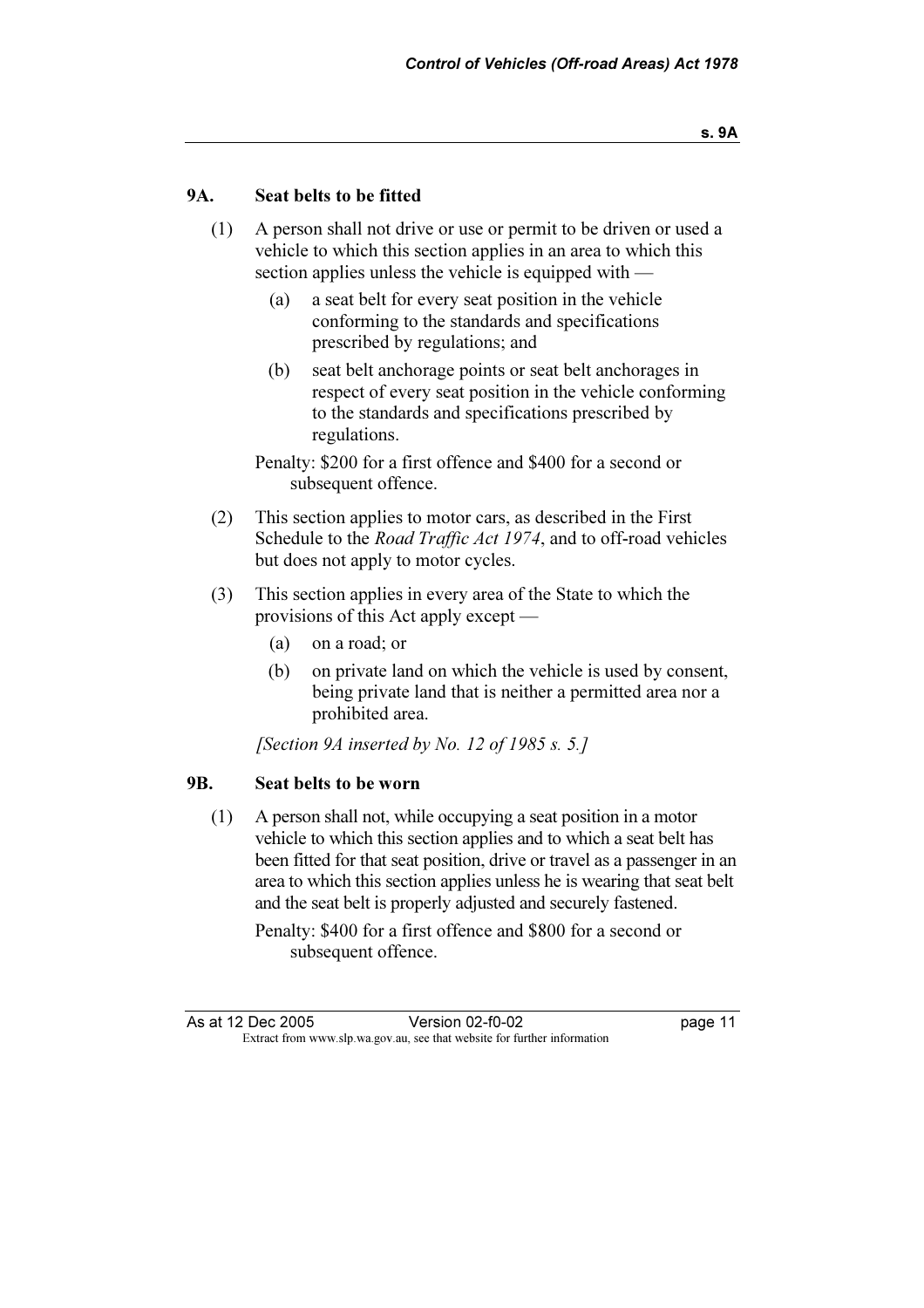### 9A. Seat belts to be fitted

(1) A person shall not drive or use or permit to be driven or used a vehicle to which this section applies in an area to which this section applies unless the vehicle is equipped with —

   (a) a seat belt for every seat position in the vehicle conforming to the standards and specifications prescribed by regulations; and

   (b) seat belt anchorage points or seat belt anchorages in respect of every seat position in the vehicle conforming to the standards and specifications prescribed by regulations.

Penalty: $200 for a first offence and $400 for a second or subsequent offence.

(2) This section applies to motor cars, as described in the First Schedule to the *Road Traffic Act 1974*, and to off-road vehicles but does not apply to motor cycles.

(3) This section applies in every area of the State to which the provisions of this Act apply except —

   (a) on a road; or

   (b) on private land on which the vehicle is used by consent, being private land that is neither a permitted area nor a prohibited area.

*[Section 9A inserted by No. 12 of 1985 s. 5.]*

### 9B. Seat belts to be worn

(1) A person shall not, while occupying a seat position in a motor vehicle to which this section applies and to which a seat belt has been fitted for that seat position, drive or travel as a passenger in an area to which this section applies unless he is wearing that seat belt and the seat belt is properly adjusted and securely fastened.

Penalty: $400 for a first offence and $800 for a second or subsequent offence.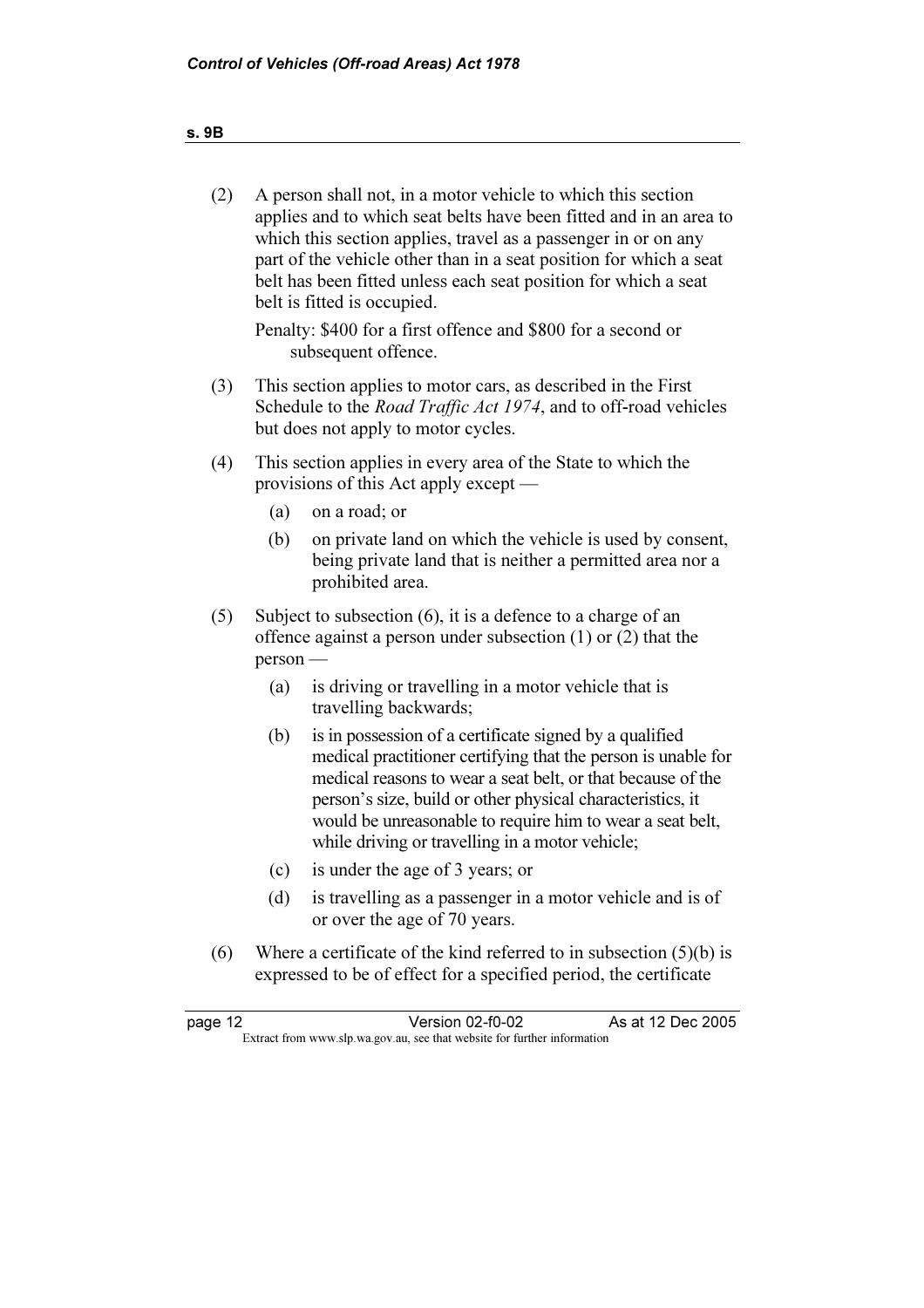(2) A person shall not, in a motor vehicle to which this section applies and to which seat belts have been fitted and in an area to which this section applies, travel as a passenger in or on any part of the vehicle other than in a seat position for which a seat belt has been fitted unless each seat position for which a seat belt is fitted is occupied.

Penalty: $400 for a first offence and $800 for a second or subsequent offence.

(3) This section applies to motor cars, as described in the First Schedule to the *Road Traffic Act 1974*, and to off-road vehicles but does not apply to motor cycles.

(4) This section applies in every area of the State to which the provisions of this Act apply except —

(a) on a road; or

(b) on private land on which the vehicle is used by consent, being private land that is neither a permitted area nor a prohibited area.

(5) Subject to subsection (6), it is a defence to a charge of an offence against a person under subsection (1) or (2) that the person —

(a) is driving or travelling in a motor vehicle that is travelling backwards;

(b) is in possession of a certificate signed by a qualified medical practitioner certifying that the person is unable for medical reasons to wear a seat belt, or that because of the person's size, build or other physical characteristics, it would be unreasonable to require him to wear a seat belt, while driving or travelling in a motor vehicle;

(c) is under the age of 3 years; or

(d) is travelling as a passenger in a motor vehicle and is of or over the age of 70 years.

(6) Where a certificate of the kind referred to in subsection (5)(b) is expressed to be of effect for a specified period, the certificate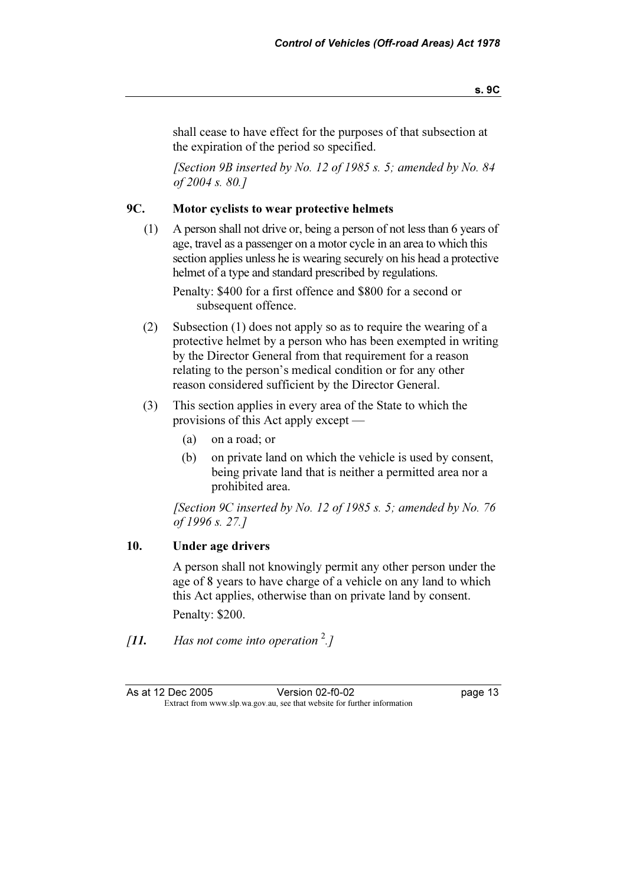shall cease to have effect for the purposes of that subsection at the expiration of the period so specified.

*[Section 9B inserted by No. 12 of 1985 s. 5; amended by No. 84 of 2004 s. 80.]*

## 9C. Motor cyclists to wear protective helmets

(1) A person shall not drive or, being a person of not less than 6 years of age, travel as a passenger on a motor cycle in an area to which this section applies unless he is wearing securely on his head a protective helmet of a type and standard prescribed by regulations.

Penalty: $400 for a first offence and $800 for a second or subsequent offence.

(2) Subsection (1) does not apply so as to require the wearing of a protective helmet by a person who has been exempted in writing by the Director General from that requirement for a reason relating to the person's medical condition or for any other reason considered sufficient by the Director General.

(3) This section applies in every area of the State to which the provisions of this Act apply except —

(a) on a road; or

(b) on private land on which the vehicle is used by consent, being private land that is neither a permitted area nor a prohibited area.

*[Section 9C inserted by No. 12 of 1985 s. 5; amended by No. 76 of 1996 s. 27.]*

## 10. Under age drivers

A person shall not knowingly permit any other person under the age of 8 years to have charge of a vehicle on any land to which this Act applies, otherwise than on private land by consent.

Penalty: $200.

*[**11.** Has not come into operation [2].]*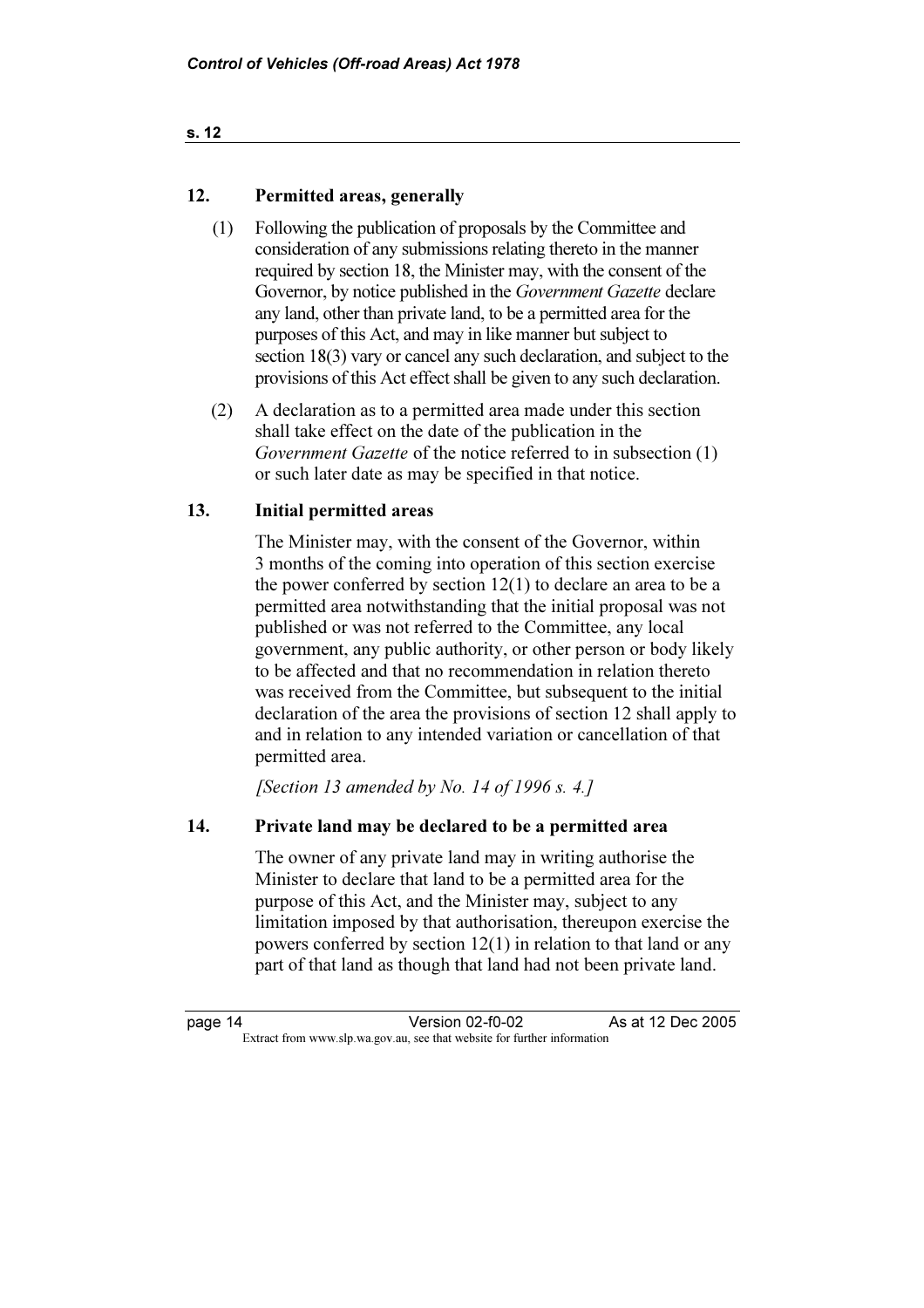## 12. Permitted areas, generally

(1) Following the publication of proposals by the Committee and consideration of any submissions relating thereto in the manner required by section 18, the Minister may, with the consent of the Governor, by notice published in the *Government Gazette* declare any land, other than private land, to be a permitted area for the purposes of this Act, and may in like manner but subject to section 18(3) vary or cancel any such declaration, and subject to the provisions of this Act effect shall be given to any such declaration.

(2) A declaration as to a permitted area made under this section shall take effect on the date of the publication in the *Government Gazette* of the notice referred to in subsection (1) or such later date as may be specified in that notice.

## 13. Initial permitted areas

The Minister may, with the consent of the Governor, within 3 months of the coming into operation of this section exercise the power conferred by section 12(1) to declare an area to be a permitted area notwithstanding that the initial proposal was not published or was not referred to the Committee, any local government, any public authority, or other person or body likely to be affected and that no recommendation in relation thereto was received from the Committee, but subsequent to the initial declaration of the area the provisions of section 12 shall apply to and in relation to any intended variation or cancellation of that permitted area.

*[Section 13 amended by No. 14 of 1996 s. 4.]*

## 14. Private land may be declared to be a permitted area

The owner of any private land may in writing authorise the Minister to declare that land to be a permitted area for the purpose of this Act, and the Minister may, subject to any limitation imposed by that authorisation, thereupon exercise the powers conferred by section 12(1) in relation to that land or any part of that land as though that land had not been private land.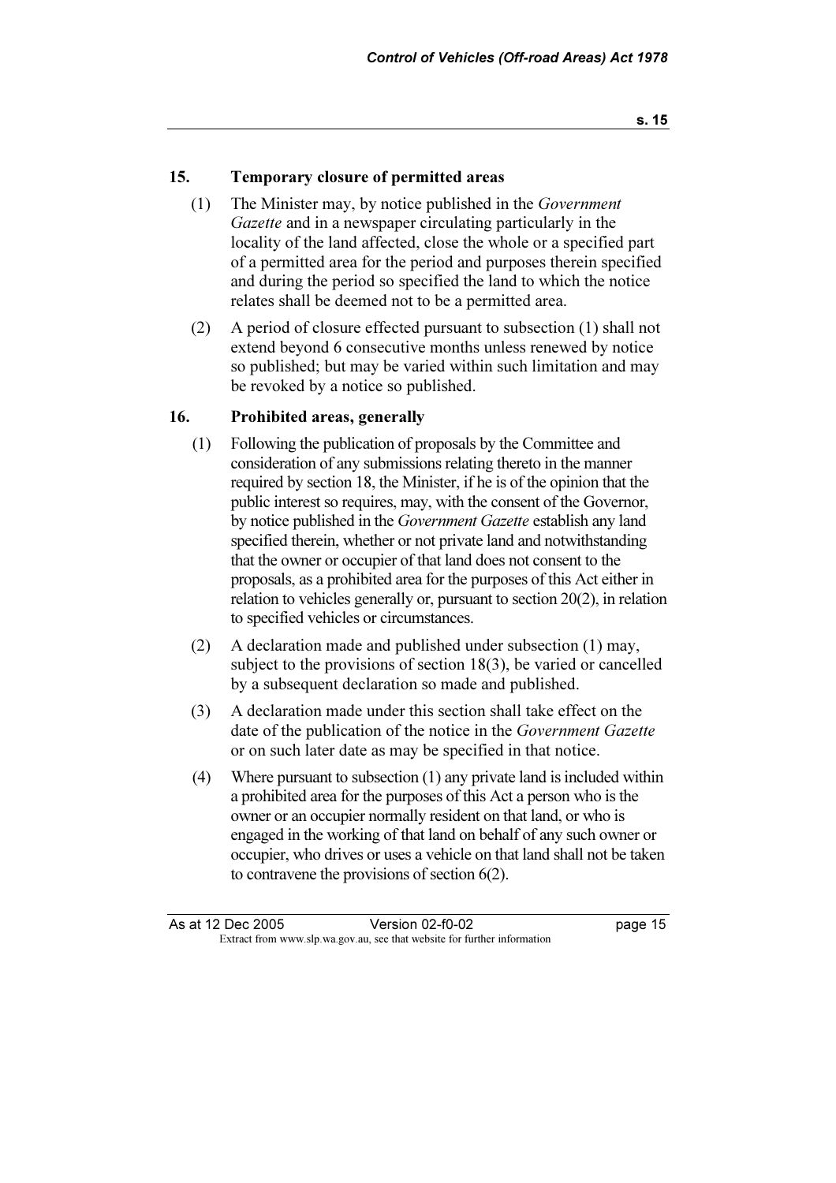## 15. Temporary closure of permitted areas

(1) The Minister may, by notice published in the *Government Gazette* and in a newspaper circulating particularly in the locality of the land affected, close the whole or a specified part of a permitted area for the period and purposes therein specified and during the period so specified the land to which the notice relates shall be deemed not to be a permitted area.

(2) A period of closure effected pursuant to subsection (1) shall not extend beyond 6 consecutive months unless renewed by notice so published; but may be varied within such limitation and may be revoked by a notice so published.

## 16. Prohibited areas, generally

(1) Following the publication of proposals by the Committee and consideration of any submissions relating thereto in the manner required by section 18, the Minister, if he is of the opinion that the public interest so requires, may, with the consent of the Governor, by notice published in the *Government Gazette* establish any land specified therein, whether or not private land and notwithstanding that the owner or occupier of that land does not consent to the proposals, as a prohibited area for the purposes of this Act either in relation to vehicles generally or, pursuant to section 20(2), in relation to specified vehicles or circumstances.

(2) A declaration made and published under subsection (1) may, subject to the provisions of section 18(3), be varied or cancelled by a subsequent declaration so made and published.

(3) A declaration made under this section shall take effect on the date of the publication of the notice in the *Government Gazette* or on such later date as may be specified in that notice.

(4) Where pursuant to subsection (1) any private land is included within a prohibited area for the purposes of this Act a person who is the owner or an occupier normally resident on that land, or who is engaged in the working of that land on behalf of any such owner or occupier, who drives or uses a vehicle on that land shall not be taken to contravene the provisions of section 6(2).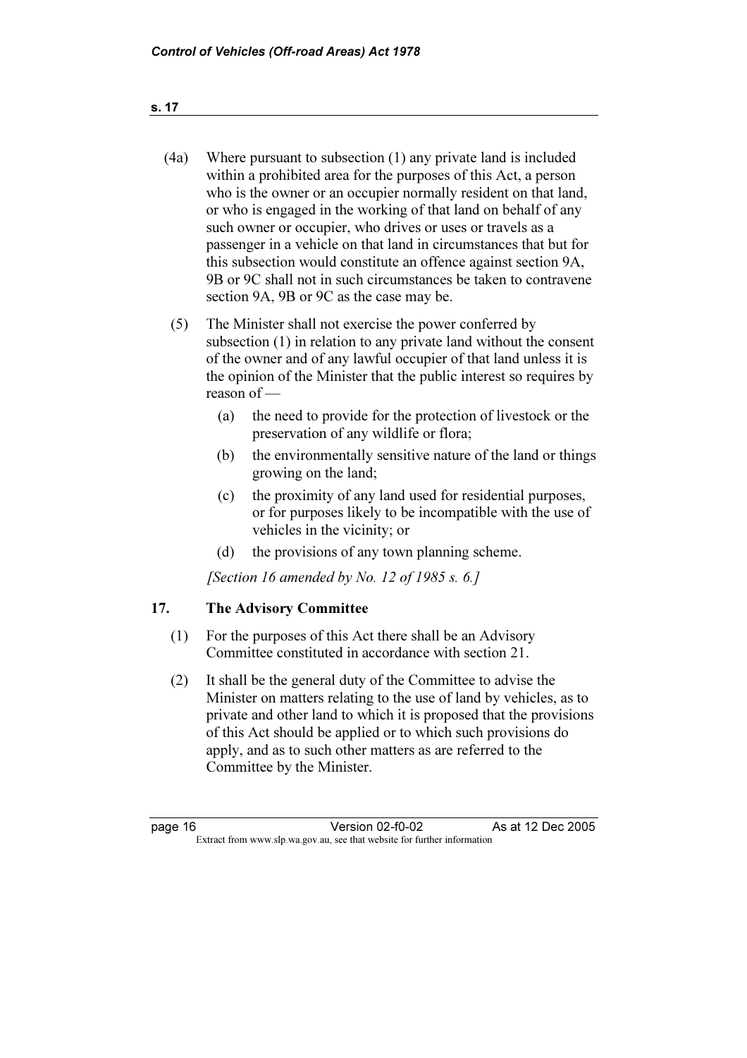(4a) Where pursuant to subsection (1) any private land is included within a prohibited area for the purposes of this Act, a person who is the owner or an occupier normally resident on that land, or who is engaged in the working of that land on behalf of any such owner or occupier, who drives or uses or travels as a passenger in a vehicle on that land in circumstances that but for this subsection would constitute an offence against section 9A, 9B or 9C shall not in such circumstances be taken to contravene section 9A, 9B or 9C as the case may be.

(5) The Minister shall not exercise the power conferred by subsection (1) in relation to any private land without the consent of the owner and of any lawful occupier of that land unless it is the opinion of the Minister that the public interest so requires by reason of —

(a) the need to provide for the protection of livestock or the preservation of any wildlife or flora;

(b) the environmentally sensitive nature of the land or things growing on the land;

(c) the proximity of any land used for residential purposes, or for purposes likely to be incompatible with the use of vehicles in the vicinity; or

(d) the provisions of any town planning scheme.

*[Section 16 amended by No. 12 of 1985 s. 6.]*

## 17. The Advisory Committee

(1) For the purposes of this Act there shall be an Advisory Committee constituted in accordance with section 21.

(2) It shall be the general duty of the Committee to advise the Minister on matters relating to the use of land by vehicles, as to private and other land to which it is proposed that the provisions of this Act should be applied or to which such provisions do apply, and as to such other matters as are referred to the Committee by the Minister.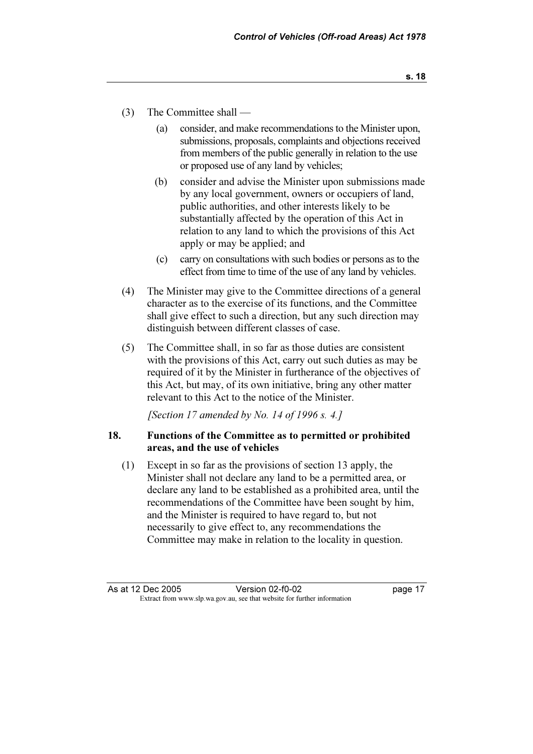(3) The Committee shall —

(a) consider, and make recommendations to the Minister upon, submissions, proposals, complaints and objections received from members of the public generally in relation to the use or proposed use of any land by vehicles;

(b) consider and advise the Minister upon submissions made by any local government, owners or occupiers of land, public authorities, and other interests likely to be substantially affected by the operation of this Act in relation to any land to which the provisions of this Act apply or may be applied; and

(c) carry on consultations with such bodies or persons as to the effect from time to time of the use of any land by vehicles.

(4) The Minister may give to the Committee directions of a general character as to the exercise of its functions, and the Committee shall give effect to such a direction, but any such direction may distinguish between different classes of case.

(5) The Committee shall, in so far as those duties are consistent with the provisions of this Act, carry out such duties as may be required of it by the Minister in furtherance of the objectives of this Act, but may, of its own initiative, bring any other matter relevant to this Act to the notice of the Minister.

*[Section 17 amended by No. 14 of 1996 s. 4.]*

### 18. Functions of the Committee as to permitted or prohibited areas, and the use of vehicles

(1) Except in so far as the provisions of section 13 apply, the Minister shall not declare any land to be a permitted area, or declare any land to be established as a prohibited area, until the recommendations of the Committee have been sought by him, and the Minister is required to have regard to, but not necessarily to give effect to, any recommendations the Committee may make in relation to the locality in question.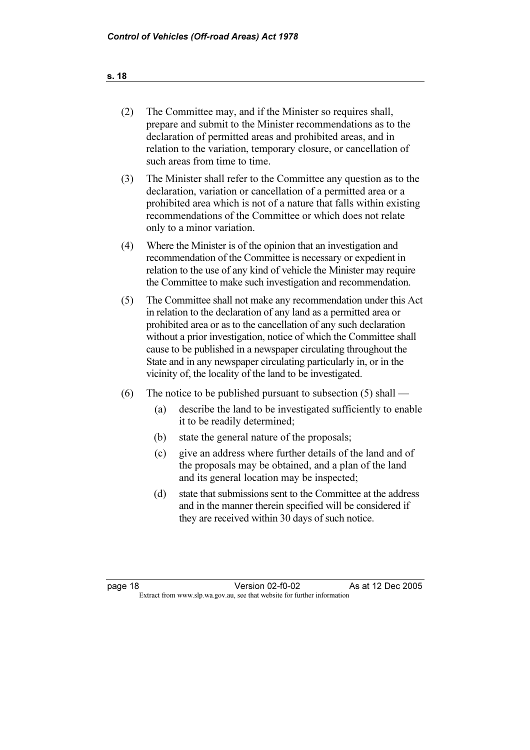(2) The Committee may, and if the Minister so requires shall, prepare and submit to the Minister recommendations as to the declaration of permitted areas and prohibited areas, and in relation to the variation, temporary closure, or cancellation of such areas from time to time.

(3) The Minister shall refer to the Committee any question as to the declaration, variation or cancellation of a permitted area or a prohibited area which is not of a nature that falls within existing recommendations of the Committee or which does not relate only to a minor variation.

(4) Where the Minister is of the opinion that an investigation and recommendation of the Committee is necessary or expedient in relation to the use of any kind of vehicle the Minister may require the Committee to make such investigation and recommendation.

(5) The Committee shall not make any recommendation under this Act in relation to the declaration of any land as a permitted area or prohibited area or as to the cancellation of any such declaration without a prior investigation, notice of which the Committee shall cause to be published in a newspaper circulating throughout the State and in any newspaper circulating particularly in, or in the vicinity of, the locality of the land to be investigated.

(6) The notice to be published pursuant to subsection (5) shall —

(a) describe the land to be investigated sufficiently to enable it to be readily determined;

(b) state the general nature of the proposals;

(c) give an address where further details of the land and of the proposals may be obtained, and a plan of the land and its general location may be inspected;

(d) state that submissions sent to the Committee at the address and in the manner therein specified will be considered if they are received within 30 days of such notice.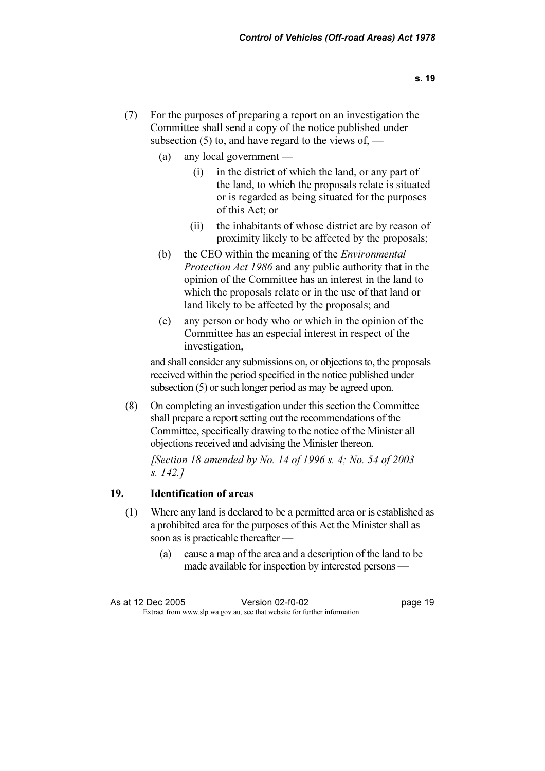(7) For the purposes of preparing a report on an investigation the Committee shall send a copy of the notice published under subsection (5) to, and have regard to the views of, —

   (a) any local government —

      (i) in the district of which the land, or any part of the land, to which the proposals relate is situated or is regarded as being situated for the purposes of this Act; or

      (ii) the inhabitants of whose district are by reason of proximity likely to be affected by the proposals;

   (b) the CEO within the meaning of the *Environmental Protection Act 1986* and any public authority that in the opinion of the Committee has an interest in the land to which the proposals relate or in the use of that land or land likely to be affected by the proposals; and

   (c) any person or body who or which in the opinion of the Committee has an especial interest in respect of the investigation,

and shall consider any submissions on, or objections to, the proposals received within the period specified in the notice published under subsection (5) or such longer period as may be agreed upon.

(8) On completing an investigation under this section the Committee shall prepare a report setting out the recommendations of the Committee, specifically drawing to the notice of the Minister all objections received and advising the Minister thereon.

*[Section 18 amended by No. 14 of 1996 s. 4; No. 54 of 2003 s. 142.]*

## 19. Identification of areas

(1) Where any land is declared to be a permitted area or is established as a prohibited area for the purposes of this Act the Minister shall as soon as is practicable thereafter —

   (a) cause a map of the area and a description of the land to be made available for inspection by interested persons —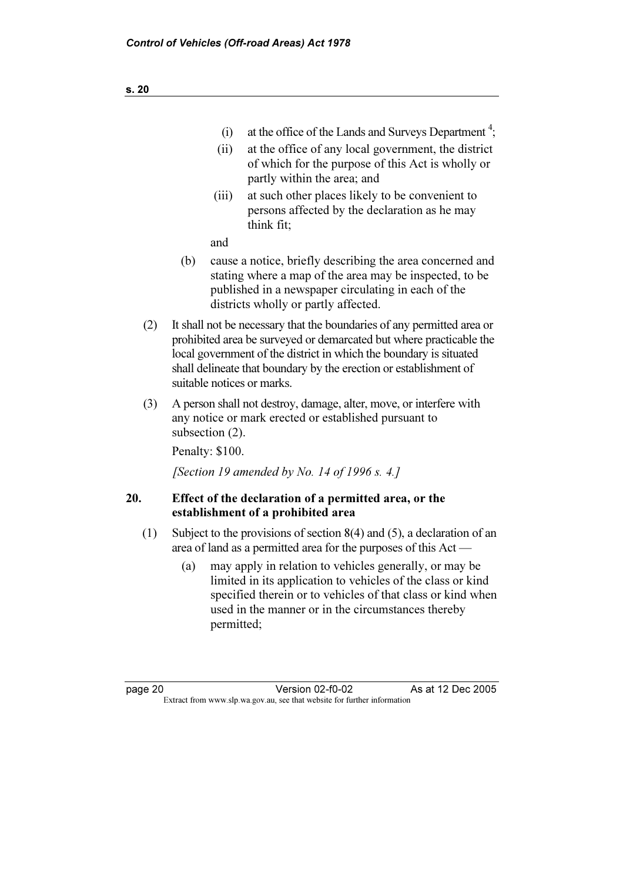(i) at the office of the Lands and Surveys Department [4];

(ii) at the office of any local government, the district of which for the purpose of this Act is wholly or partly within the area; and

(iii) at such other places likely to be convenient to persons affected by the declaration as he may think fit;

and

(b) cause a notice, briefly describing the area concerned and stating where a map of the area may be inspected, to be published in a newspaper circulating in each of the districts wholly or partly affected.

(2) It shall not be necessary that the boundaries of any permitted area or prohibited area be surveyed or demarcated but where practicable the local government of the district in which the boundary is situated shall delineate that boundary by the erection or establishment of suitable notices or marks.

(3) A person shall not destroy, damage, alter, move, or interfere with any notice or mark erected or established pursuant to subsection (2).

Penalty: $100.

*[Section 19 amended by No. 14 of 1996 s. 4.]*

## 20. Effect of the declaration of a permitted area, or the establishment of a prohibited area

(1) Subject to the provisions of section 8(4) and (5), a declaration of an area of land as a permitted area for the purposes of this Act —

(a) may apply in relation to vehicles generally, or may be limited in its application to vehicles of the class or kind specified therein or to vehicles of that class or kind when used in the manner or in the circumstances thereby permitted;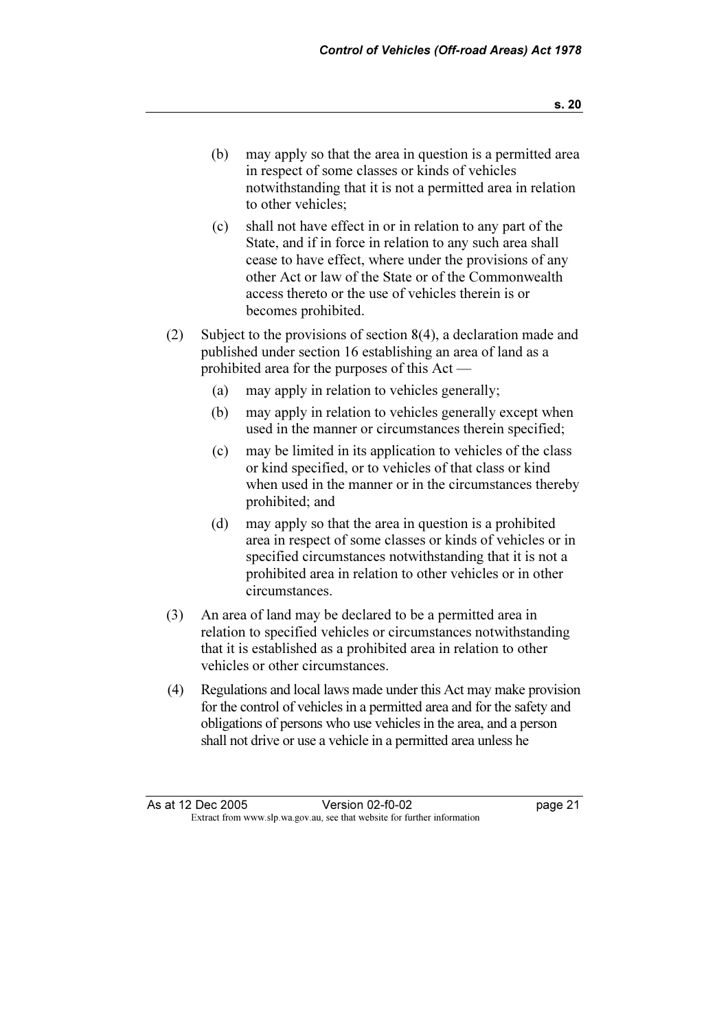(b) may apply so that the area in question is a permitted area in respect of some classes or kinds of vehicles notwithstanding that it is not a permitted area in relation to other vehicles;

(c) shall not have effect in or in relation to any part of the State, and if in force in relation to any such area shall cease to have effect, where under the provisions of any other Act or law of the State or of the Commonwealth access thereto or the use of vehicles therein is or becomes prohibited.

(2) Subject to the provisions of section 8(4), a declaration made and published under section 16 establishing an area of land as a prohibited area for the purposes of this Act —

(a) may apply in relation to vehicles generally;

(b) may apply in relation to vehicles generally except when used in the manner or circumstances therein specified;

(c) may be limited in its application to vehicles of the class or kind specified, or to vehicles of that class or kind when used in the manner or in the circumstances thereby prohibited; and

(d) may apply so that the area in question is a prohibited area in respect of some classes or kinds of vehicles or in specified circumstances notwithstanding that it is not a prohibited area in relation to other vehicles or in other circumstances.

(3) An area of land may be declared to be a permitted area in relation to specified vehicles or circumstances notwithstanding that it is established as a prohibited area in relation to other vehicles or other circumstances.

(4) Regulations and local laws made under this Act may make provision for the control of vehicles in a permitted area and for the safety and obligations of persons who use vehicles in the area, and a person shall not drive or use a vehicle in a permitted area unless he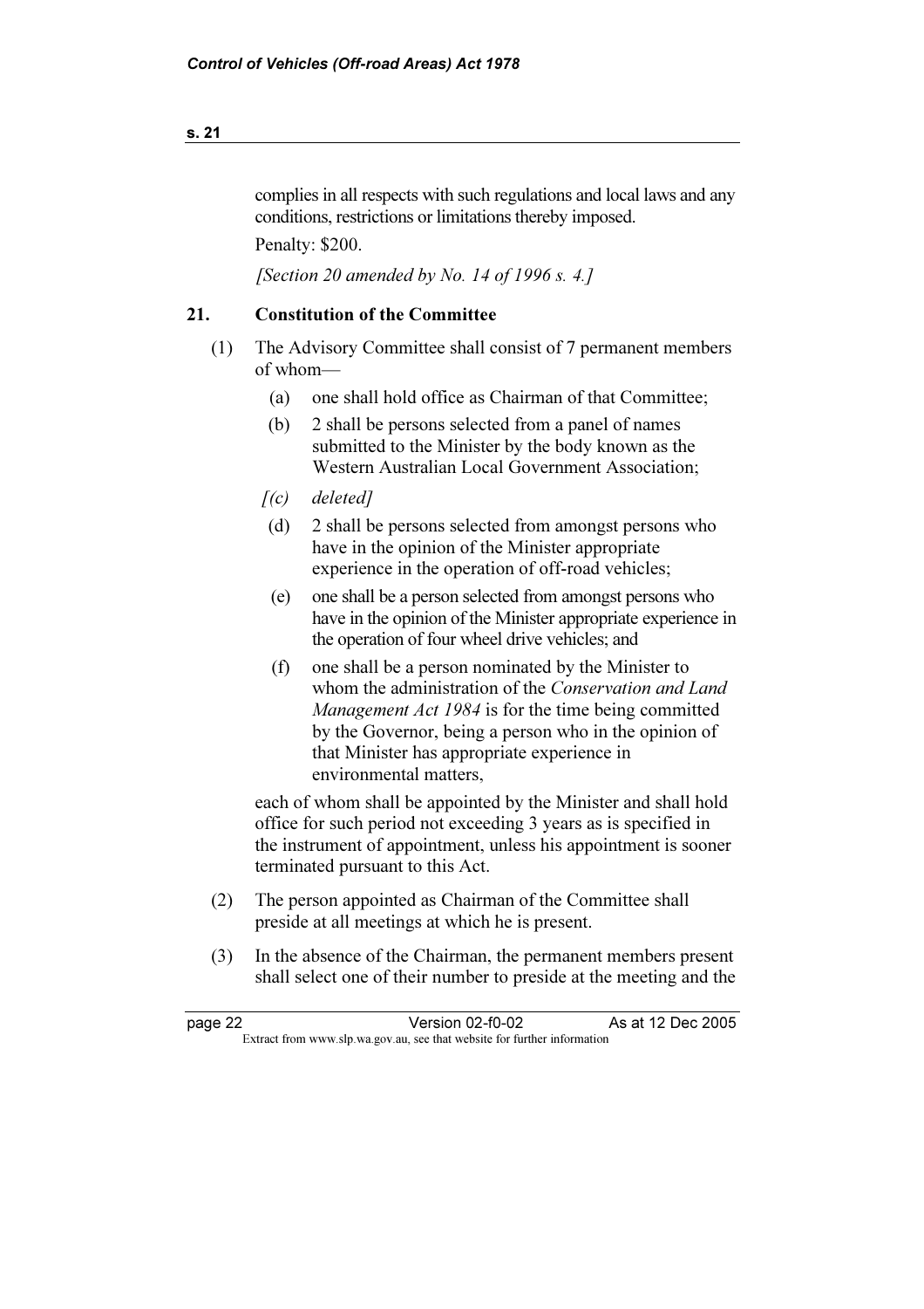complies in all respects with such regulations and local laws and any conditions, restrictions or limitations thereby imposed.

Penalty: $200.

*[Section 20 amended by No. 14 of 1996 s. 4.]*

## 21. Constitution of the Committee

(1) The Advisory Committee shall consist of 7 permanent members of whom—

  (a) one shall hold office as Chairman of that Committee;

  (b) 2 shall be persons selected from a panel of names submitted to the Minister by the body known as the Western Australian Local Government Association;

  *[(c) deleted]*

  (d) 2 shall be persons selected from amongst persons who have in the opinion of the Minister appropriate experience in the operation of off-road vehicles;

  (e) one shall be a person selected from amongst persons who have in the opinion of the Minister appropriate experience in the operation of four wheel drive vehicles; and

  (f) one shall be a person nominated by the Minister to whom the administration of the *Conservation and Land Management Act 1984* is for the time being committed by the Governor, being a person who in the opinion of that Minister has appropriate experience in environmental matters,

each of whom shall be appointed by the Minister and shall hold office for such period not exceeding 3 years as is specified in the instrument of appointment, unless his appointment is sooner terminated pursuant to this Act.

(2) The person appointed as Chairman of the Committee shall preside at all meetings at which he is present.

(3) In the absence of the Chairman, the permanent members present shall select one of their number to preside at the meeting and the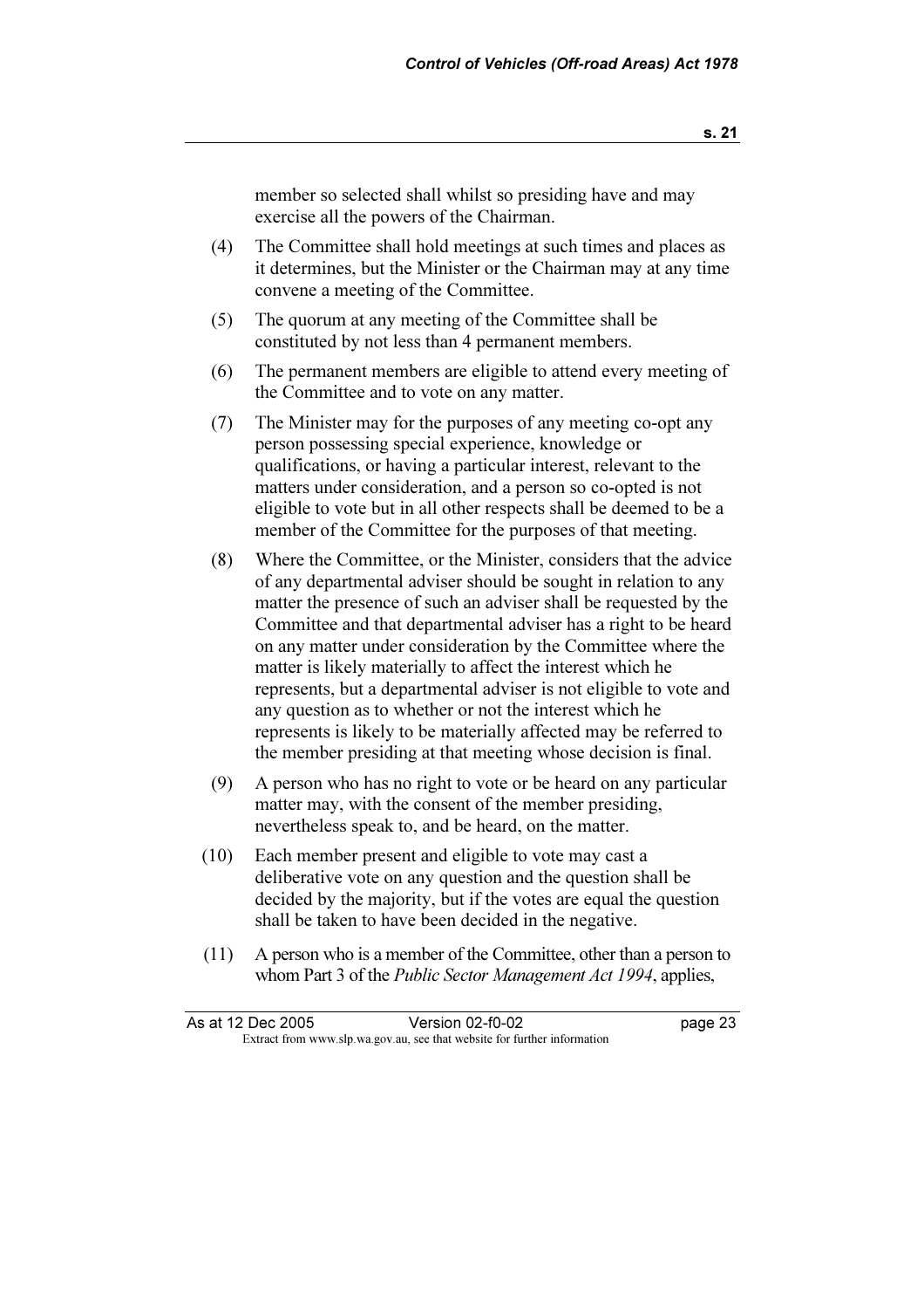member so selected shall whilst so presiding have and may exercise all the powers of the Chairman.

(4) The Committee shall hold meetings at such times and places as it determines, but the Minister or the Chairman may at any time convene a meeting of the Committee.

(5) The quorum at any meeting of the Committee shall be constituted by not less than 4 permanent members.

(6) The permanent members are eligible to attend every meeting of the Committee and to vote on any matter.

(7) The Minister may for the purposes of any meeting co-opt any person possessing special experience, knowledge or qualifications, or having a particular interest, relevant to the matters under consideration, and a person so co-opted is not eligible to vote but in all other respects shall be deemed to be a member of the Committee for the purposes of that meeting.

(8) Where the Committee, or the Minister, considers that the advice of any departmental adviser should be sought in relation to any matter the presence of such an adviser shall be requested by the Committee and that departmental adviser has a right to be heard on any matter under consideration by the Committee where the matter is likely materially to affect the interest which he represents, but a departmental adviser is not eligible to vote and any question as to whether or not the interest which he represents is likely to be materially affected may be referred to the member presiding at that meeting whose decision is final.

(9) A person who has no right to vote or be heard on any particular matter may, with the consent of the member presiding, nevertheless speak to, and be heard, on the matter.

(10) Each member present and eligible to vote may cast a deliberative vote on any question and the question shall be decided by the majority, but if the votes are equal the question shall be taken to have been decided in the negative.

(11) A person who is a member of the Committee, other than a person to whom Part 3 of the *Public Sector Management Act 1994*, applies,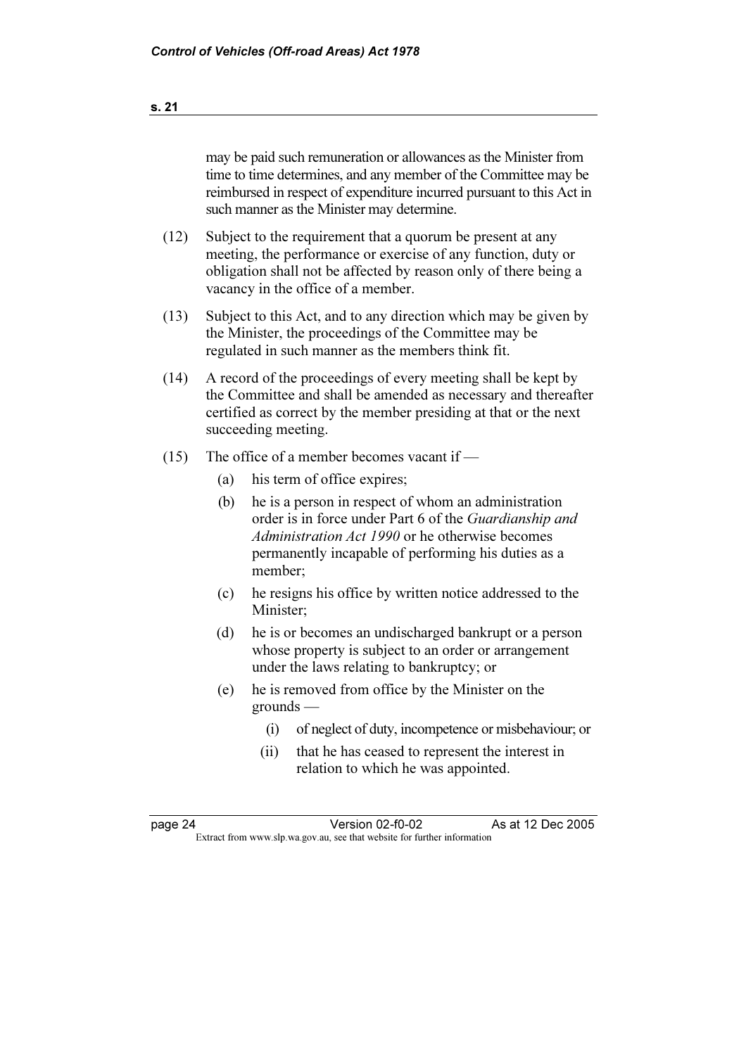may be paid such remuneration or allowances as the Minister from time to time determines, and any member of the Committee may be reimbursed in respect of expenditure incurred pursuant to this Act in such manner as the Minister may determine.

(12) Subject to the requirement that a quorum be present at any meeting, the performance or exercise of any function, duty or obligation shall not be affected by reason only of there being a vacancy in the office of a member.

(13) Subject to this Act, and to any direction which may be given by the Minister, the proceedings of the Committee may be regulated in such manner as the members think fit.

(14) A record of the proceedings of every meeting shall be kept by the Committee and shall be amended as necessary and thereafter certified as correct by the member presiding at that or the next succeeding meeting.

(15) The office of a member becomes vacant if —

- (a) his term of office expires;
- (b) he is a person in respect of whom an administration order is in force under Part 6 of the *Guardianship and Administration Act 1990* or he otherwise becomes permanently incapable of performing his duties as a member;
- (c) he resigns his office by written notice addressed to the Minister;
- (d) he is or becomes an undischarged bankrupt or a person whose property is subject to an order or arrangement under the laws relating to bankruptcy; or
- (e) he is removed from office by the Minister on the grounds —
  - (i) of neglect of duty, incompetence or misbehaviour; or
  - (ii) that he has ceased to represent the interest in relation to which he was appointed.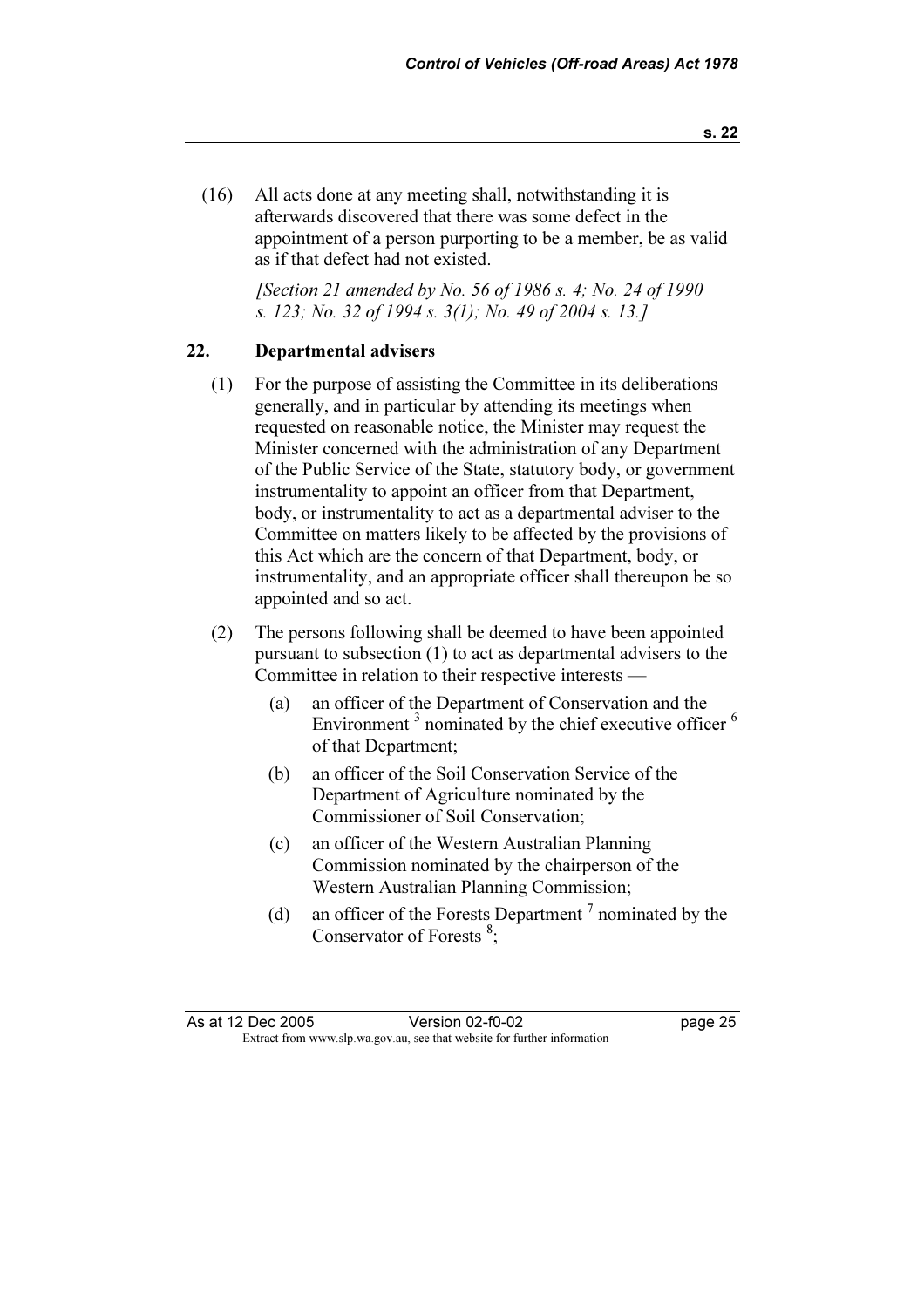(16) All acts done at any meeting shall, notwithstanding it is afterwards discovered that there was some defect in the appointment of a person purporting to be a member, be as valid as if that defect had not existed.

*[Section 21 amended by No. 56 of 1986 s. 4; No. 24 of 1990 s. 123; No. 32 of 1994 s. 3(1); No. 49 of 2004 s. 13.]*

## 22. Departmental advisers

(1) For the purpose of assisting the Committee in its deliberations generally, and in particular by attending its meetings when requested on reasonable notice, the Minister may request the Minister concerned with the administration of any Department of the Public Service of the State, statutory body, or government instrumentality to appoint an officer from that Department, body, or instrumentality to act as a departmental adviser to the Committee on matters likely to be affected by the provisions of this Act which are the concern of that Department, body, or instrumentality, and an appropriate officer shall thereupon be so appointed and so act.

(2) The persons following shall be deemed to have been appointed pursuant to subsection (1) to act as departmental advisers to the Committee in relation to their respective interests —

- (a) an officer of the Department of Conservation and the Environment [3] nominated by the chief executive officer [6] of that Department;
- (b) an officer of the Soil Conservation Service of the Department of Agriculture nominated by the Commissioner of Soil Conservation;
- (c) an officer of the Western Australian Planning Commission nominated by the chairperson of the Western Australian Planning Commission;
- (d) an officer of the Forests Department [7] nominated by the Conservator of Forests [8];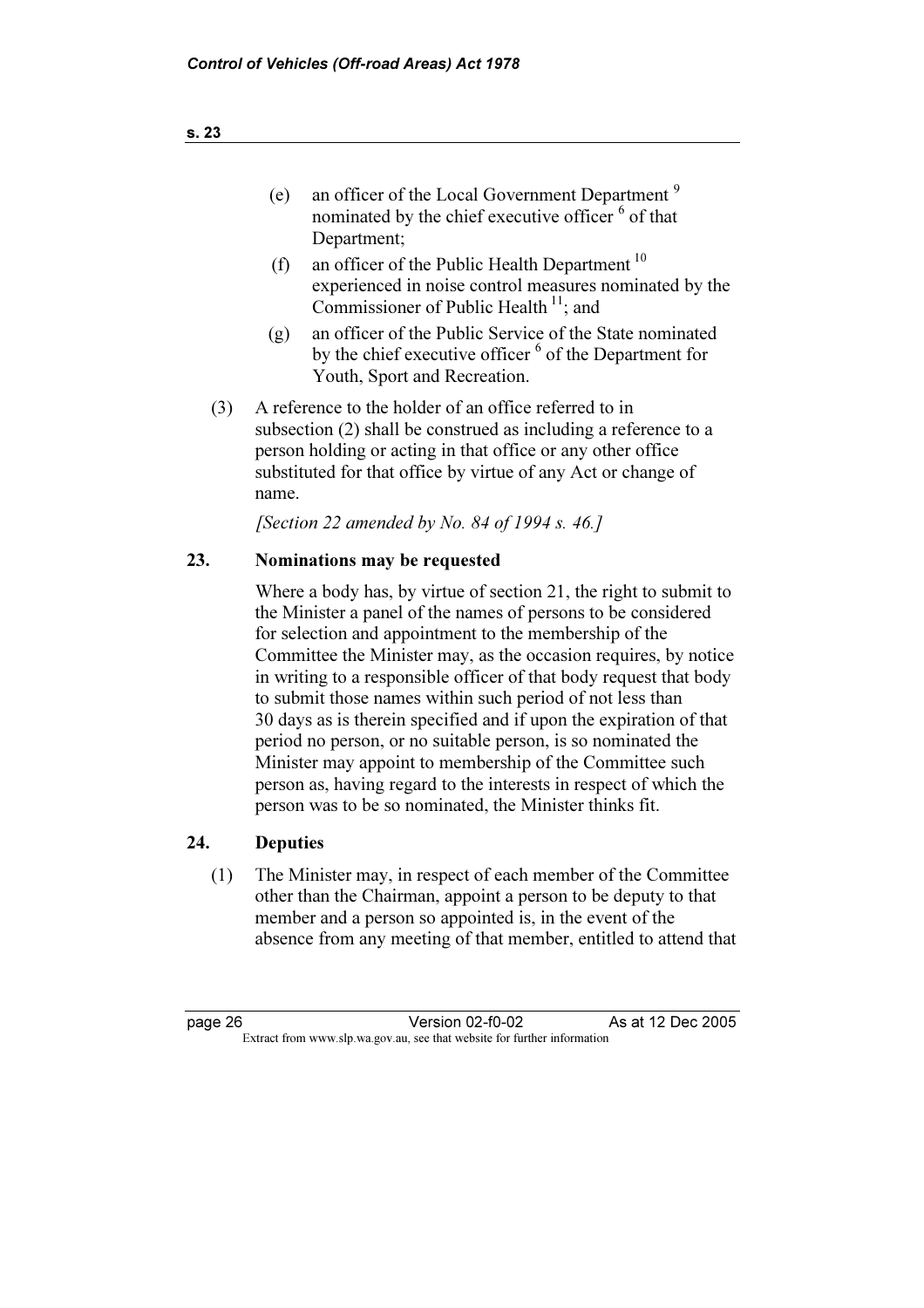(e) an officer of the Local Government Department [9] nominated by the chief executive officer [6] of that Department;

(f) an officer of the Public Health Department [10] experienced in noise control measures nominated by the Commissioner of Public Health [11]; and

(g) an officer of the Public Service of the State nominated by the chief executive officer [6] of the Department for Youth, Sport and Recreation.

(3) A reference to the holder of an office referred to in subsection (2) shall be construed as including a reference to a person holding or acting in that office or any other office substituted for that office by virtue of any Act or change of name.

*[Section 22 amended by No. 84 of 1994 s. 46.]*

### 23. Nominations may be requested

Where a body has, by virtue of section 21, the right to submit to the Minister a panel of the names of persons to be considered for selection and appointment to the membership of the Committee the Minister may, as the occasion requires, by notice in writing to a responsible officer of that body request that body to submit those names within such period of not less than 30 days as is therein specified and if upon the expiration of that period no person, or no suitable person, is so nominated the Minister may appoint to membership of the Committee such person as, having regard to the interests in respect of which the person was to be so nominated, the Minister thinks fit.

### 24. Deputies

(1) The Minister may, in respect of each member of the Committee other than the Chairman, appoint a person to be deputy to that member and a person so appointed is, in the event of the absence from any meeting of that member, entitled to attend that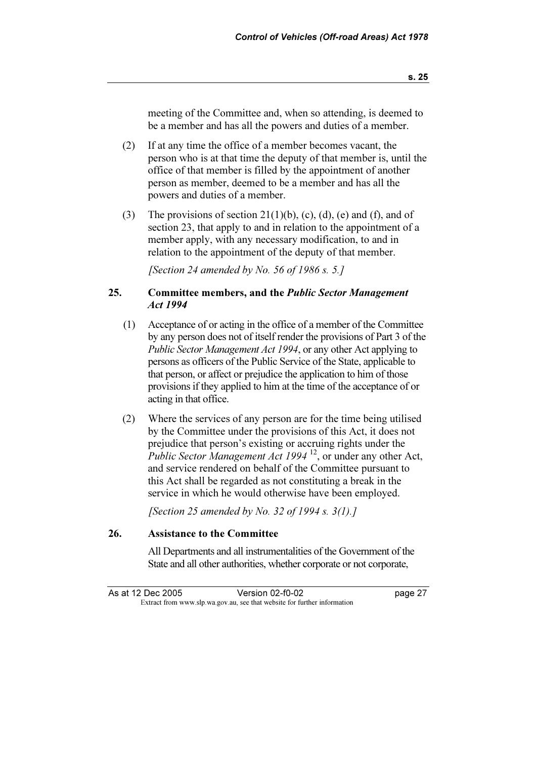meeting of the Committee and, when so attending, is deemed to be a member and has all the powers and duties of a member.

(2) If at any time the office of a member becomes vacant, the person who is at that time the deputy of that member is, until the office of that member is filled by the appointment of another person as member, deemed to be a member and has all the powers and duties of a member.

(3) The provisions of section 21(1)(b), (c), (d), (e) and (f), and of section 23, that apply to and in relation to the appointment of a member apply, with any necessary modification, to and in relation to the appointment of the deputy of that member.

*[Section 24 amended by No. 56 of 1986 s. 5.]*

### 25. Committee members, and the *Public Sector Management Act 1994*

(1) Acceptance of or acting in the office of a member of the Committee by any person does not of itself render the provisions of Part 3 of the *Public Sector Management Act 1994*, or any other Act applying to persons as officers of the Public Service of the State, applicable to that person, or affect or prejudice the application to him of those provisions if they applied to him at the time of the acceptance of or acting in that office.

(2) Where the services of any person are for the time being utilised by the Committee under the provisions of this Act, it does not prejudice that person's existing or accruing rights under the *Public Sector Management Act 1994* [12], or under any other Act, and service rendered on behalf of the Committee pursuant to this Act shall be regarded as not constituting a break in the service in which he would otherwise have been employed.

*[Section 25 amended by No. 32 of 1994 s. 3(1).]*

### 26. Assistance to the Committee

All Departments and all instrumentalities of the Government of the State and all other authorities, whether corporate or not corporate,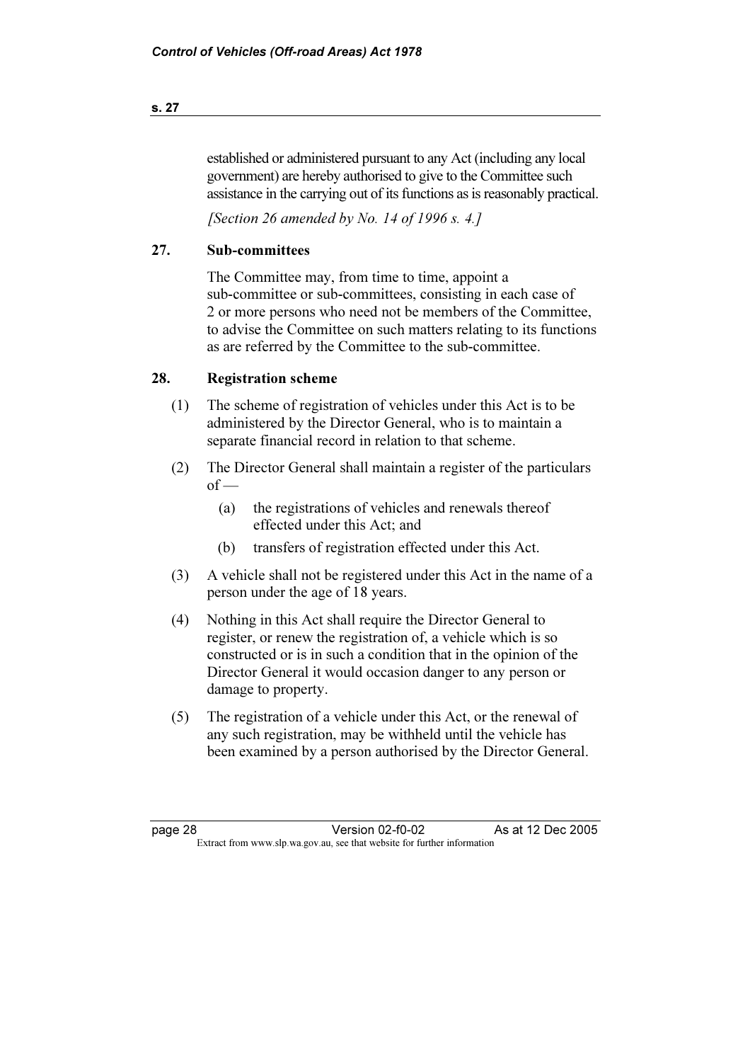established or administered pursuant to any Act (including any local government) are hereby authorised to give to the Committee such assistance in the carrying out of its functions as is reasonably practical.

*[Section 26 amended by No. 14 of 1996 s. 4.]*

### 27. Sub-committees

The Committee may, from time to time, appoint a sub-committee or sub-committees, consisting in each case of 2 or more persons who need not be members of the Committee, to advise the Committee on such matters relating to its functions as are referred by the Committee to the sub-committee.

### 28. Registration scheme

(1) The scheme of registration of vehicles under this Act is to be administered by the Director General, who is to maintain a separate financial record in relation to that scheme.

(2) The Director General shall maintain a register of the particulars of —

- (a) the registrations of vehicles and renewals thereof effected under this Act; and
- (b) transfers of registration effected under this Act.

(3) A vehicle shall not be registered under this Act in the name of a person under the age of 18 years.

(4) Nothing in this Act shall require the Director General to register, or renew the registration of, a vehicle which is so constructed or is in such a condition that in the opinion of the Director General it would occasion danger to any person or damage to property.

(5) The registration of a vehicle under this Act, or the renewal of any such registration, may be withheld until the vehicle has been examined by a person authorised by the Director General.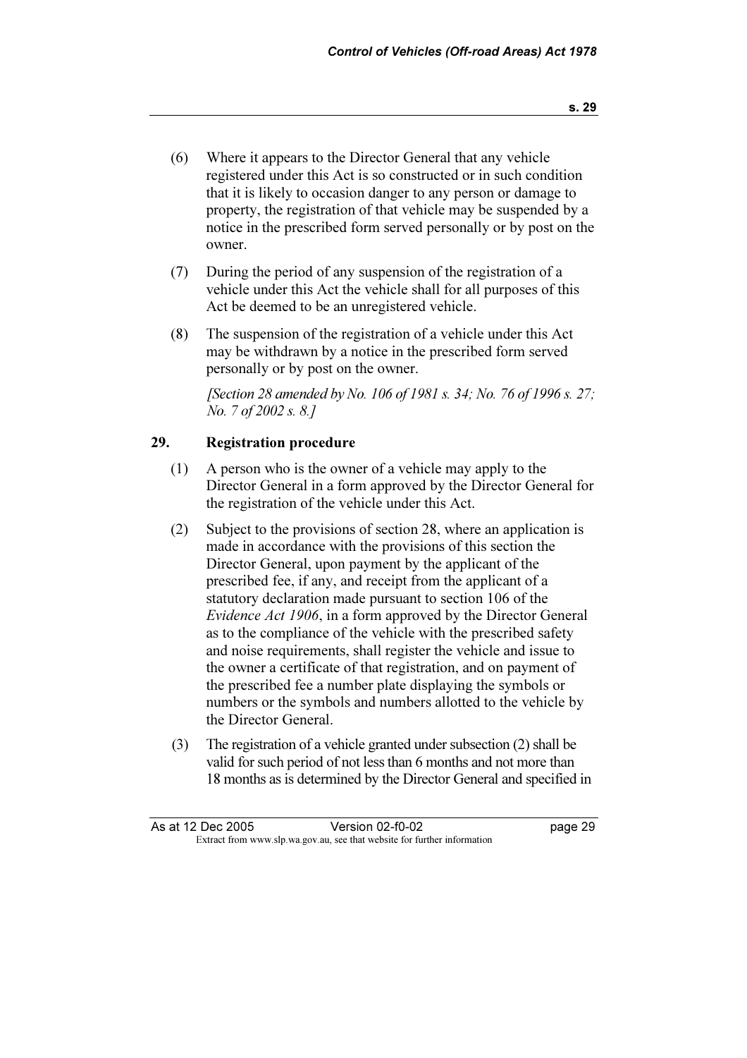(6) Where it appears to the Director General that any vehicle registered under this Act is so constructed or in such condition that it is likely to occasion danger to any person or damage to property, the registration of that vehicle may be suspended by a notice in the prescribed form served personally or by post on the owner.

(7) During the period of any suspension of the registration of a vehicle under this Act the vehicle shall for all purposes of this Act be deemed to be an unregistered vehicle.

(8) The suspension of the registration of a vehicle under this Act may be withdrawn by a notice in the prescribed form served personally or by post on the owner.

*[Section 28 amended by No. 106 of 1981 s. 34; No. 76 of 1996 s. 27; No. 7 of 2002 s. 8.]*

## 29. Registration procedure

(1) A person who is the owner of a vehicle may apply to the Director General in a form approved by the Director General for the registration of the vehicle under this Act.

(2) Subject to the provisions of section 28, where an application is made in accordance with the provisions of this section the Director General, upon payment by the applicant of the prescribed fee, if any, and receipt from the applicant of a statutory declaration made pursuant to section 106 of the *Evidence Act 1906*, in a form approved by the Director General as to the compliance of the vehicle with the prescribed safety and noise requirements, shall register the vehicle and issue to the owner a certificate of that registration, and on payment of the prescribed fee a number plate displaying the symbols or numbers or the symbols and numbers allotted to the vehicle by the Director General.

(3) The registration of a vehicle granted under subsection (2) shall be valid for such period of not less than 6 months and not more than 18 months as is determined by the Director General and specified in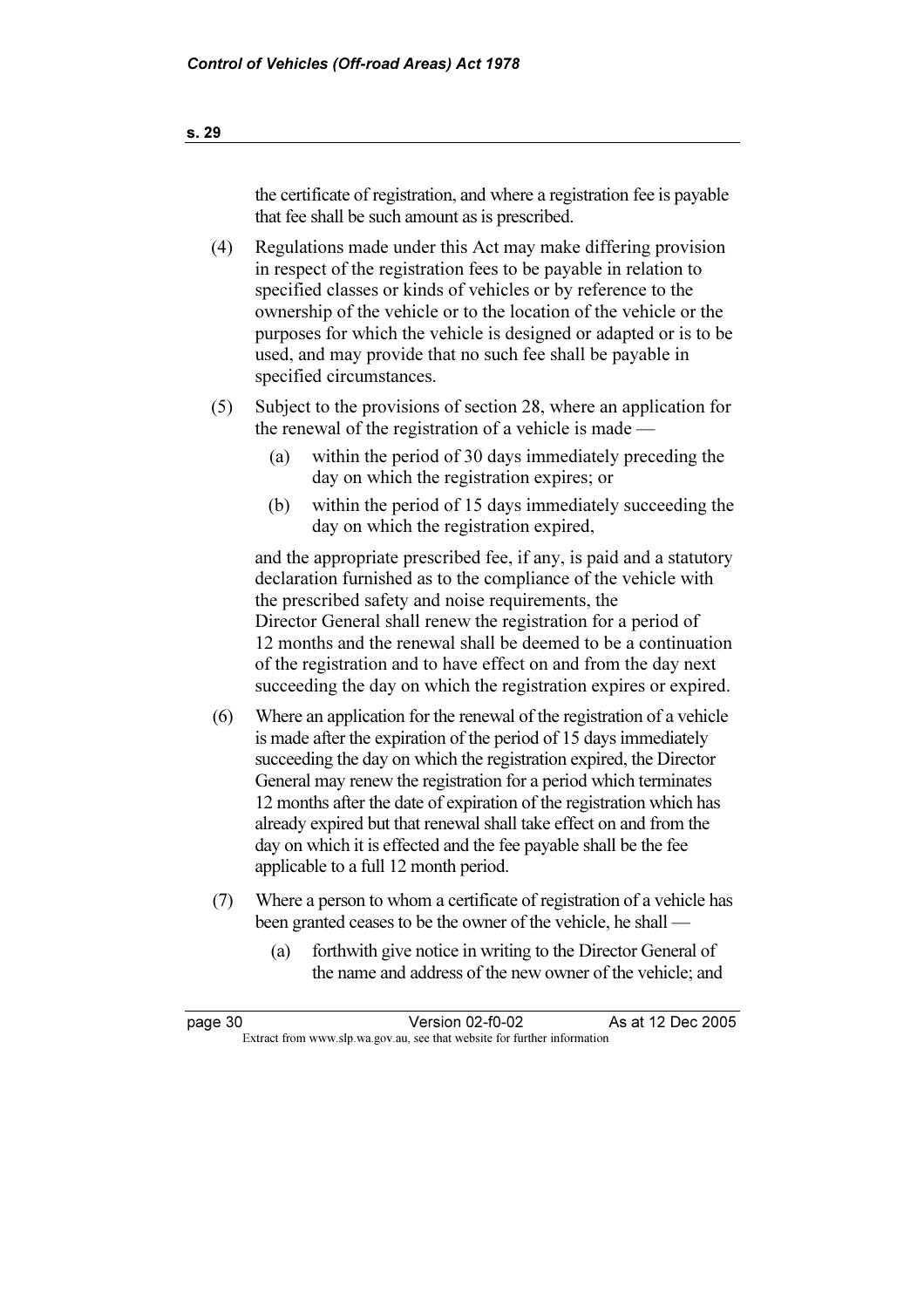the certificate of registration, and where a registration fee is payable that fee shall be such amount as is prescribed.

(4) Regulations made under this Act may make differing provision in respect of the registration fees to be payable in relation to specified classes or kinds of vehicles or by reference to the ownership of the vehicle or to the location of the vehicle or the purposes for which the vehicle is designed or adapted or is to be used, and may provide that no such fee shall be payable in specified circumstances.

(5) Subject to the provisions of section 28, where an application for the renewal of the registration of a vehicle is made —

   (a) within the period of 30 days immediately preceding the day on which the registration expires; or

   (b) within the period of 15 days immediately succeeding the day on which the registration expired,

and the appropriate prescribed fee, if any, is paid and a statutory declaration furnished as to the compliance of the vehicle with the prescribed safety and noise requirements, the Director General shall renew the registration for a period of 12 months and the renewal shall be deemed to be a continuation of the registration and to have effect on and from the day next succeeding the day on which the registration expires or expired.

(6) Where an application for the renewal of the registration of a vehicle is made after the expiration of the period of 15 days immediately succeeding the day on which the registration expired, the Director General may renew the registration for a period which terminates 12 months after the date of expiration of the registration which has already expired but that renewal shall take effect on and from the day on which it is effected and the fee payable shall be the fee applicable to a full 12 month period.

(7) Where a person to whom a certificate of registration of a vehicle has been granted ceases to be the owner of the vehicle, he shall —

   (a) forthwith give notice in writing to the Director General of the name and address of the new owner of the vehicle; and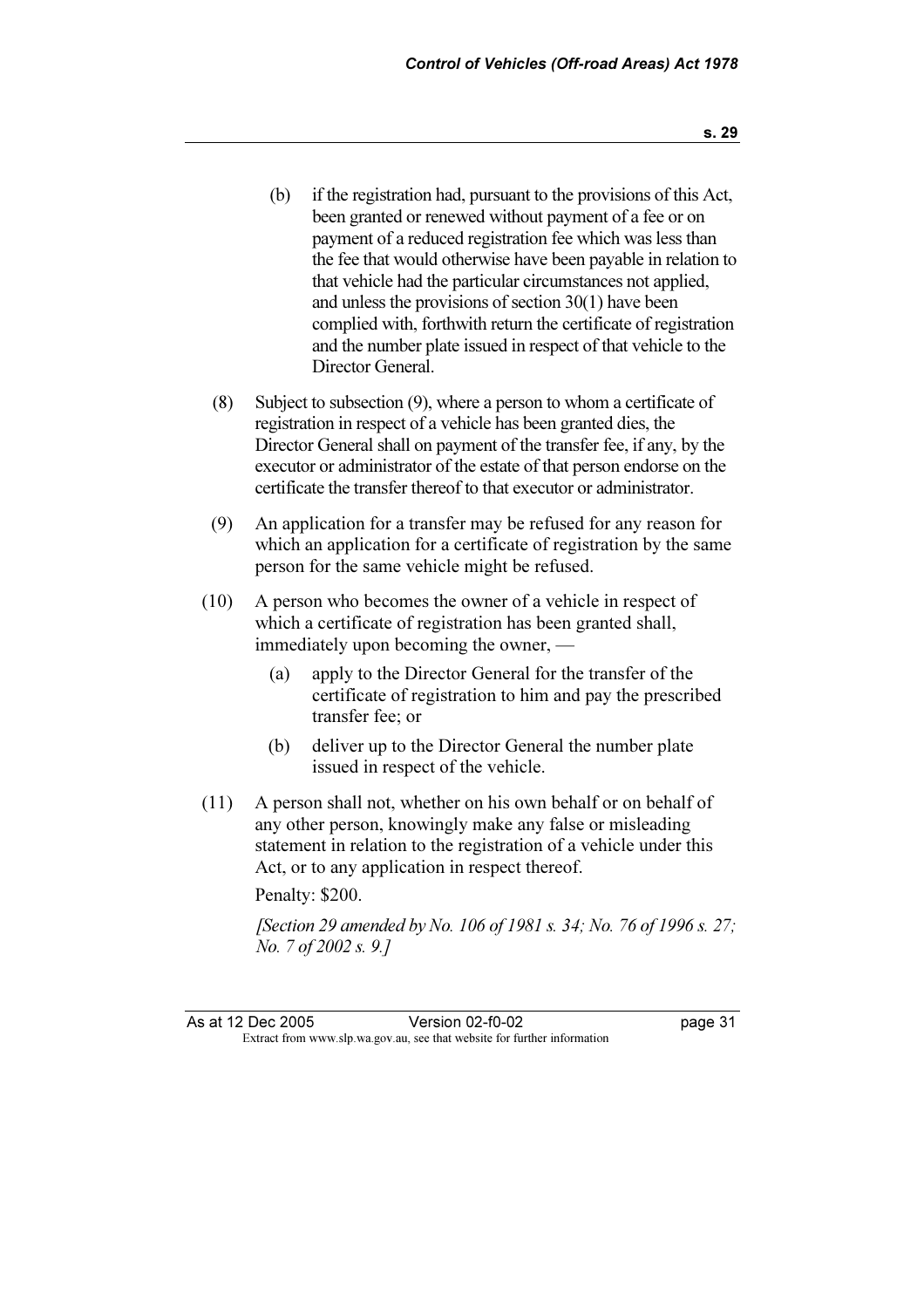(b) if the registration had, pursuant to the provisions of this Act, been granted or renewed without payment of a fee or on payment of a reduced registration fee which was less than the fee that would otherwise have been payable in relation to that vehicle had the particular circumstances not applied,

and unless the provisions of section 30(1) have been complied with, forthwith return the certificate of registration and the number plate issued in respect of that vehicle to the Director General.

(8) Subject to subsection (9), where a person to whom a certificate of registration in respect of a vehicle has been granted dies, the Director General shall on payment of the transfer fee, if any, by the executor or administrator of the estate of that person endorse on the certificate the transfer thereof to that executor or administrator.

(9) An application for a transfer may be refused for any reason for which an application for a certificate of registration by the same person for the same vehicle might be refused.

(10) A person who becomes the owner of a vehicle in respect of which a certificate of registration has been granted shall, immediately upon becoming the owner, —

(a) apply to the Director General for the transfer of the certificate of registration to him and pay the prescribed transfer fee; or

(b) deliver up to the Director General the number plate issued in respect of the vehicle.

(11) A person shall not, whether on his own behalf or on behalf of any other person, knowingly make any false or misleading statement in relation to the registration of a vehicle under this Act, or to any application in respect thereof.

Penalty: $200.

*[Section 29 amended by No. 106 of 1981 s. 34; No. 76 of 1996 s. 27; No. 7 of 2002 s. 9.]*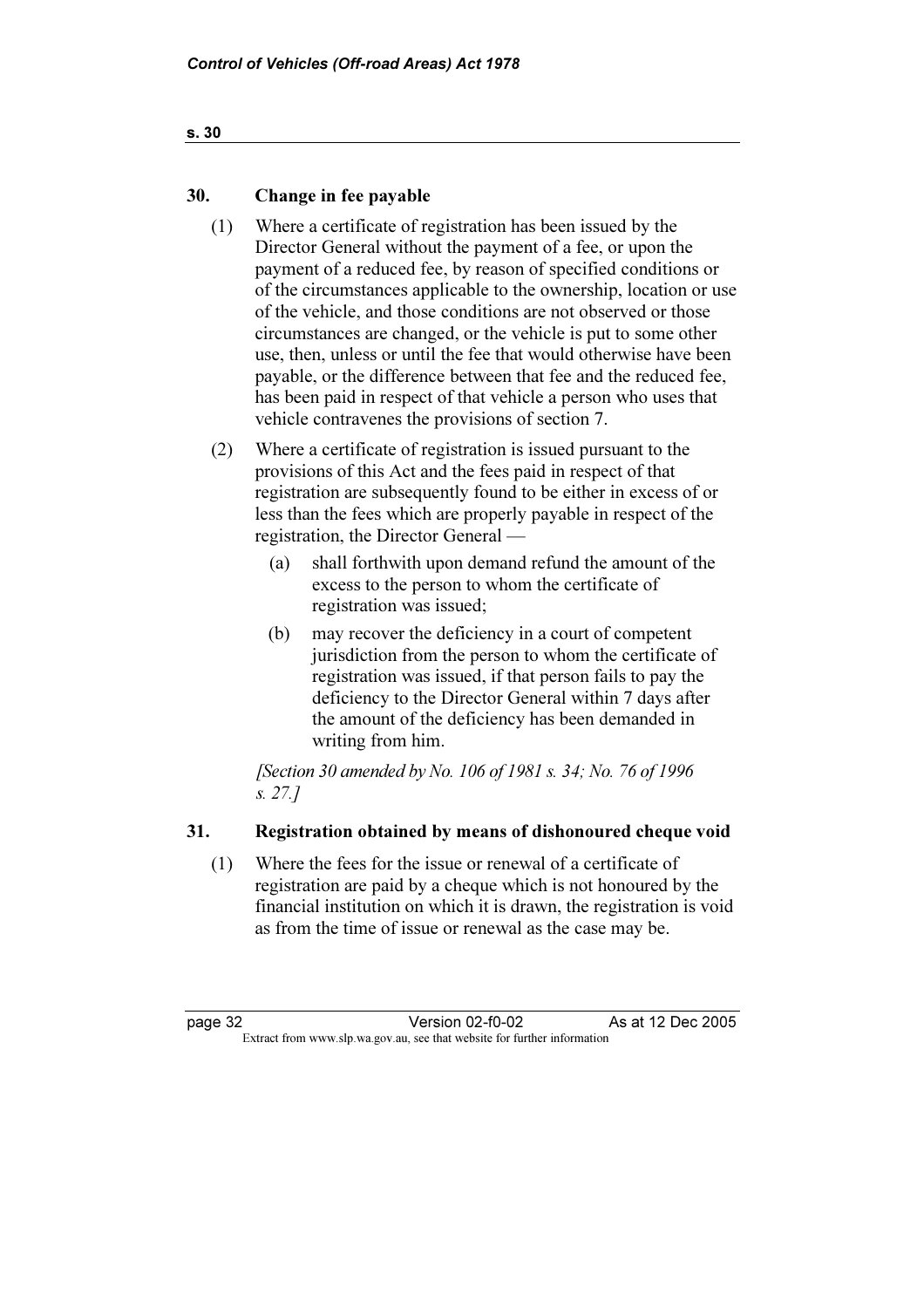## 30. Change in fee payable

(1) Where a certificate of registration has been issued by the Director General without the payment of a fee, or upon the payment of a reduced fee, by reason of specified conditions or of the circumstances applicable to the ownership, location or use of the vehicle, and those conditions are not observed or those circumstances are changed, or the vehicle is put to some other use, then, unless or until the fee that would otherwise have been payable, or the difference between that fee and the reduced fee, has been paid in respect of that vehicle a person who uses that vehicle contravenes the provisions of section 7.

(2) Where a certificate of registration is issued pursuant to the provisions of this Act and the fees paid in respect of that registration are subsequently found to be either in excess of or less than the fees which are properly payable in respect of the registration, the Director General —

(a) shall forthwith upon demand refund the amount of the excess to the person to whom the certificate of registration was issued;

(b) may recover the deficiency in a court of competent jurisdiction from the person to whom the certificate of registration was issued, if that person fails to pay the deficiency to the Director General within 7 days after the amount of the deficiency has been demanded in writing from him.

*[Section 30 amended by No. 106 of 1981 s. 34; No. 76 of 1996 s. 27.]*

## 31. Registration obtained by means of dishonoured cheque void

(1) Where the fees for the issue or renewal of a certificate of registration are paid by a cheque which is not honoured by the financial institution on which it is drawn, the registration is void as from the time of issue or renewal as the case may be.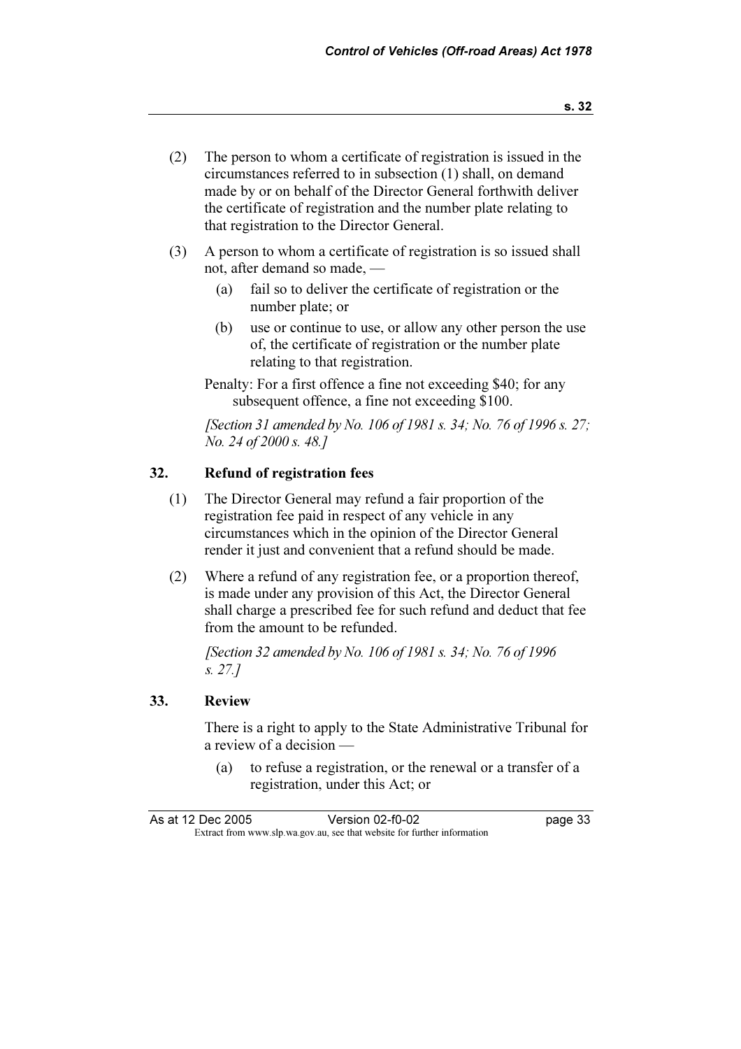(2) The person to whom a certificate of registration is issued in the circumstances referred to in subsection (1) shall, on demand made by or on behalf of the Director General forthwith deliver the certificate of registration and the number plate relating to that registration to the Director General.

(3) A person to whom a certificate of registration is so issued shall not, after demand so made, —

(a) fail so to deliver the certificate of registration or the number plate; or

(b) use or continue to use, or allow any other person the use of, the certificate of registration or the number plate relating to that registration.

Penalty: For a first offence a fine not exceeding $40; for any subsequent offence, a fine not exceeding $100.

*[Section 31 amended by No. 106 of 1981 s. 34; No. 76 of 1996 s. 27; No. 24 of 2000 s. 48.]*

### 32. Refund of registration fees

(1) The Director General may refund a fair proportion of the registration fee paid in respect of any vehicle in any circumstances which in the opinion of the Director General render it just and convenient that a refund should be made.

(2) Where a refund of any registration fee, or a proportion thereof, is made under any provision of this Act, the Director General shall charge a prescribed fee for such refund and deduct that fee from the amount to be refunded.

*[Section 32 amended by No. 106 of 1981 s. 34; No. 76 of 1996 s. 27.]*

### 33. Review

There is a right to apply to the State Administrative Tribunal for a review of a decision —

(a) to refuse a registration, or the renewal or a transfer of a registration, under this Act; or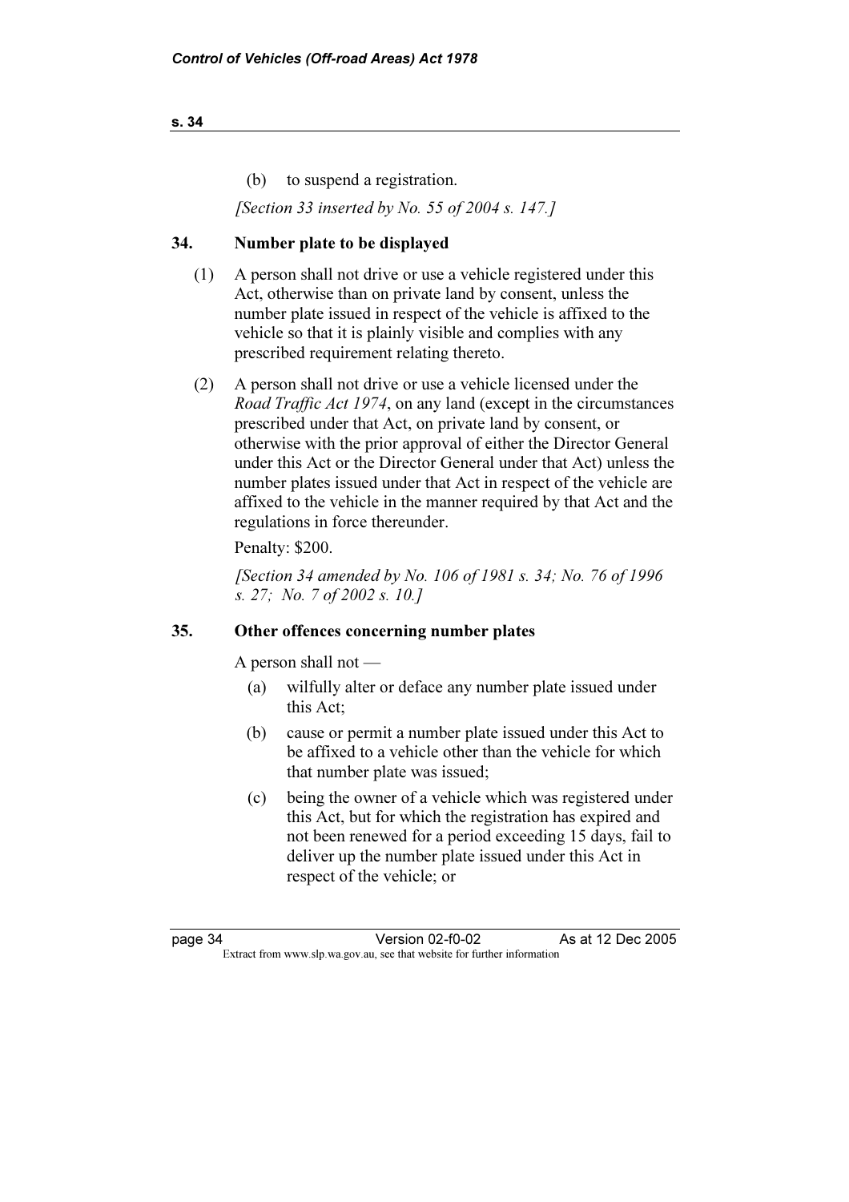(b) to suspend a registration.

*[Section 33 inserted by No. 55 of 2004 s. 147.]*

## 34. Number plate to be displayed

(1) A person shall not drive or use a vehicle registered under this Act, otherwise than on private land by consent, unless the number plate issued in respect of the vehicle is affixed to the vehicle so that it is plainly visible and complies with any prescribed requirement relating thereto.

(2) A person shall not drive or use a vehicle licensed under the *Road Traffic Act 1974*, on any land (except in the circumstances prescribed under that Act, on private land by consent, or otherwise with the prior approval of either the Director General under this Act or the Director General under that Act) unless the number plates issued under that Act in respect of the vehicle are affixed to the vehicle in the manner required by that Act and the regulations in force thereunder.

Penalty: $200.

*[Section 34 amended by No. 106 of 1981 s. 34; No. 76 of 1996 s. 27; No. 7 of 2002 s. 10.]*

## 35. Other offences concerning number plates

A person shall not —

(a) wilfully alter or deface any number plate issued under this Act;

(b) cause or permit a number plate issued under this Act to be affixed to a vehicle other than the vehicle for which that number plate was issued;

(c) being the owner of a vehicle which was registered under this Act, but for which the registration has expired and not been renewed for a period exceeding 15 days, fail to deliver up the number plate issued under this Act in respect of the vehicle; or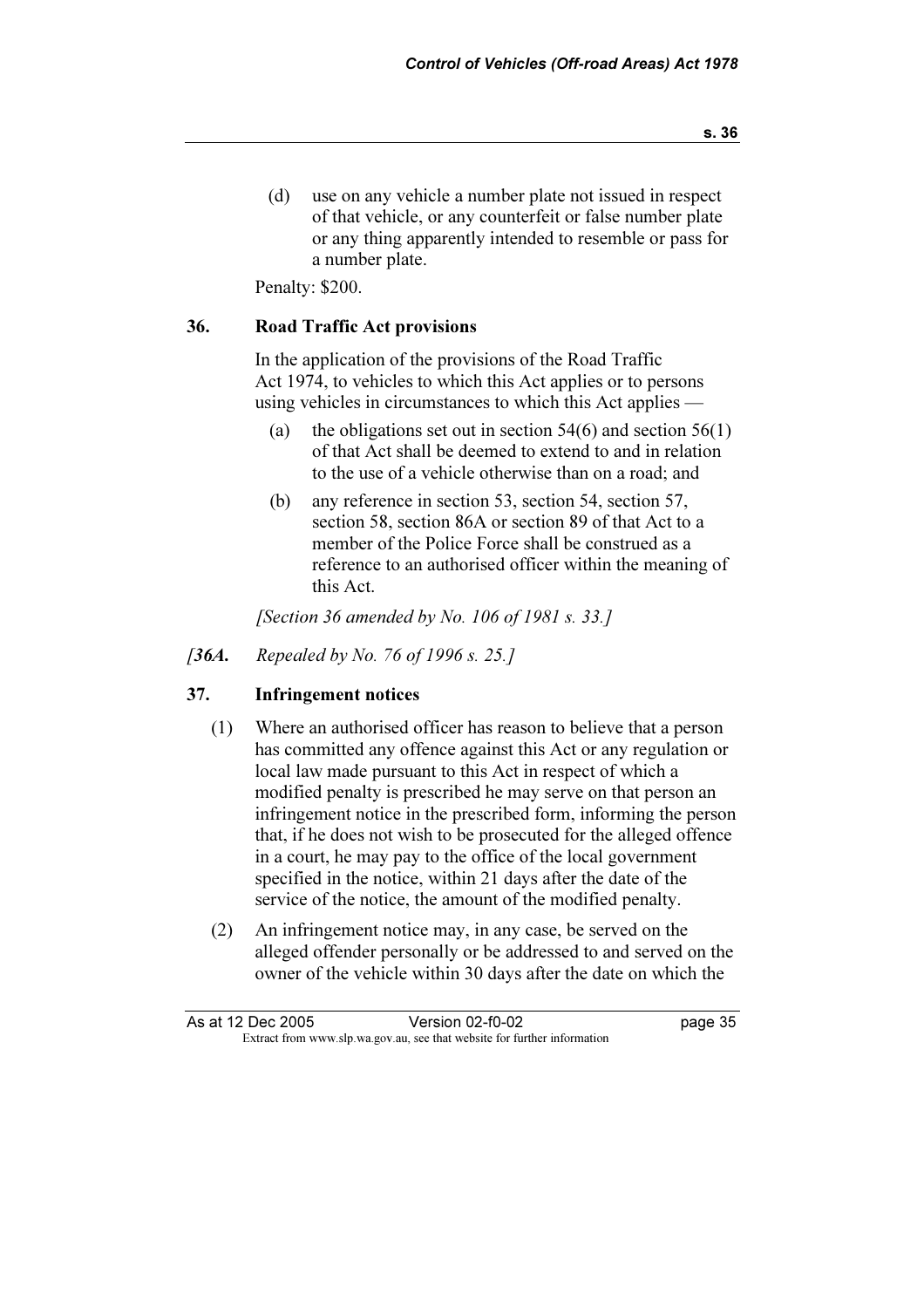(d) use on any vehicle a number plate not issued in respect of that vehicle, or any counterfeit or false number plate or any thing apparently intended to resemble or pass for a number plate.

Penalty: $200.

## 36. Road Traffic Act provisions

In the application of the provisions of the Road Traffic Act 1974, to vehicles to which this Act applies or to persons using vehicles in circumstances to which this Act applies —

(a) the obligations set out in section 54(6) and section 56(1) of that Act shall be deemed to extend to and in relation to the use of a vehicle otherwise than on a road; and

(b) any reference in section 53, section 54, section 57, section 58, section 86A or section 89 of that Act to a member of the Police Force shall be construed as a reference to an authorised officer within the meaning of this Act.

*[Section 36 amended by No. 106 of 1981 s. 33.]*

*[**36A.** Repealed by No. 76 of 1996 s. 25.]*

## 37. Infringement notices

(1) Where an authorised officer has reason to believe that a person has committed any offence against this Act or any regulation or local law made pursuant to this Act in respect of which a modified penalty is prescribed he may serve on that person an infringement notice in the prescribed form, informing the person that, if he does not wish to be prosecuted for the alleged offence in a court, he may pay to the office of the local government specified in the notice, within 21 days after the date of the service of the notice, the amount of the modified penalty.

(2) An infringement notice may, in any case, be served on the alleged offender personally or be addressed to and served on the owner of the vehicle within 30 days after the date on which the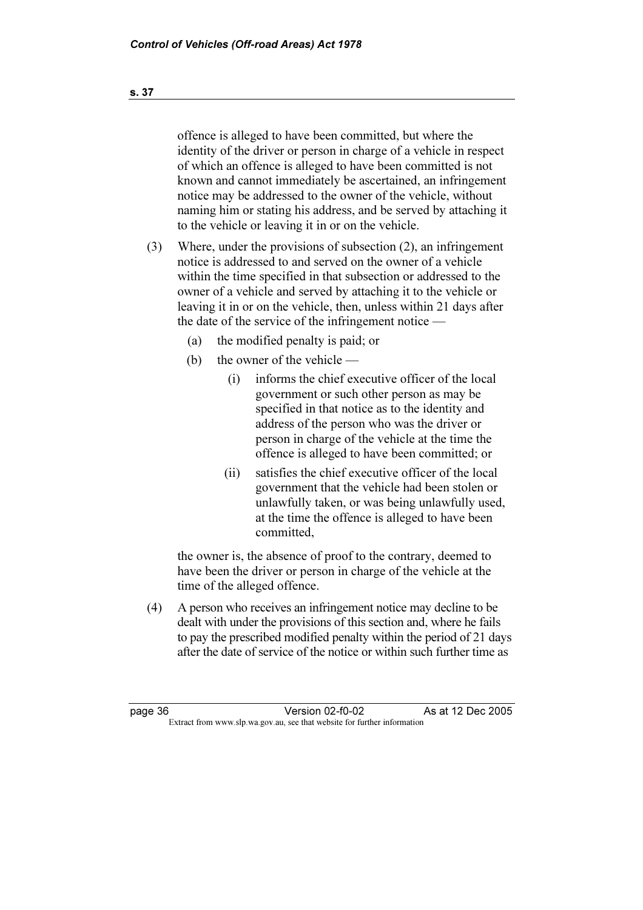offence is alleged to have been committed, but where the identity of the driver or person in charge of a vehicle in respect of which an offence is alleged to have been committed is not known and cannot immediately be ascertained, an infringement notice may be addressed to the owner of the vehicle, without naming him or stating his address, and be served by attaching it to the vehicle or leaving it in or on the vehicle.

(3) Where, under the provisions of subsection (2), an infringement notice is addressed to and served on the owner of a vehicle within the time specified in that subsection or addressed to the owner of a vehicle and served by attaching it to the vehicle or leaving it in or on the vehicle, then, unless within 21 days after the date of the service of the infringement notice —

  (a) the modified penalty is paid; or

  (b) the owner of the vehicle —

    (i) informs the chief executive officer of the local government or such other person as may be specified in that notice as to the identity and address of the person who was the driver or person in charge of the vehicle at the time the offence is alleged to have been committed; or

    (ii) satisfies the chief executive officer of the local government that the vehicle had been stolen or unlawfully taken, or was being unlawfully used, at the time the offence is alleged to have been committed,

the owner is, the absence of proof to the contrary, deemed to have been the driver or person in charge of the vehicle at the time of the alleged offence.

(4) A person who receives an infringement notice may decline to be dealt with under the provisions of this section and, where he fails to pay the prescribed modified penalty within the period of 21 days after the date of service of the notice or within such further time as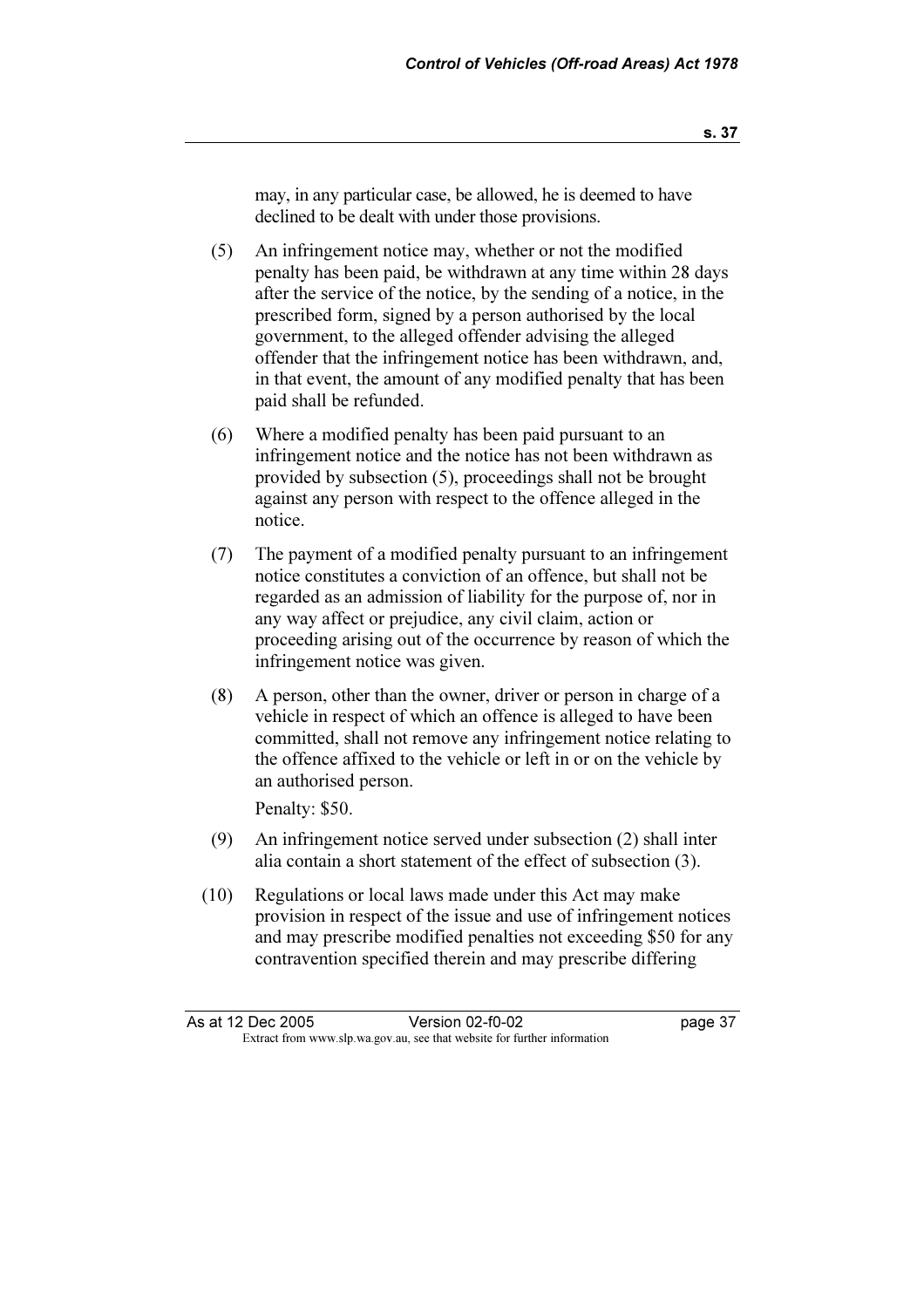may, in any particular case, be allowed, he is deemed to have declined to be dealt with under those provisions.

(5) An infringement notice may, whether or not the modified penalty has been paid, be withdrawn at any time within 28 days after the service of the notice, by the sending of a notice, in the prescribed form, signed by a person authorised by the local government, to the alleged offender advising the alleged offender that the infringement notice has been withdrawn, and, in that event, the amount of any modified penalty that has been paid shall be refunded.

(6) Where a modified penalty has been paid pursuant to an infringement notice and the notice has not been withdrawn as provided by subsection (5), proceedings shall not be brought against any person with respect to the offence alleged in the notice.

(7) The payment of a modified penalty pursuant to an infringement notice constitutes a conviction of an offence, but shall not be regarded as an admission of liability for the purpose of, nor in any way affect or prejudice, any civil claim, action or proceeding arising out of the occurrence by reason of which the infringement notice was given.

(8) A person, other than the owner, driver or person in charge of a vehicle in respect of which an offence is alleged to have been committed, shall not remove any infringement notice relating to the offence affixed to the vehicle or left in or on the vehicle by an authorised person.

Penalty: $50.

(9) An infringement notice served under subsection (2) shall inter alia contain a short statement of the effect of subsection (3).

(10) Regulations or local laws made under this Act may make provision in respect of the issue and use of infringement notices and may prescribe modified penalties not exceeding $50 for any contravention specified therein and may prescribe differing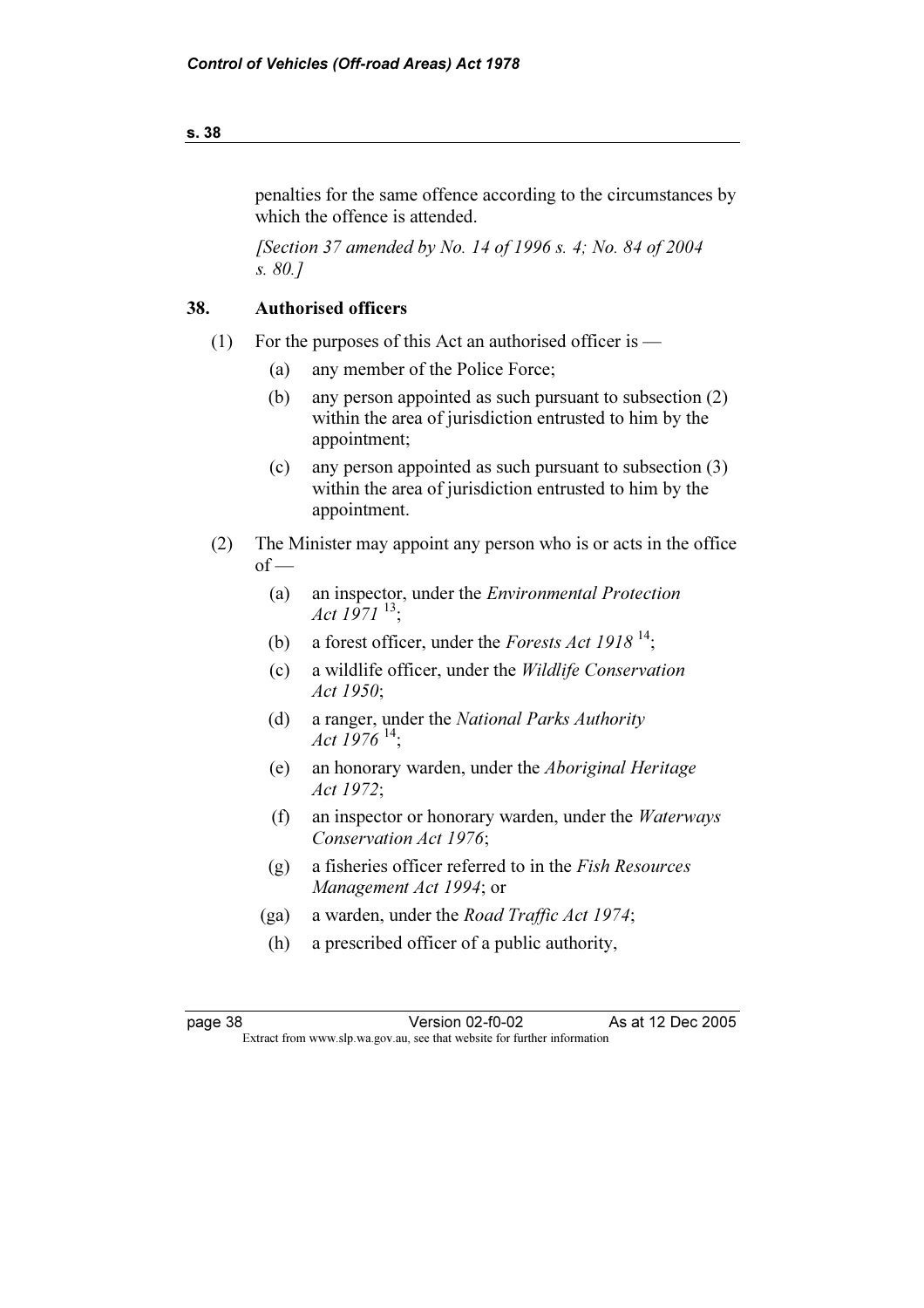penalties for the same offence according to the circumstances by which the offence is attended.

*[Section 37 amended by No. 14 of 1996 s. 4; No. 84 of 2004 s. 80.]*

## 38. Authorised officers

(1) For the purposes of this Act an authorised officer is —

- (a) any member of the Police Force;
- (b) any person appointed as such pursuant to subsection (2) within the area of jurisdiction entrusted to him by the appointment;
- (c) any person appointed as such pursuant to subsection (3) within the area of jurisdiction entrusted to him by the appointment.

(2) The Minister may appoint any person who is or acts in the office of —

- (a) an inspector, under the *Environmental Protection Act 1971* [13];
- (b) a forest officer, under the *Forests Act 1918* [14];
- (c) a wildlife officer, under the *Wildlife Conservation Act 1950*;
- (d) a ranger, under the *National Parks Authority Act 1976* [14];
- (e) an honorary warden, under the *Aboriginal Heritage Act 1972*;
- (f) an inspector or honorary warden, under the *Waterways Conservation Act 1976*;
- (g) a fisheries officer referred to in the *Fish Resources Management Act 1994*; or
- (ga) a warden, under the *Road Traffic Act 1974*;
- (h) a prescribed officer of a public authority,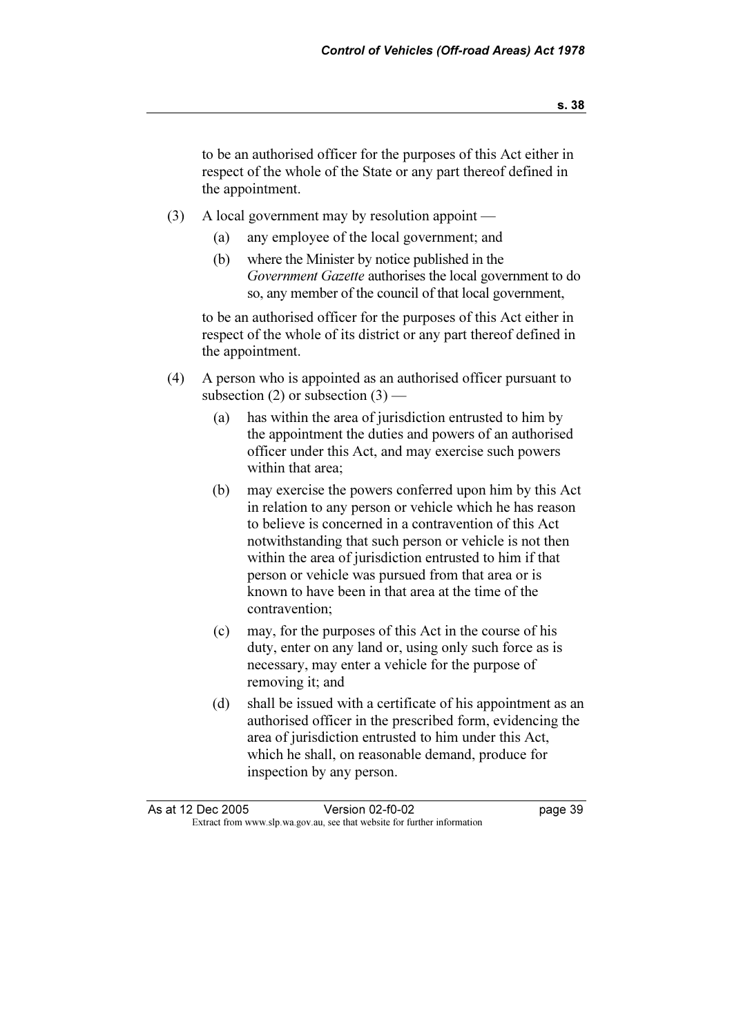to be an authorised officer for the purposes of this Act either in respect of the whole of the State or any part thereof defined in the appointment.

(3) A local government may by resolution appoint —

(a) any employee of the local government; and

(b) where the Minister by notice published in the *Government Gazette* authorises the local government to do so, any member of the council of that local government,

to be an authorised officer for the purposes of this Act either in respect of the whole of its district or any part thereof defined in the appointment.

(4) A person who is appointed as an authorised officer pursuant to subsection (2) or subsection (3) —

(a) has within the area of jurisdiction entrusted to him by the appointment the duties and powers of an authorised officer under this Act, and may exercise such powers within that area;

(b) may exercise the powers conferred upon him by this Act in relation to any person or vehicle which he has reason to believe is concerned in a contravention of this Act notwithstanding that such person or vehicle is not then within the area of jurisdiction entrusted to him if that person or vehicle was pursued from that area or is known to have been in that area at the time of the contravention;

(c) may, for the purposes of this Act in the course of his duty, enter on any land or, using only such force as is necessary, may enter a vehicle for the purpose of removing it; and

(d) shall be issued with a certificate of his appointment as an authorised officer in the prescribed form, evidencing the area of jurisdiction entrusted to him under this Act, which he shall, on reasonable demand, produce for inspection by any person.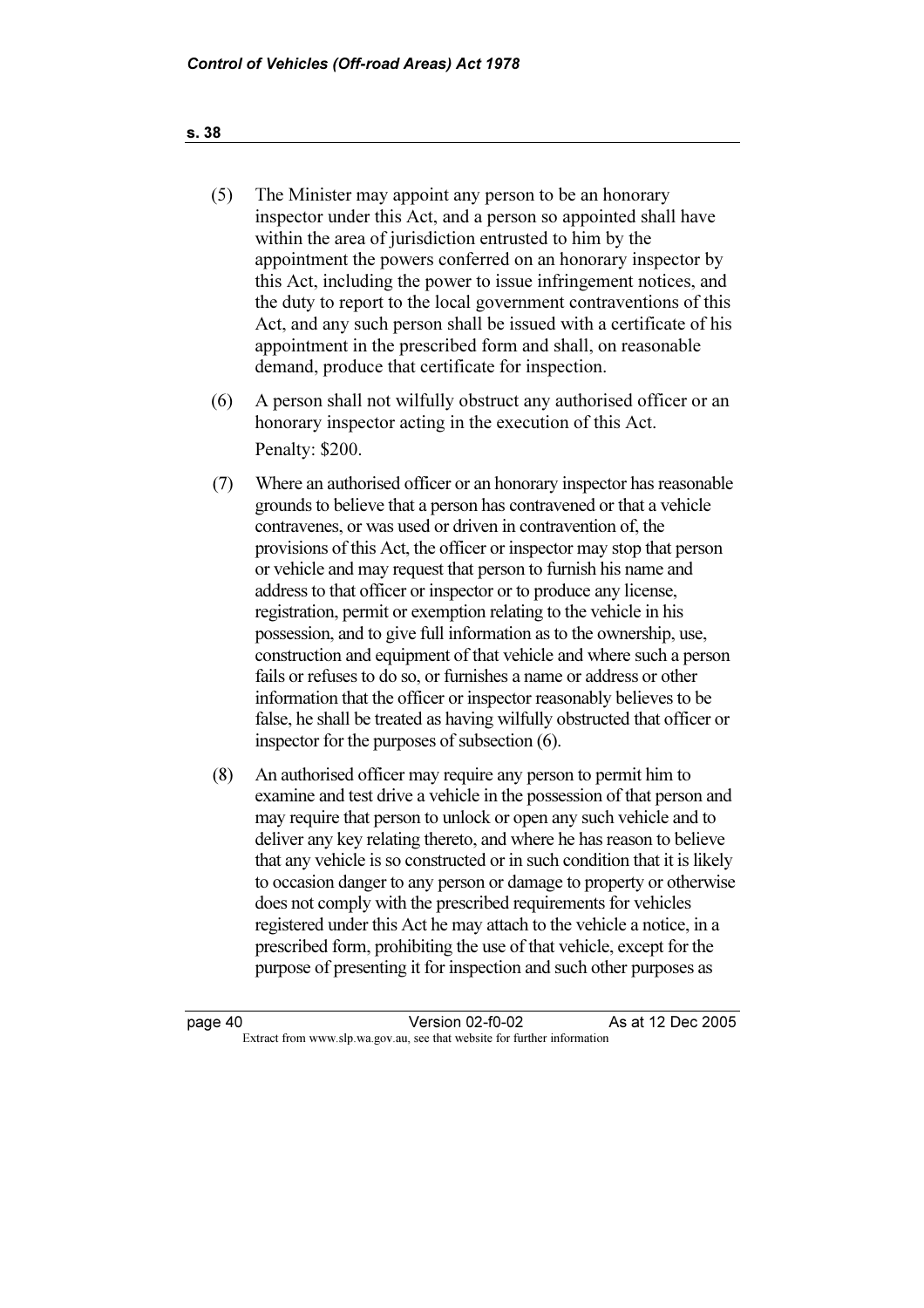(5) The Minister may appoint any person to be an honorary inspector under this Act, and a person so appointed shall have within the area of jurisdiction entrusted to him by the appointment the powers conferred on an honorary inspector by this Act, including the power to issue infringement notices, and the duty to report to the local government contraventions of this Act, and any such person shall be issued with a certificate of his appointment in the prescribed form and shall, on reasonable demand, produce that certificate for inspection.

(6) A person shall not wilfully obstruct any authorised officer or an honorary inspector acting in the execution of this Act.

Penalty: $200.

(7) Where an authorised officer or an honorary inspector has reasonable grounds to believe that a person has contravened or that a vehicle contravenes, or was used or driven in contravention of, the provisions of this Act, the officer or inspector may stop that person or vehicle and may request that person to furnish his name and address to that officer or inspector or to produce any license, registration, permit or exemption relating to the vehicle in his possession, and to give full information as to the ownership, use, construction and equipment of that vehicle and where such a person fails or refuses to do so, or furnishes a name or address or other information that the officer or inspector reasonably believes to be false, he shall be treated as having wilfully obstructed that officer or inspector for the purposes of subsection (6).

(8) An authorised officer may require any person to permit him to examine and test drive a vehicle in the possession of that person and may require that person to unlock or open any such vehicle and to deliver any key relating thereto, and where he has reason to believe that any vehicle is so constructed or in such condition that it is likely to occasion danger to any person or damage to property or otherwise does not comply with the prescribed requirements for vehicles registered under this Act he may attach to the vehicle a notice, in a prescribed form, prohibiting the use of that vehicle, except for the purpose of presenting it for inspection and such other purposes as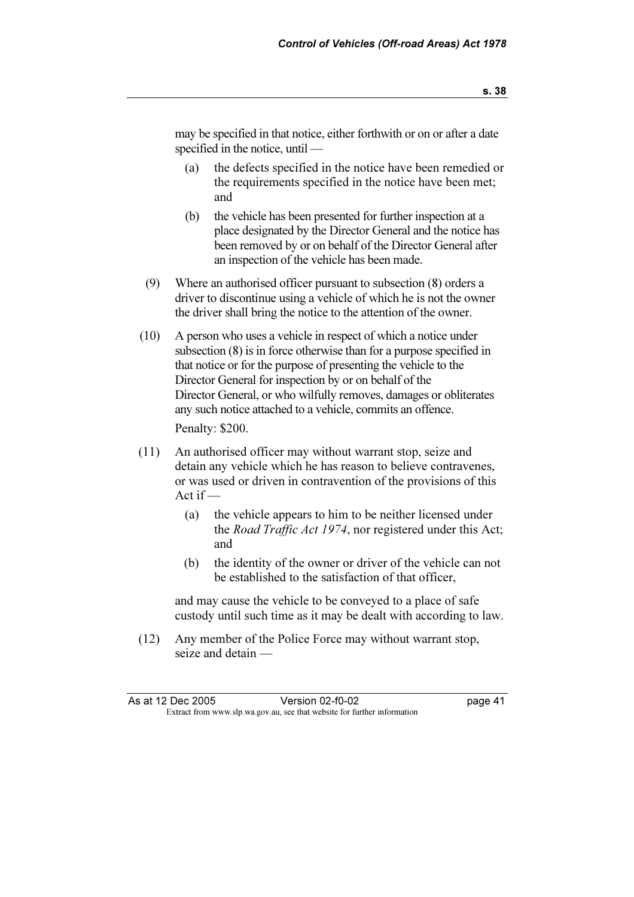may be specified in that notice, either forthwith or on or after a date specified in the notice, until —

(a) the defects specified in the notice have been remedied or the requirements specified in the notice have been met; and

(b) the vehicle has been presented for further inspection at a place designated by the Director General and the notice has been removed by or on behalf of the Director General after an inspection of the vehicle has been made.

(9) Where an authorised officer pursuant to subsection (8) orders a driver to discontinue using a vehicle of which he is not the owner the driver shall bring the notice to the attention of the owner.

(10) A person who uses a vehicle in respect of which a notice under subsection (8) is in force otherwise than for a purpose specified in that notice or for the purpose of presenting the vehicle to the Director General for inspection by or on behalf of the Director General, or who wilfully removes, damages or obliterates any such notice attached to a vehicle, commits an offence.

Penalty: $200.

(11) An authorised officer may without warrant stop, seize and detain any vehicle which he has reason to believe contravenes, or was used or driven in contravention of the provisions of this Act if —

(a) the vehicle appears to him to be neither licensed under the *Road Traffic Act 1974*, nor registered under this Act; and

(b) the identity of the owner or driver of the vehicle can not be established to the satisfaction of that officer,

and may cause the vehicle to be conveyed to a place of safe custody until such time as it may be dealt with according to law.

(12) Any member of the Police Force may without warrant stop, seize and detain —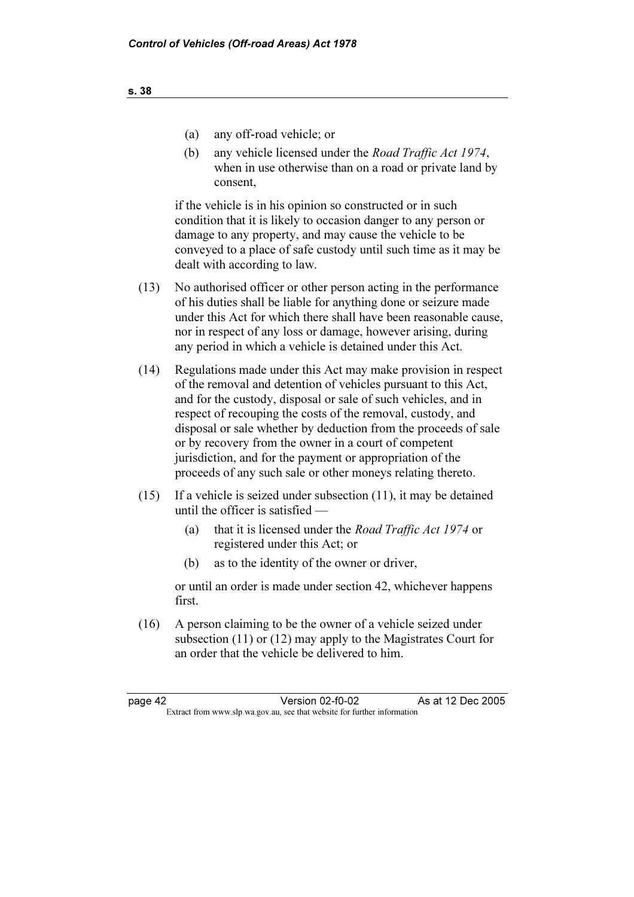(a) any off-road vehicle; or

(b) any vehicle licensed under the *Road Traffic Act 1974*, when in use otherwise than on a road or private land by consent,

if the vehicle is in his opinion so constructed or in such condition that it is likely to occasion danger to any person or damage to any property, and may cause the vehicle to be conveyed to a place of safe custody until such time as it may be dealt with according to law.

(13) No authorised officer or other person acting in the performance of his duties shall be liable for anything done or seizure made under this Act for which there shall have been reasonable cause, nor in respect of any loss or damage, however arising, during any period in which a vehicle is detained under this Act.

(14) Regulations made under this Act may make provision in respect of the removal and detention of vehicles pursuant to this Act, and for the custody, disposal or sale of such vehicles, and in respect of recouping the costs of the removal, custody, and disposal or sale whether by deduction from the proceeds of sale or by recovery from the owner in a court of competent jurisdiction, and for the payment or appropriation of the proceeds of any such sale or other moneys relating thereto.

(15) If a vehicle is seized under subsection (11), it may be detained until the officer is satisfied —

(a) that it is licensed under the *Road Traffic Act 1974* or registered under this Act; or

(b) as to the identity of the owner or driver,

or until an order is made under section 42, whichever happens first.

(16) A person claiming to be the owner of a vehicle seized under subsection (11) or (12) may apply to the Magistrates Court for an order that the vehicle be delivered to him.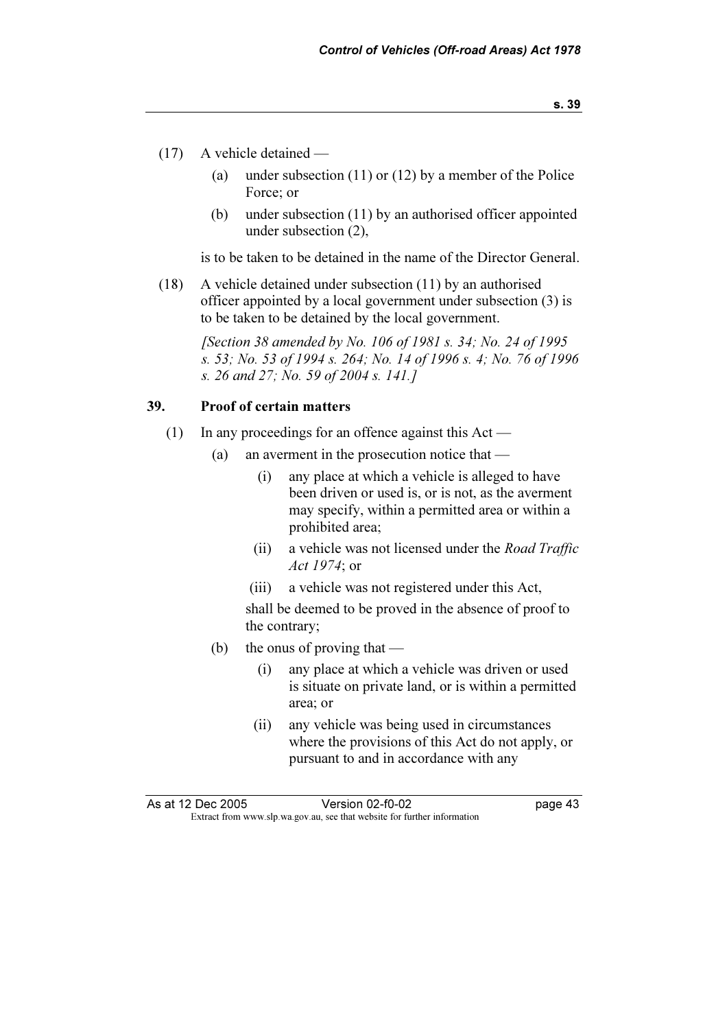(17) A vehicle detained —

(a) under subsection (11) or (12) by a member of the Police Force; or

(b) under subsection (11) by an authorised officer appointed under subsection (2),

is to be taken to be detained in the name of the Director General.

(18) A vehicle detained under subsection (11) by an authorised officer appointed by a local government under subsection (3) is to be taken to be detained by the local government.

*[Section 38 amended by No. 106 of 1981 s. 34; No. 24 of 1995 s. 53; No. 53 of 1994 s. 264; No. 14 of 1996 s. 4; No. 76 of 1996 s. 26 and 27; No. 59 of 2004 s. 141.]*

## 39. Proof of certain matters

(1) In any proceedings for an offence against this Act —

(a) an averment in the prosecution notice that —

(i) any place at which a vehicle is alleged to have been driven or used is, or is not, as the averment may specify, within a permitted area or within a prohibited area;

(ii) a vehicle was not licensed under the *Road Traffic Act 1974*; or

(iii) a vehicle was not registered under this Act,

shall be deemed to be proved in the absence of proof to the contrary;

(b) the onus of proving that —

(i) any place at which a vehicle was driven or used is situate on private land, or is within a permitted area; or

(ii) any vehicle was being used in circumstances where the provisions of this Act do not apply, or pursuant to and in accordance with any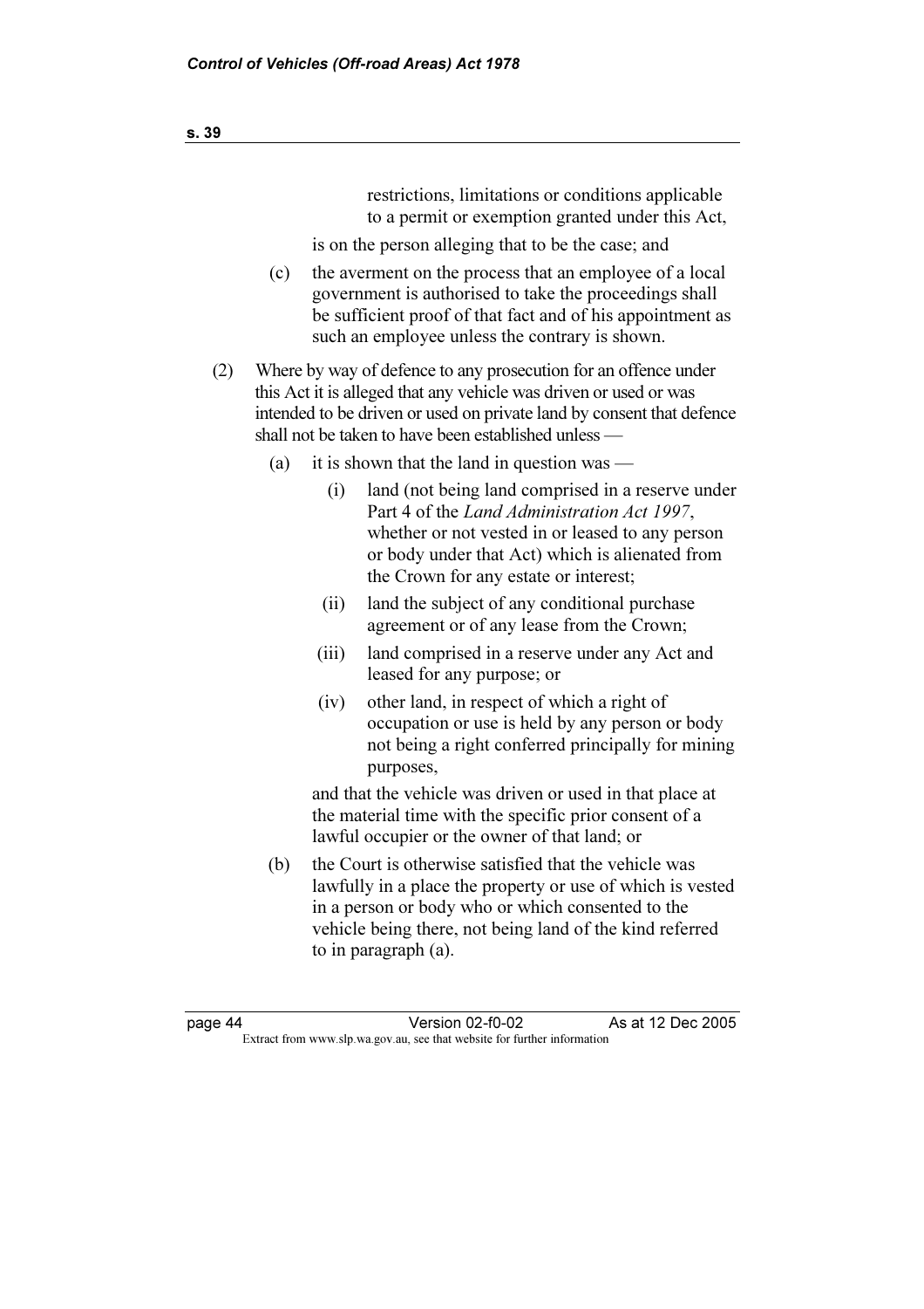restrictions, limitations or conditions applicable to a permit or exemption granted under this Act,

is on the person alleging that to be the case; and

(c) the averment on the process that an employee of a local government is authorised to take the proceedings shall be sufficient proof of that fact and of his appointment as such an employee unless the contrary is shown.

(2) Where by way of defence to any prosecution for an offence under this Act it is alleged that any vehicle was driven or used or was intended to be driven or used on private land by consent that defence shall not be taken to have been established unless —

(a) it is shown that the land in question was —

(i) land (not being land comprised in a reserve under Part 4 of the *Land Administration Act 1997*, whether or not vested in or leased to any person or body under that Act) which is alienated from the Crown for any estate or interest;

(ii) land the subject of any conditional purchase agreement or of any lease from the Crown;

(iii) land comprised in a reserve under any Act and leased for any purpose; or

(iv) other land, in respect of which a right of occupation or use is held by any person or body not being a right conferred principally for mining purposes,

and that the vehicle was driven or used in that place at the material time with the specific prior consent of a lawful occupier or the owner of that land; or

(b) the Court is otherwise satisfied that the vehicle was lawfully in a place the property or use of which is vested in a person or body who or which consented to the vehicle being there, not being land of the kind referred to in paragraph (a).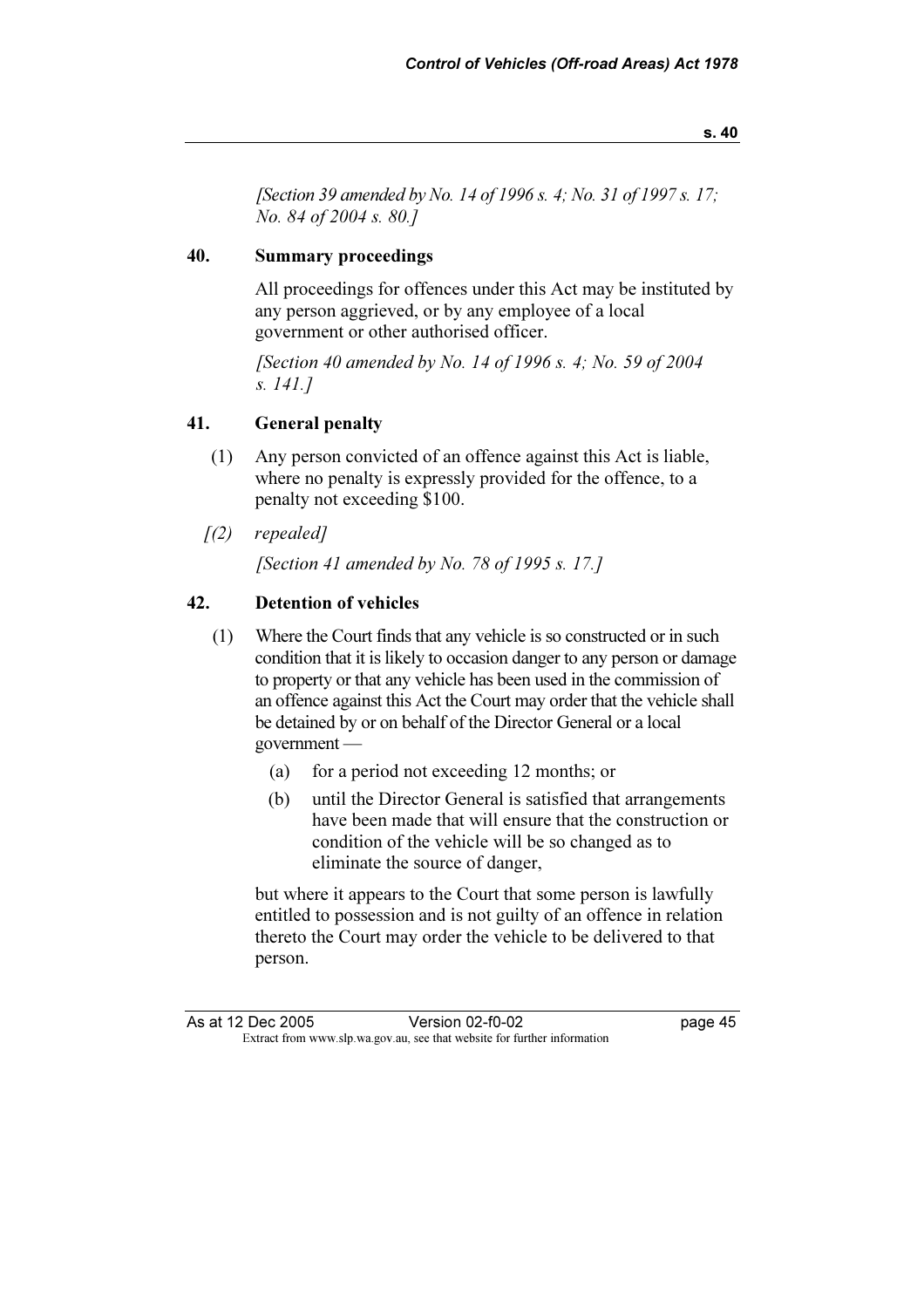*[Section 39 amended by No. 14 of 1996 s. 4; No. 31 of 1997 s. 17; No. 84 of 2004 s. 80.]*

### 40. Summary proceedings

All proceedings for offences under this Act may be instituted by any person aggrieved, or by any employee of a local government or other authorised officer.

*[Section 40 amended by No. 14 of 1996 s. 4; No. 59 of 2004 s. 141.]*

### 41. General penalty

(1) Any person convicted of an offence against this Act is liable, where no penalty is expressly provided for the offence, to a penalty not exceeding $100.

*[(2) repealed]*

*[Section 41 amended by No. 78 of 1995 s. 17.]*

### 42. Detention of vehicles

(1) Where the Court finds that any vehicle is so constructed or in such condition that it is likely to occasion danger to any person or damage to property or that any vehicle has been used in the commission of an offence against this Act the Court may order that the vehicle shall be detained by or on behalf of the Director General or a local government —

(a) for a period not exceeding 12 months; or

(b) until the Director General is satisfied that arrangements have been made that will ensure that the construction or condition of the vehicle will be so changed as to eliminate the source of danger,

but where it appears to the Court that some person is lawfully entitled to possession and is not guilty of an offence in relation thereto the Court may order the vehicle to be delivered to that person.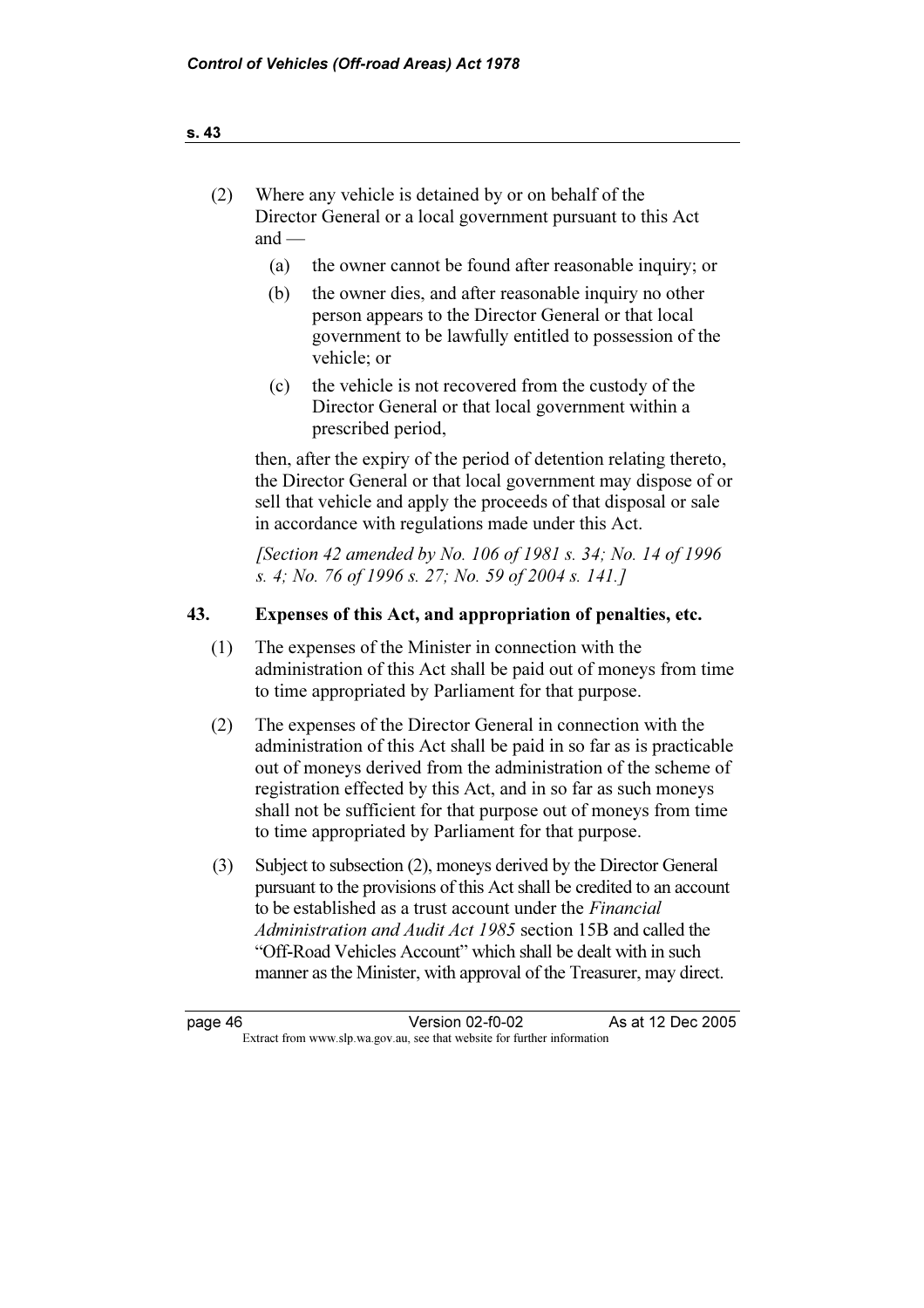(2) Where any vehicle is detained by or on behalf of the Director General or a local government pursuant to this Act and —

 (a) the owner cannot be found after reasonable inquiry; or

 (b) the owner dies, and after reasonable inquiry no other person appears to the Director General or that local government to be lawfully entitled to possession of the vehicle; or

 (c) the vehicle is not recovered from the custody of the Director General or that local government within a prescribed period,

then, after the expiry of the period of detention relating thereto, the Director General or that local government may dispose of or sell that vehicle and apply the proceeds of that disposal or sale in accordance with regulations made under this Act.

*[Section 42 amended by No. 106 of 1981 s. 34; No. 14 of 1996 s. 4; No. 76 of 1996 s. 27; No. 59 of 2004 s. 141.]*

### 43. Expenses of this Act, and appropriation of penalties, etc.

(1) The expenses of the Minister in connection with the administration of this Act shall be paid out of moneys from time to time appropriated by Parliament for that purpose.

(2) The expenses of the Director General in connection with the administration of this Act shall be paid in so far as is practicable out of moneys derived from the administration of the scheme of registration effected by this Act, and in so far as such moneys shall not be sufficient for that purpose out of moneys from time to time appropriated by Parliament for that purpose.

(3) Subject to subsection (2), moneys derived by the Director General pursuant to the provisions of this Act shall be credited to an account to be established as a trust account under the *Financial Administration and Audit Act 1985* section 15B and called the "Off-Road Vehicles Account" which shall be dealt with in such manner as the Minister, with approval of the Treasurer, may direct.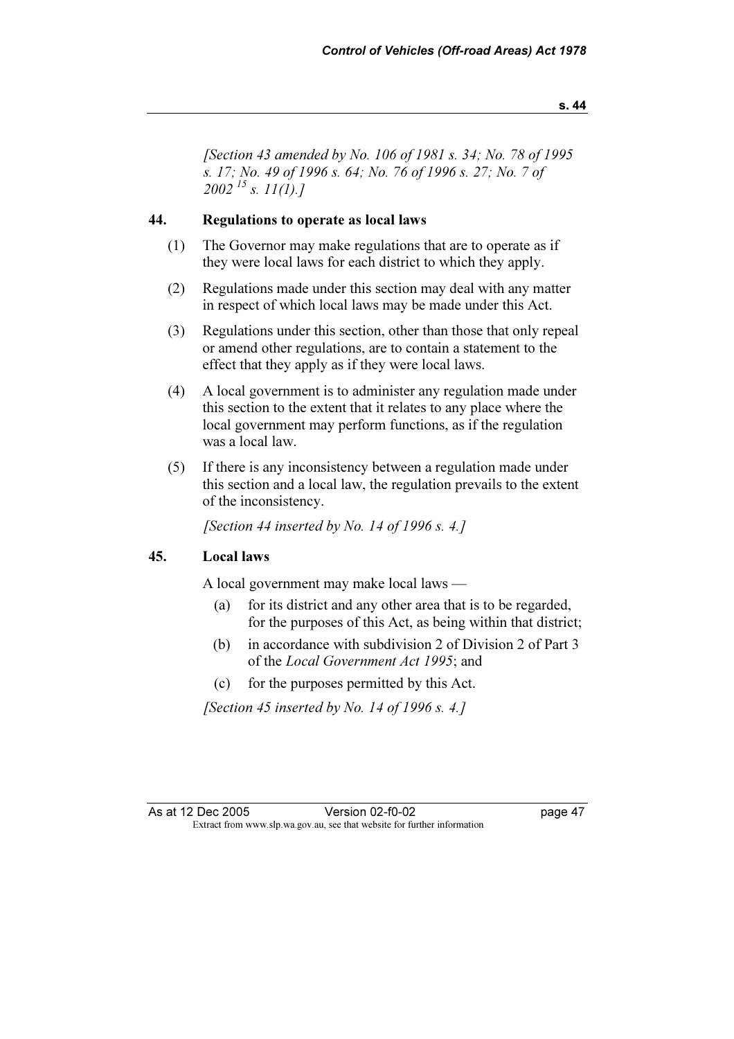*[Section 43 amended by No. 106 of 1981 s. 34; No. 78 of 1995 s. 17; No. 49 of 1996 s. 64; No. 76 of 1996 s. 27; No. 7 of 2002 [15] s. 11(1).]*

### 44. Regulations to operate as local laws

(1) The Governor may make regulations that are to operate as if they were local laws for each district to which they apply.

(2) Regulations made under this section may deal with any matter in respect of which local laws may be made under this Act.

(3) Regulations under this section, other than those that only repeal or amend other regulations, are to contain a statement to the effect that they apply as if they were local laws.

(4) A local government is to administer any regulation made under this section to the extent that it relates to any place where the local government may perform functions, as if the regulation was a local law.

(5) If there is any inconsistency between a regulation made under this section and a local law, the regulation prevails to the extent of the inconsistency.

*[Section 44 inserted by No. 14 of 1996 s. 4.]*

### 45. Local laws

A local government may make local laws —

(a) for its district and any other area that is to be regarded, for the purposes of this Act, as being within that district;

(b) in accordance with subdivision 2 of Division 2 of Part 3 of the *Local Government Act 1995*; and

(c) for the purposes permitted by this Act.

*[Section 45 inserted by No. 14 of 1996 s. 4.]*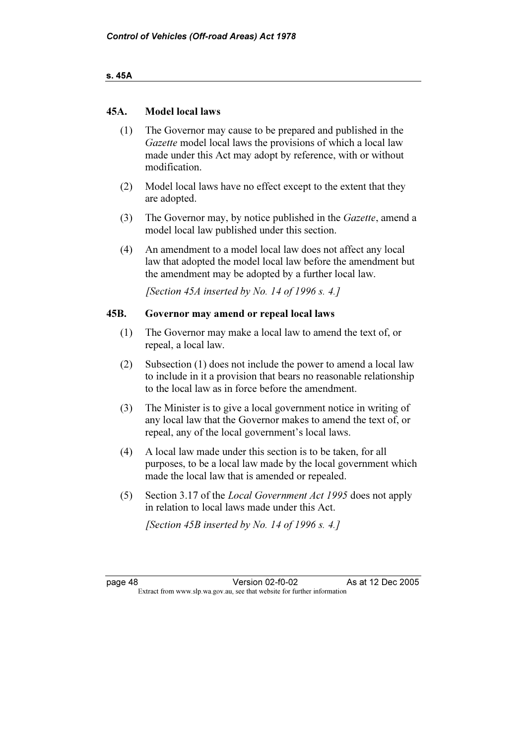## 45A. Model local laws

(1) The Governor may cause to be prepared and published in the *Gazette* model local laws the provisions of which a local law made under this Act may adopt by reference, with or without modification.

(2) Model local laws have no effect except to the extent that they are adopted.

(3) The Governor may, by notice published in the *Gazette*, amend a model local law published under this section.

(4) An amendment to a model local law does not affect any local law that adopted the model local law before the amendment but the amendment may be adopted by a further local law.

*[Section 45A inserted by No. 14 of 1996 s. 4.]*

## 45B. Governor may amend or repeal local laws

(1) The Governor may make a local law to amend the text of, or repeal, a local law.

(2) Subsection (1) does not include the power to amend a local law to include in it a provision that bears no reasonable relationship to the local law as in force before the amendment.

(3) The Minister is to give a local government notice in writing of any local law that the Governor makes to amend the text of, or repeal, any of the local government's local laws.

(4) A local law made under this section is to be taken, for all purposes, to be a local law made by the local government which made the local law that is amended or repealed.

(5) Section 3.17 of the *Local Government Act 1995* does not apply in relation to local laws made under this Act.

*[Section 45B inserted by No. 14 of 1996 s. 4.]*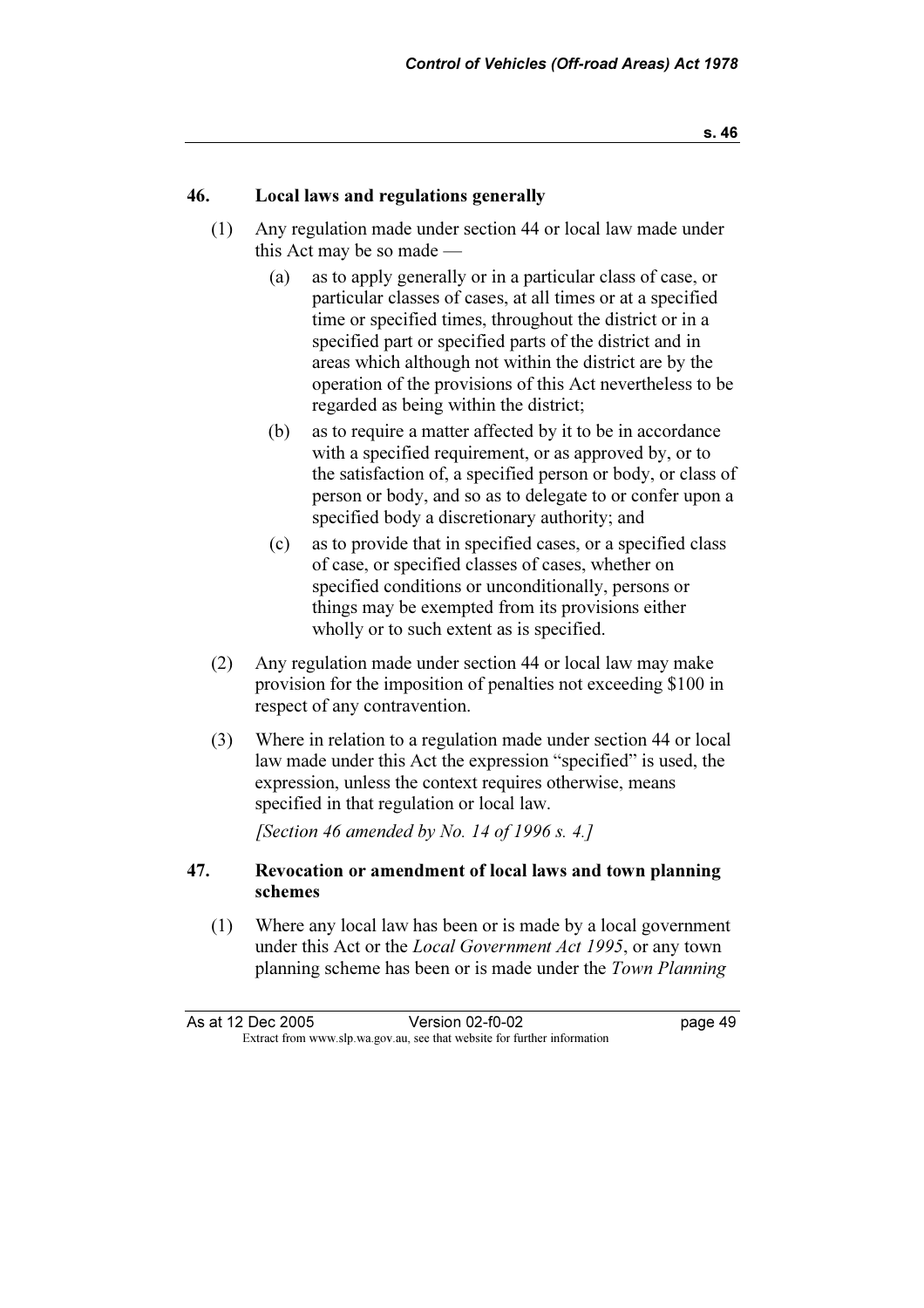### 46. Local laws and regulations generally

(1) Any regulation made under section 44 or local law made under this Act may be so made —

(a) as to apply generally or in a particular class of case, or particular classes of cases, at all times or at a specified time or specified times, throughout the district or in a specified part or specified parts of the district and in areas which although not within the district are by the operation of the provisions of this Act nevertheless to be regarded as being within the district;

(b) as to require a matter affected by it to be in accordance with a specified requirement, or as approved by, or to the satisfaction of, a specified person or body, or class of person or body, and so as to delegate to or confer upon a specified body a discretionary authority; and

(c) as to provide that in specified cases, or a specified class of case, or specified classes of cases, whether on specified conditions or unconditionally, persons or things may be exempted from its provisions either wholly or to such extent as is specified.

(2) Any regulation made under section 44 or local law may make provision for the imposition of penalties not exceeding $100 in respect of any contravention.

(3) Where in relation to a regulation made under section 44 or local law made under this Act the expression "specified" is used, the expression, unless the context requires otherwise, means specified in that regulation or local law.

*[Section 46 amended by No. 14 of 1996 s. 4.]*

### 47. Revocation or amendment of local laws and town planning schemes

(1) Where any local law has been or is made by a local government under this Act or the *Local Government Act 1995*, or any town planning scheme has been or is made under the *Town Planning*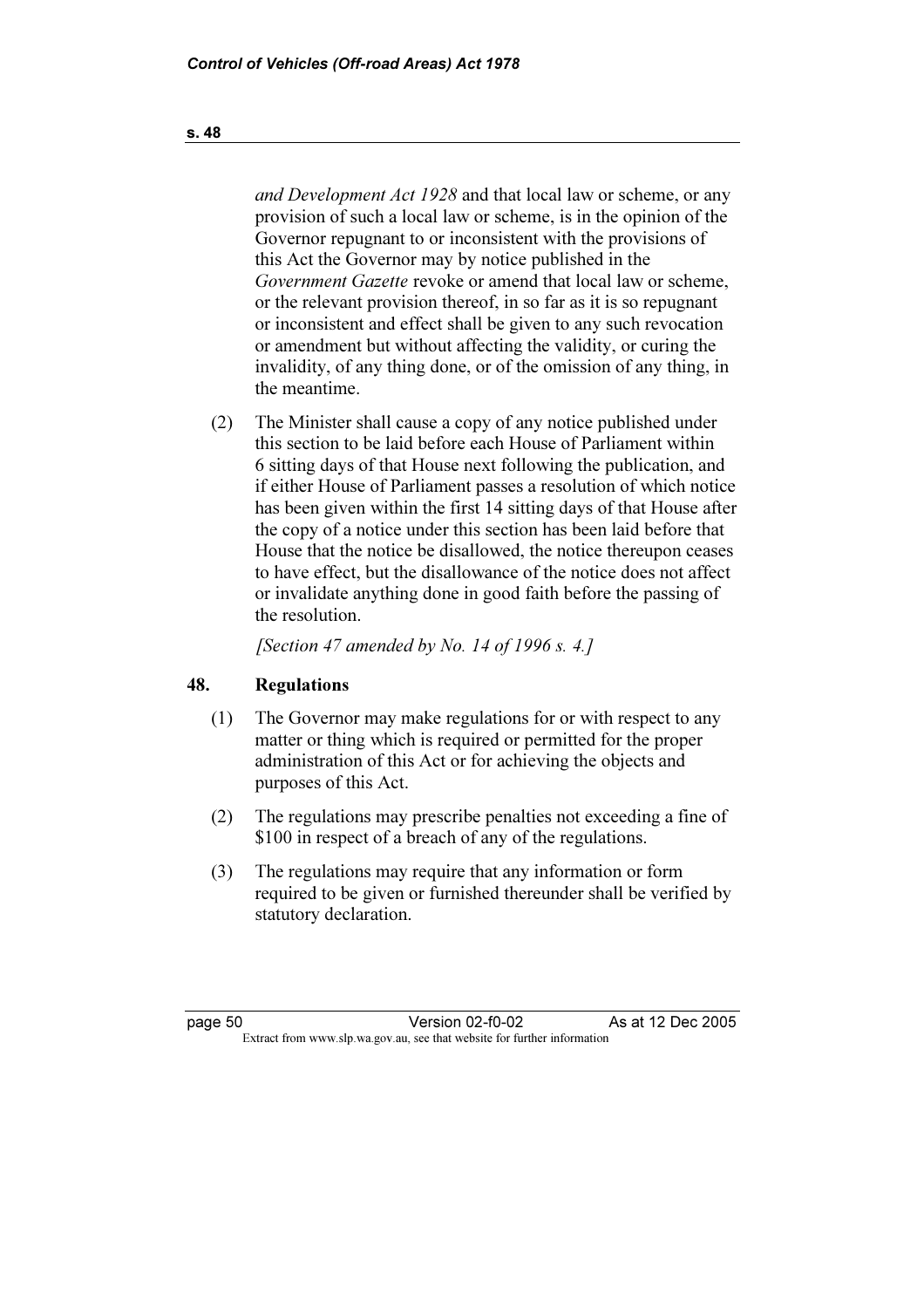*and Development Act 1928* and that local law or scheme, or any provision of such a local law or scheme, is in the opinion of the Governor repugnant to or inconsistent with the provisions of this Act the Governor may by notice published in the *Government Gazette* revoke or amend that local law or scheme, or the relevant provision thereof, in so far as it is so repugnant or inconsistent and effect shall be given to any such revocation or amendment but without affecting the validity, or curing the invalidity, of any thing done, or of the omission of any thing, in the meantime.

(2) The Minister shall cause a copy of any notice published under this section to be laid before each House of Parliament within 6 sitting days of that House next following the publication, and if either House of Parliament passes a resolution of which notice has been given within the first 14 sitting days of that House after the copy of a notice under this section has been laid before that House that the notice be disallowed, the notice thereupon ceases to have effect, but the disallowance of the notice does not affect or invalidate anything done in good faith before the passing of the resolution.

*[Section 47 amended by No. 14 of 1996 s. 4.]*

## 48. Regulations

(1) The Governor may make regulations for or with respect to any matter or thing which is required or permitted for the proper administration of this Act or for achieving the objects and purposes of this Act.

(2) The regulations may prescribe penalties not exceeding a fine of $100 in respect of a breach of any of the regulations.

(3) The regulations may require that any information or form required to be given or furnished thereunder shall be verified by statutory declaration.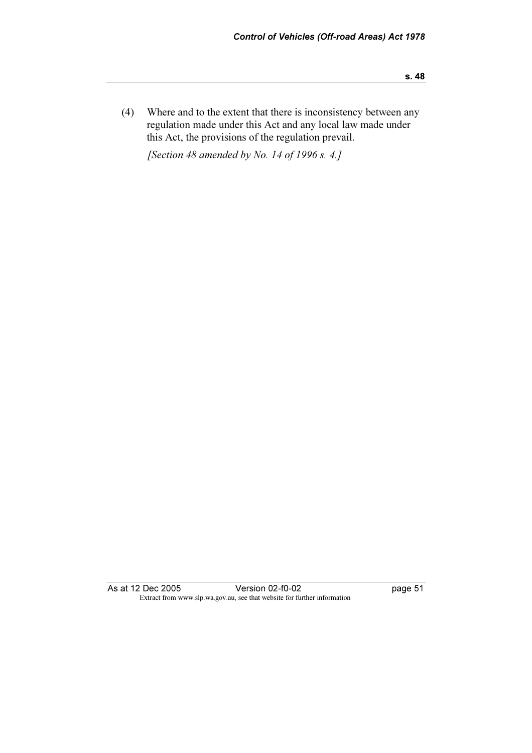(4) Where and to the extent that there is inconsistency between any regulation made under this Act and any local law made under this Act, the provisions of the regulation prevail.

*[Section 48 amended by No. 14 of 1996 s. 4.]*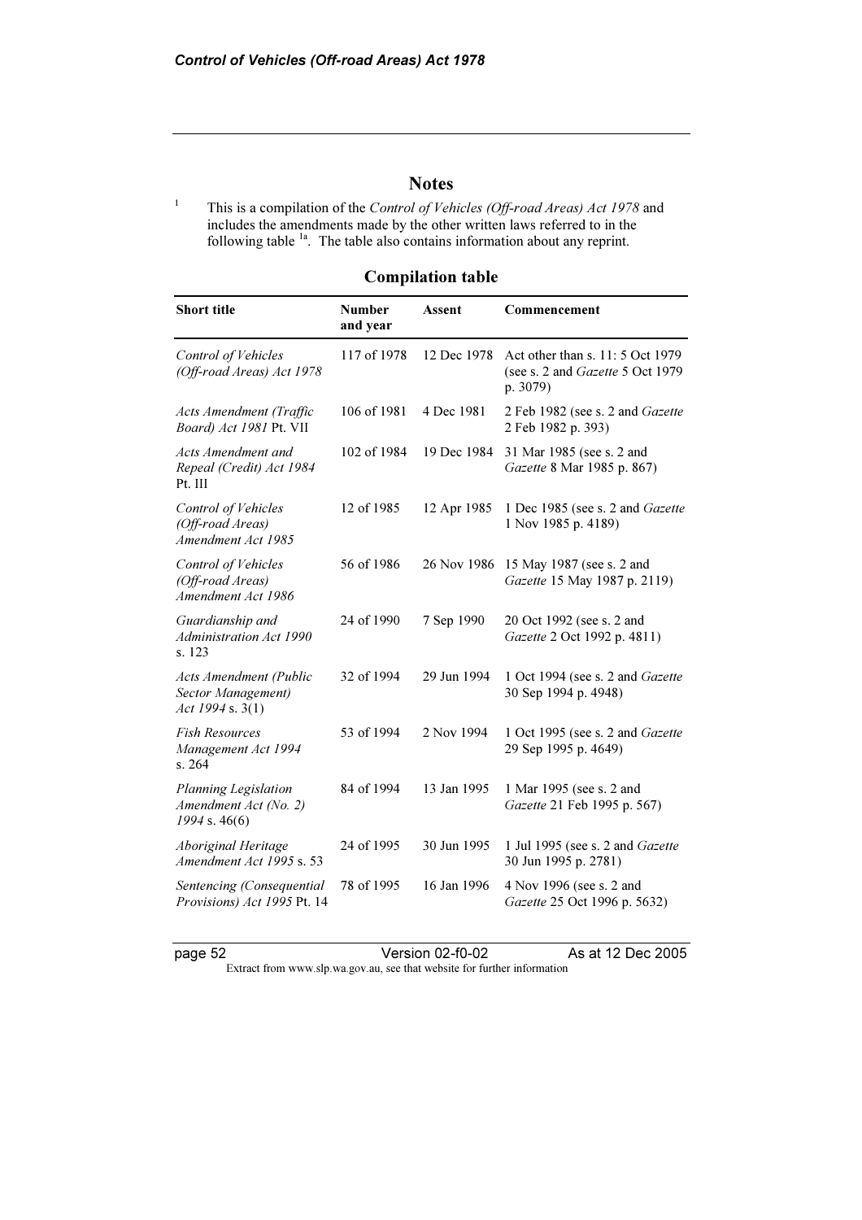## Notes

1 This is a compilation of the *Control of Vehicles (Off-road Areas) Act 1978* and includes the amendments made by the other written laws referred to in the following table [1a]. The table also contains information about any reprint.

### Compilation table

| Short title | Number and year | Assent | Commencement |
|---|---|---|---|
| *Control of Vehicles (Off-road Areas) Act 1978* | 117 of 1978 | 12 Dec 1978 | Act other than s. 11: 5 Oct 1979 (see s. 2 and *Gazette* 5 Oct 1979 p. 3079) |
| *Acts Amendment (Traffic Board) Act 1981* Pt. VII | 106 of 1981 | 4 Dec 1981 | 2 Feb 1982 (see s. 2 and *Gazette* 2 Feb 1982 p. 393) |
| *Acts Amendment and Repeal (Credit) Act 1984* Pt. III | 102 of 1984 | 19 Dec 1984 | 31 Mar 1985 (see s. 2 and *Gazette* 8 Mar 1985 p. 867) |
| *Control of Vehicles (Off-road Areas) Amendment Act 1985* | 12 of 1985 | 12 Apr 1985 | 1 Dec 1985 (see s. 2 and *Gazette* 1 Nov 1985 p. 4189) |
| *Control of Vehicles (Off-road Areas) Amendment Act 1986* | 56 of 1986 | 26 Nov 1986 | 15 May 1987 (see s. 2 and *Gazette* 15 May 1987 p. 2119) |
| *Guardianship and Administration Act 1990* s. 123 | 24 of 1990 | 7 Sep 1990 | 20 Oct 1992 (see s. 2 and *Gazette* 2 Oct 1992 p. 4811) |
| *Acts Amendment (Public Sector Management) Act 1994* s. 3(1) | 32 of 1994 | 29 Jun 1994 | 1 Oct 1994 (see s. 2 and *Gazette* 30 Sep 1994 p. 4948) |
| *Fish Resources Management Act 1994* s. 264 | 53 of 1994 | 2 Nov 1994 | 1 Oct 1995 (see s. 2 and *Gazette* 29 Sep 1995 p. 4649) |
| *Planning Legislation Amendment Act (No. 2) 1994* s. 46(6) | 84 of 1994 | 13 Jan 1995 | 1 Mar 1995 (see s. 2 and *Gazette* 21 Feb 1995 p. 567) |
| *Aboriginal Heritage Amendment Act 1995* s. 53 | 24 of 1995 | 30 Jun 1995 | 1 Jul 1995 (see s. 2 and *Gazette* 30 Jun 1995 p. 2781) |
| *Sentencing (Consequential Provisions) Act 1995* Pt. 14 | 78 of 1995 | 16 Jan 1996 | 4 Nov 1996 (see s. 2 and *Gazette* 25 Oct 1996 p. 5632) |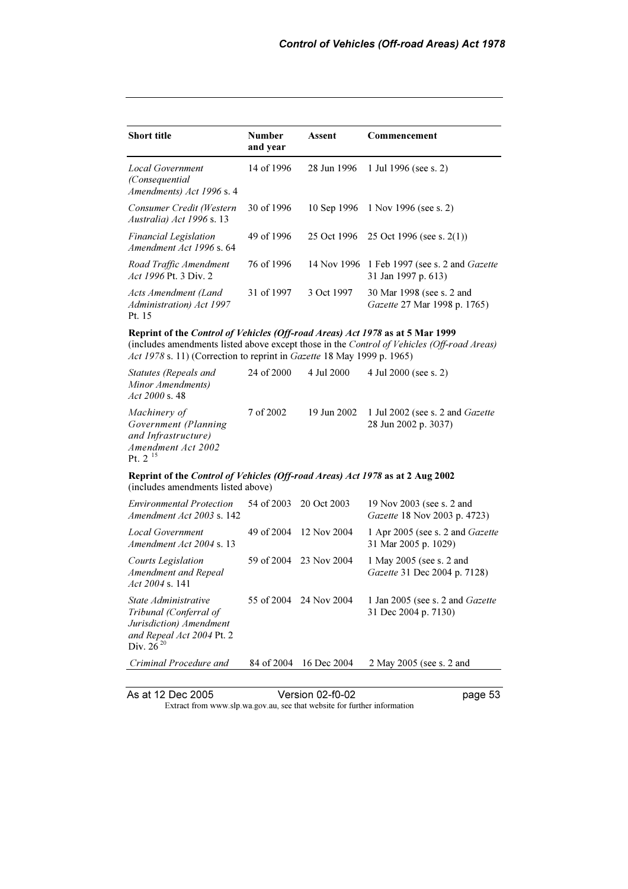| Short title | Number and year | Assent | Commencement |
|---|---|---|---|
| *Local Government (Consequential Amendments) Act 1996* s. 4 | 14 of 1996 | 28 Jun 1996 | 1 Jul 1996 (see s. 2) |
| *Consumer Credit (Western Australia) Act 1996* s. 13 | 30 of 1996 | 10 Sep 1996 | 1 Nov 1996 (see s. 2) |
| *Financial Legislation Amendment Act 1996* s. 64 | 49 of 1996 | 25 Oct 1996 | 25 Oct 1996 (see s. 2(1)) |
| *Road Traffic Amendment Act 1996* Pt. 3 Div. 2 | 76 of 1996 | 14 Nov 1996 | 1 Feb 1997 (see s. 2 and *Gazette* 31 Jan 1997 p. 613) |
| *Acts Amendment (Land Administration) Act 1997* Pt. 15 | 31 of 1997 | 3 Oct 1997 | 30 Mar 1998 (see s. 2 and *Gazette* 27 Mar 1998 p. 1765) |
| **Reprint of the *Control of Vehicles (Off-road Areas) Act 1978* as at 5 Mar 1999** (includes amendments listed above except those in the *Control of Vehicles (Off-road Areas) Act 1978* s. 11) (Correction to reprint in *Gazette* 18 May 1999 p. 1965) | | | |
| *Statutes (Repeals and Minor Amendments) Act 2000* s. 48 | 24 of 2000 | 4 Jul 2000 | 4 Jul 2000 (see s. 2) |
| *Machinery of Government (Planning and Infrastructure) Amendment Act 2002* Pt. 2 [15] | 7 of 2002 | 19 Jun 2002 | 1 Jul 2002 (see s. 2 and *Gazette* 28 Jun 2002 p. 3037) |
| **Reprint of the *Control of Vehicles (Off-road Areas) Act 1978* as at 2 Aug 2002** (includes amendments listed above) | | | |
| *Environmental Protection Amendment Act 2003* s. 142 | 54 of 2003 | 20 Oct 2003 | 19 Nov 2003 (see s. 2 and *Gazette* 18 Nov 2003 p. 4723) |
| *Local Government Amendment Act 2004* s. 13 | 49 of 2004 | 12 Nov 2004 | 1 Apr 2005 (see s. 2 and *Gazette* 31 Mar 2005 p. 1029) |
| *Courts Legislation Amendment and Repeal Act 2004* s. 141 | 59 of 2004 | 23 Nov 2004 | 1 May 2005 (see s. 2 and *Gazette* 31 Dec 2004 p. 7128) |
| *State Administrative Tribunal (Conferral of Jurisdiction) Amendment and Repeal Act 2004* Pt. 2 Div. 26 [20] | 55 of 2004 | 24 Nov 2004 | 1 Jan 2005 (see s. 2 and *Gazette* 31 Dec 2004 p. 7130) |
| *Criminal Procedure and* | 84 of 2004 | 16 Dec 2004 | 2 May 2005 (see s. 2 and |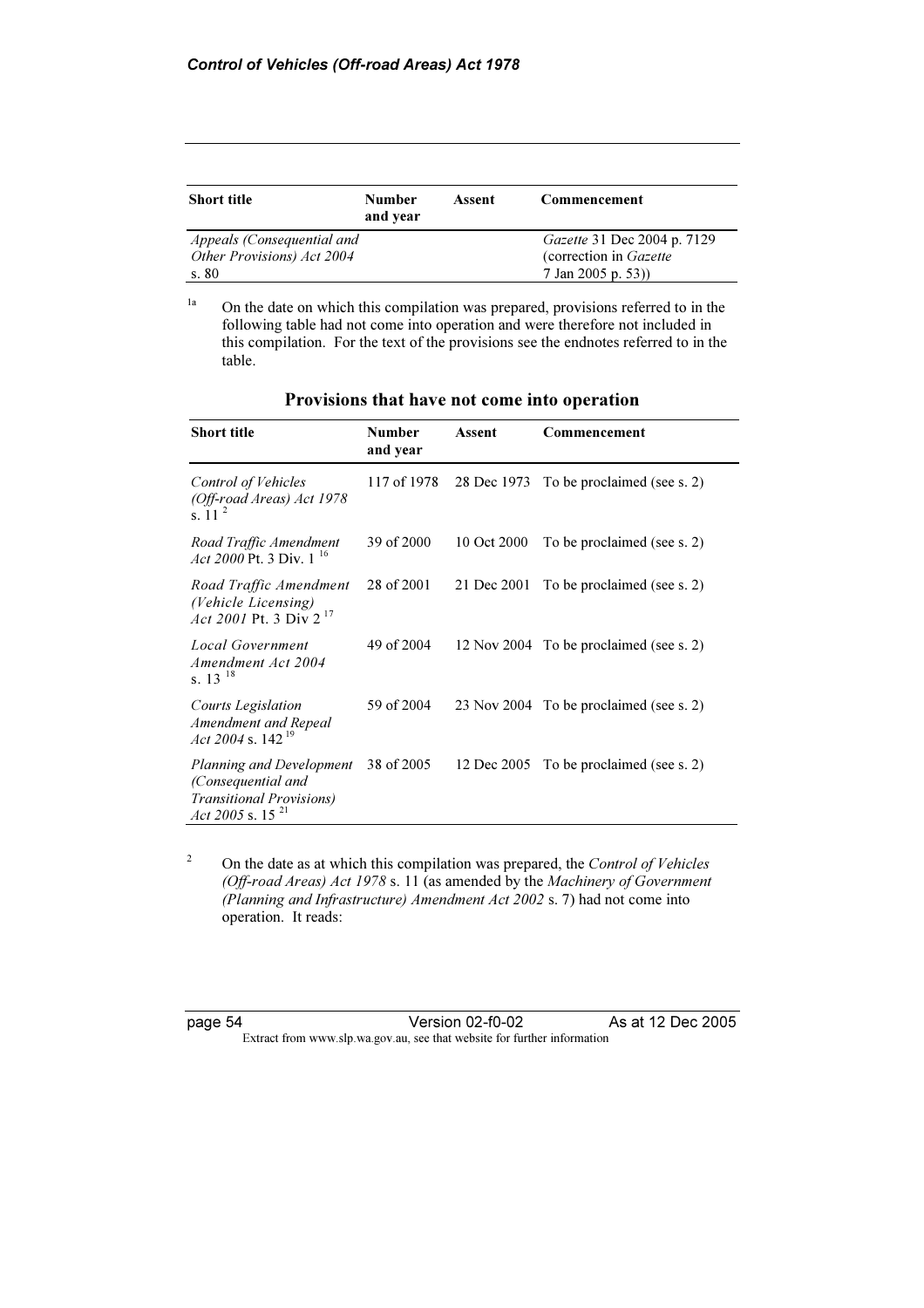| Short title | Number and year | Assent | Commencement |
|---|---|---|---|
| *Appeals (Consequential and Other Provisions) Act 2004* s. 80 | | | *Gazette* 31 Dec 2004 p. 7129 (correction in *Gazette* 7 Jan 2005 p. 53)) |

[1a] On the date on which this compilation was prepared, provisions referred to in the following table had not come into operation and were therefore not included in this compilation. For the text of the provisions see the endnotes referred to in the table.

## Provisions that have not come into operation

| Short title | Number and year | Assent | Commencement |
|---|---|---|---|
| *Control of Vehicles (Off-road Areas) Act 1978* s. 11 [2] | 117 of 1978 | 28 Dec 1973 | To be proclaimed (see s. 2) |
| *Road Traffic Amendment Act 2000* Pt. 3 Div. 1 [16] | 39 of 2000 | 10 Oct 2000 | To be proclaimed (see s. 2) |
| *Road Traffic Amendment (Vehicle Licensing) Act 2001* Pt. 3 Div 2 [17] | 28 of 2001 | 21 Dec 2001 | To be proclaimed (see s. 2) |
| *Local Government Amendment Act 2004* s. 13 [18] | 49 of 2004 | 12 Nov 2004 | To be proclaimed (see s. 2) |
| *Courts Legislation Amendment and Repeal Act 2004* s. 142 [19] | 59 of 2004 | 23 Nov 2004 | To be proclaimed (see s. 2) |
| *Planning and Development (Consequential and Transitional Provisions) Act 2005* s. 15 [21] | 38 of 2005 | 12 Dec 2005 | To be proclaimed (see s. 2) |

[2] On the date as at which this compilation was prepared, the *Control of Vehicles (Off-road Areas) Act 1978* s. 11 (as amended by the *Machinery of Government (Planning and Infrastructure) Amendment Act 2002* s. 7) had not come into operation. It reads: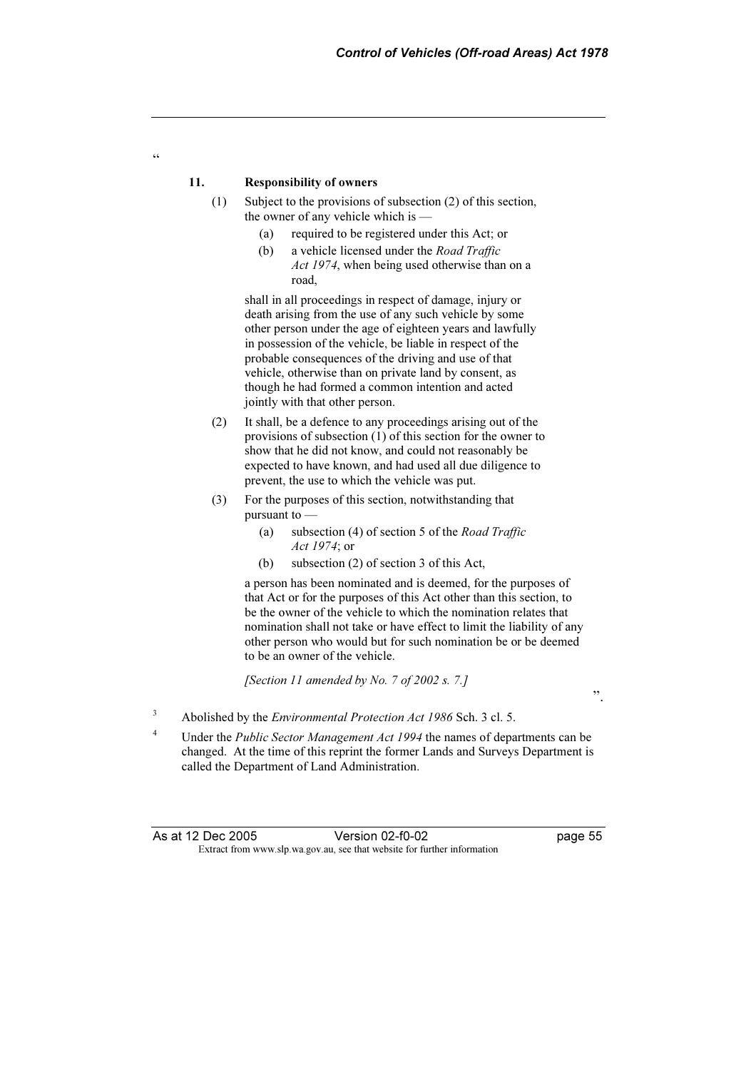"

**11. Responsibility of owners**

(1) Subject to the provisions of subsection (2) of this section, the owner of any vehicle which is —

(a) required to be registered under this Act; or

(b) a vehicle licensed under the *Road Traffic Act 1974*, when being used otherwise than on a road,

shall in all proceedings in respect of damage, injury or death arising from the use of any such vehicle by some other person under the age of eighteen years and lawfully in possession of the vehicle, be liable in respect of the probable consequences of the driving and use of that vehicle, otherwise than on private land by consent, as though he had formed a common intention and acted jointly with that other person.

(2) It shall, be a defence to any proceedings arising out of the provisions of subsection (1) of this section for the owner to show that he did not know, and could not reasonably be expected to have known, and had used all due diligence to prevent, the use to which the vehicle was put.

(3) For the purposes of this section, notwithstanding that pursuant to —

(a) subsection (4) of section 5 of the *Road Traffic Act 1974*; or

(b) subsection (2) of section 3 of this Act,

a person has been nominated and is deemed, for the purposes of that Act or for the purposes of this Act other than this section, to be the owner of the vehicle to which the nomination relates that nomination shall not take or have effect to limit the liability of any other person who would but for such nomination be or be deemed to be an owner of the vehicle.

*[Section 11 amended by No. 7 of 2002 s. 7.]*

".

[3] Abolished by the *Environmental Protection Act 1986* Sch. 3 cl. 5.

[4] Under the *Public Sector Management Act 1994* the names of departments can be changed. At the time of this reprint the former Lands and Surveys Department is called the Department of Land Administration.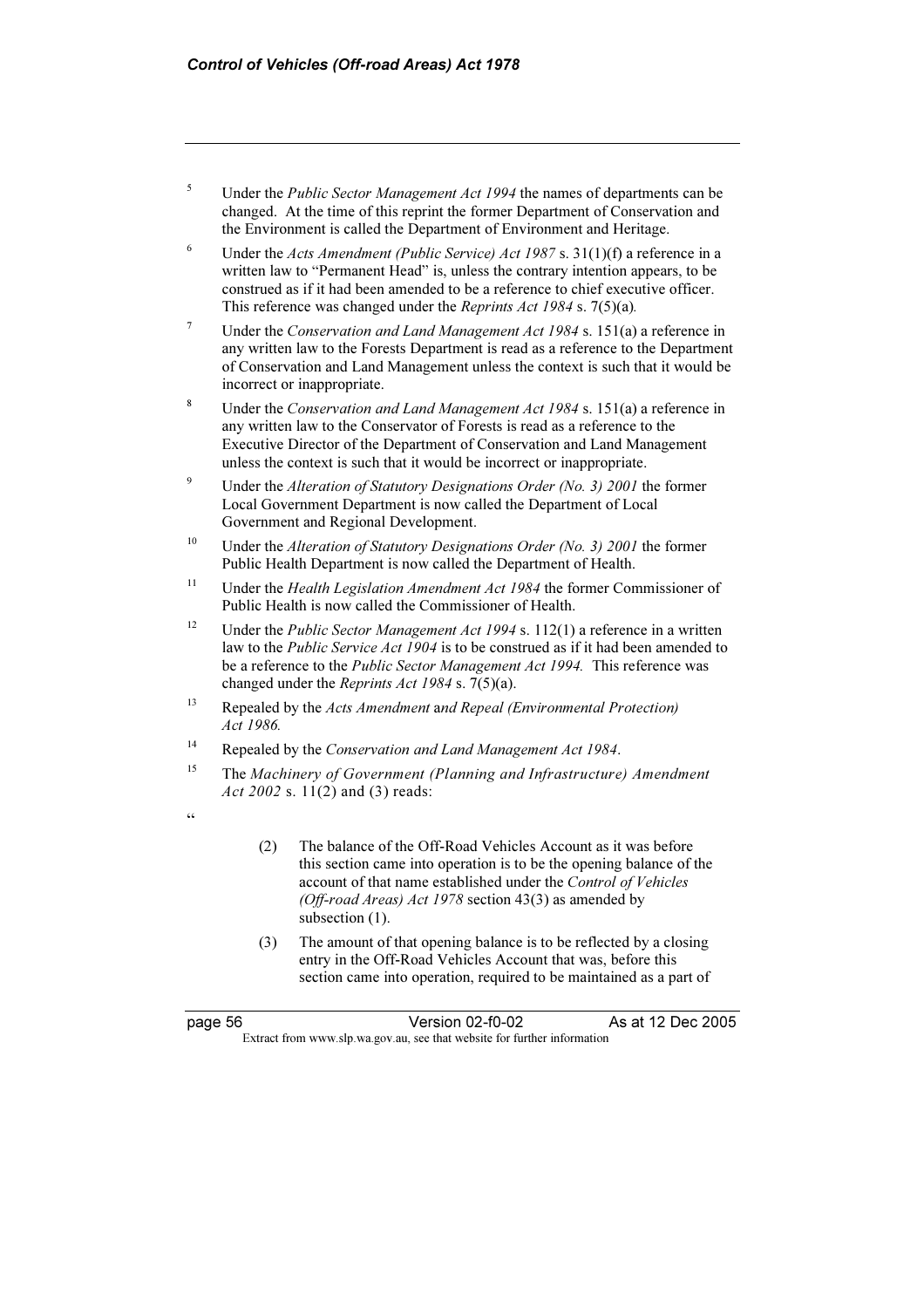[5] Under the *Public Sector Management Act 1994* the names of departments can be changed. At the time of this reprint the former Department of Conservation and the Environment is called the Department of Environment and Heritage.

[6] Under the *Acts Amendment (Public Service) Act 1987* s. 31(1)(f) a reference in a written law to "Permanent Head" is, unless the contrary intention appears, to be construed as if it had been amended to be a reference to chief executive officer. This reference was changed under the *Reprints Act 1984* s. 7(5)(a).

[7] Under the *Conservation and Land Management Act 1984* s. 151(a) a reference in any written law to the Forests Department is read as a reference to the Department of Conservation and Land Management unless the context is such that it would be incorrect or inappropriate.

[8] Under the *Conservation and Land Management Act 1984* s. 151(a) a reference in any written law to the Conservator of Forests is read as a reference to the Executive Director of the Department of Conservation and Land Management unless the context is such that it would be incorrect or inappropriate.

[9] Under the *Alteration of Statutory Designations Order (No. 3) 2001* the former Local Government Department is now called the Department of Local Government and Regional Development.

[10] Under the *Alteration of Statutory Designations Order (No. 3) 2001* the former Public Health Department is now called the Department of Health.

[11] Under the *Health Legislation Amendment Act 1984* the former Commissioner of Public Health is now called the Commissioner of Health.

[12] Under the *Public Sector Management Act 1994* s. 112(1) a reference in a written law to the *Public Service Act 1904* is to be construed as if it had been amended to be a reference to the *Public Sector Management Act 1994.* This reference was changed under the *Reprints Act 1984* s. 7(5)(a).

[13] Repealed by the *Acts Amendment* and *Repeal (Environmental Protection) Act 1986.*

[14] Repealed by the *Conservation and Land Management Act 1984*.

[15] The *Machinery of Government (Planning and Infrastructure) Amendment Act 2002* s. 11(2) and (3) reads:

"

> (2) The balance of the Off-Road Vehicles Account as it was before this section came into operation is to be the opening balance of the account of that name established under the *Control of Vehicles (Off-road Areas) Act 1978* section 43(3) as amended by subsection (1).
>
> (3) The amount of that opening balance is to be reflected by a closing entry in the Off-Road Vehicles Account that was, before this section came into operation, required to be maintained as a part of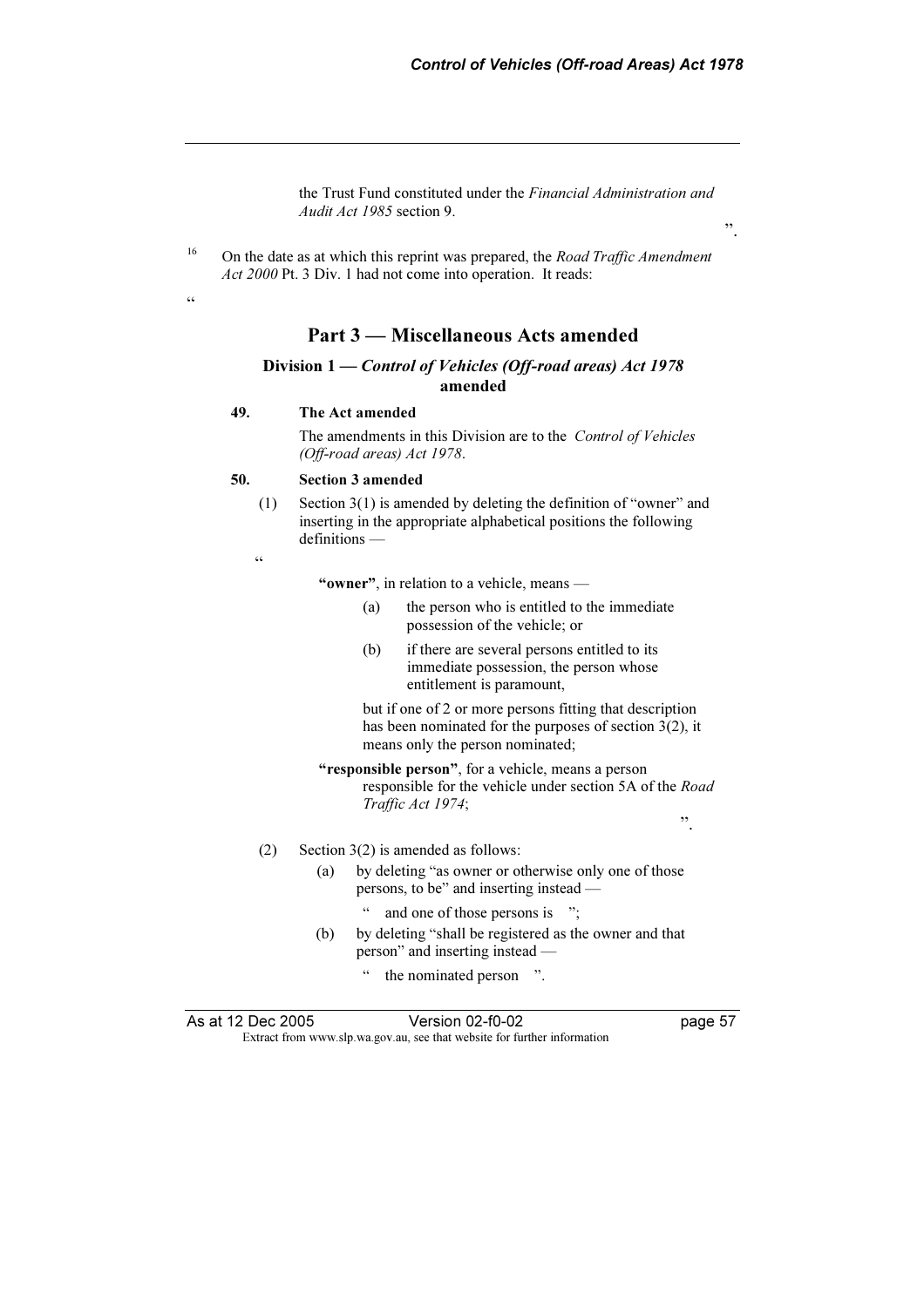the Trust Fund constituted under the *Financial Administration and Audit Act 1985* section 9.

".

[16] On the date as at which this reprint was prepared, the *Road Traffic Amendment Act 2000* Pt. 3 Div. 1 had not come into operation. It reads:

"

## Part 3 — Miscellaneous Acts amended

### Division 1 — *Control of Vehicles (Off-road areas) Act 1978* amended

**49. The Act amended**

The amendments in this Division are to the *Control of Vehicles (Off-road areas) Act 1978*.

**50. Section 3 amended**

(1) Section 3(1) is amended by deleting the definition of "owner" and inserting in the appropriate alphabetical positions the following definitions —

"

**"owner"**, in relation to a vehicle, means —

(a) the person who is entitled to the immediate possession of the vehicle; or

(b) if there are several persons entitled to its immediate possession, the person whose entitlement is paramount,

but if one of 2 or more persons fitting that description has been nominated for the purposes of section 3(2), it means only the person nominated;

**"responsible person"**, for a vehicle, means a person responsible for the vehicle under section 5A of the *Road Traffic Act 1974*;

".

(2) Section 3(2) is amended as follows:

(a) by deleting "as owner or otherwise only one of those persons, to be" and inserting instead —

" and one of those persons is ";

(b) by deleting "shall be registered as the owner and that person" and inserting instead —

" the nominated person ".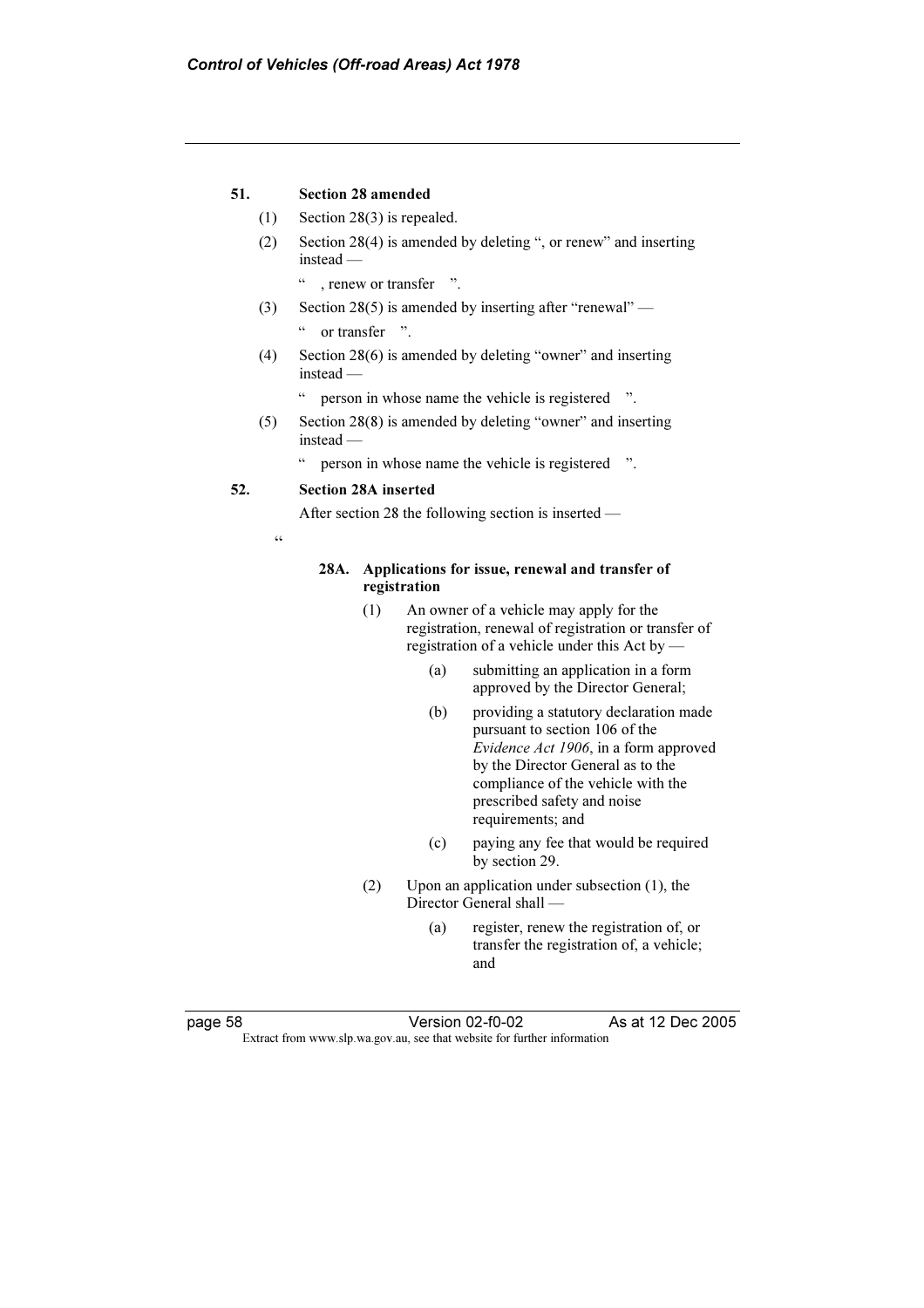**51. Section 28 amended**

(1) Section 28(3) is repealed.

(2) Section 28(4) is amended by deleting ", or renew" and inserting instead —

" , renew or transfer ".

(3) Section 28(5) is amended by inserting after "renewal" —

" or transfer ".

(4) Section 28(6) is amended by deleting "owner" and inserting instead —

" person in whose name the vehicle is registered ".

(5) Section 28(8) is amended by deleting "owner" and inserting instead —

" person in whose name the vehicle is registered ".

**52. Section 28A inserted**

After section 28 the following section is inserted —

"

**28A. Applications for issue, renewal and transfer of registration**

(1) An owner of a vehicle may apply for the registration, renewal of registration or transfer of registration of a vehicle under this Act by —

(a) submitting an application in a form approved by the Director General;

(b) providing a statutory declaration made pursuant to section 106 of the *Evidence Act 1906*, in a form approved by the Director General as to the compliance of the vehicle with the prescribed safety and noise requirements; and

(c) paying any fee that would be required by section 29.

(2) Upon an application under subsection (1), the Director General shall —

(a) register, renew the registration of, or transfer the registration of, a vehicle; and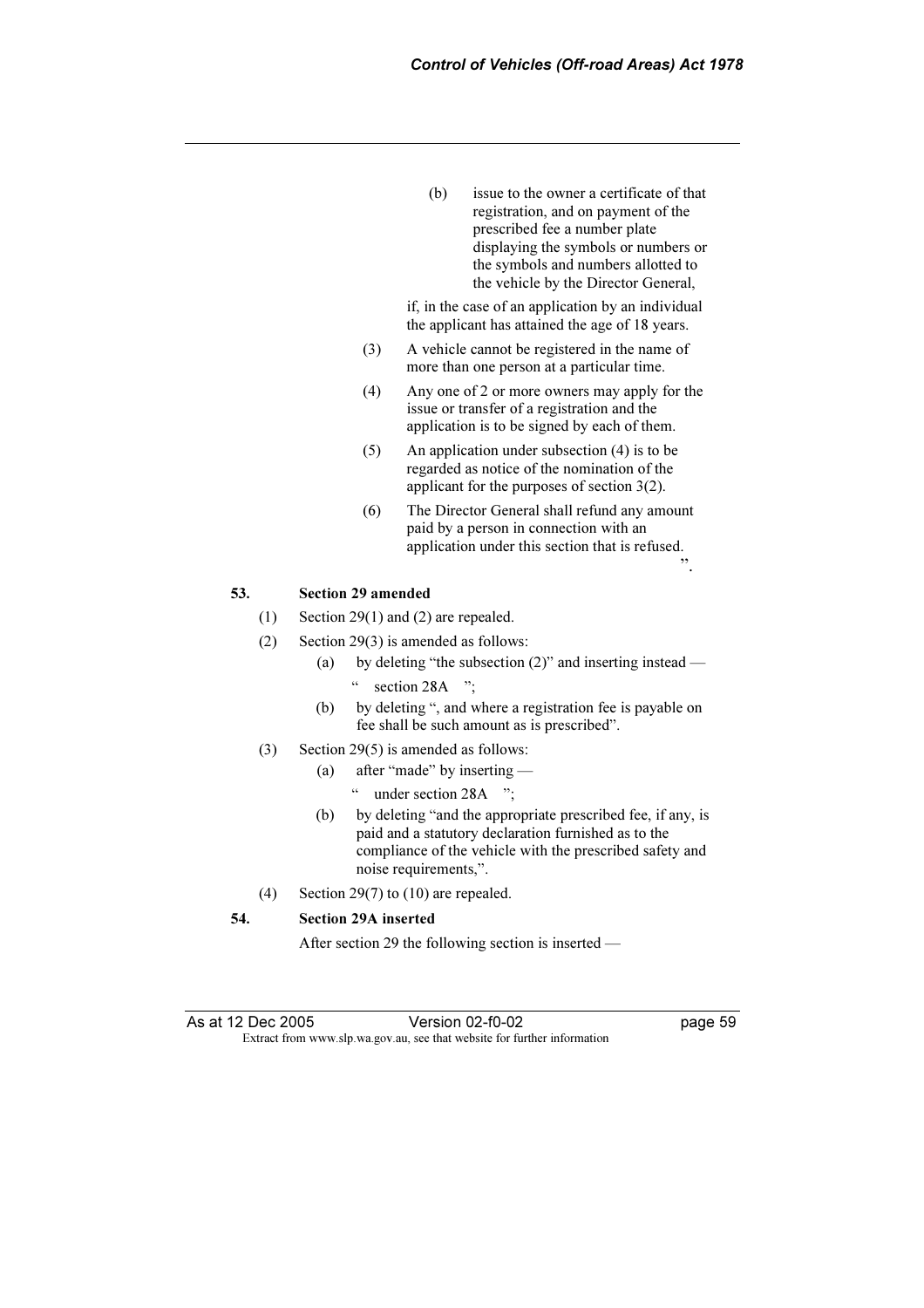(b) issue to the owner a certificate of that registration, and on payment of the prescribed fee a number plate displaying the symbols or numbers or the symbols and numbers allotted to the vehicle by the Director General,

if, in the case of an application by an individual the applicant has attained the age of 18 years.

(3) A vehicle cannot be registered in the name of more than one person at a particular time.

(4) Any one of 2 or more owners may apply for the issue or transfer of a registration and the application is to be signed by each of them.

(5) An application under subsection (4) is to be regarded as notice of the nomination of the applicant for the purposes of section 3(2).

(6) The Director General shall refund any amount paid by a person in connection with an application under this section that is refused.

".

**53. Section 29 amended**

(1) Section 29(1) and (2) are repealed.

(2) Section 29(3) is amended as follows:

(a) by deleting "the subsection (2)" and inserting instead —

" section 28A ";

(b) by deleting ", and where a registration fee is payable on fee shall be such amount as is prescribed".

(3) Section 29(5) is amended as follows:

(a) after "made" by inserting —

" under section 28A ";

(b) by deleting "and the appropriate prescribed fee, if any, is paid and a statutory declaration furnished as to the compliance of the vehicle with the prescribed safety and noise requirements,".

(4) Section 29(7) to (10) are repealed.

**54. Section 29A inserted**

After section 29 the following section is inserted —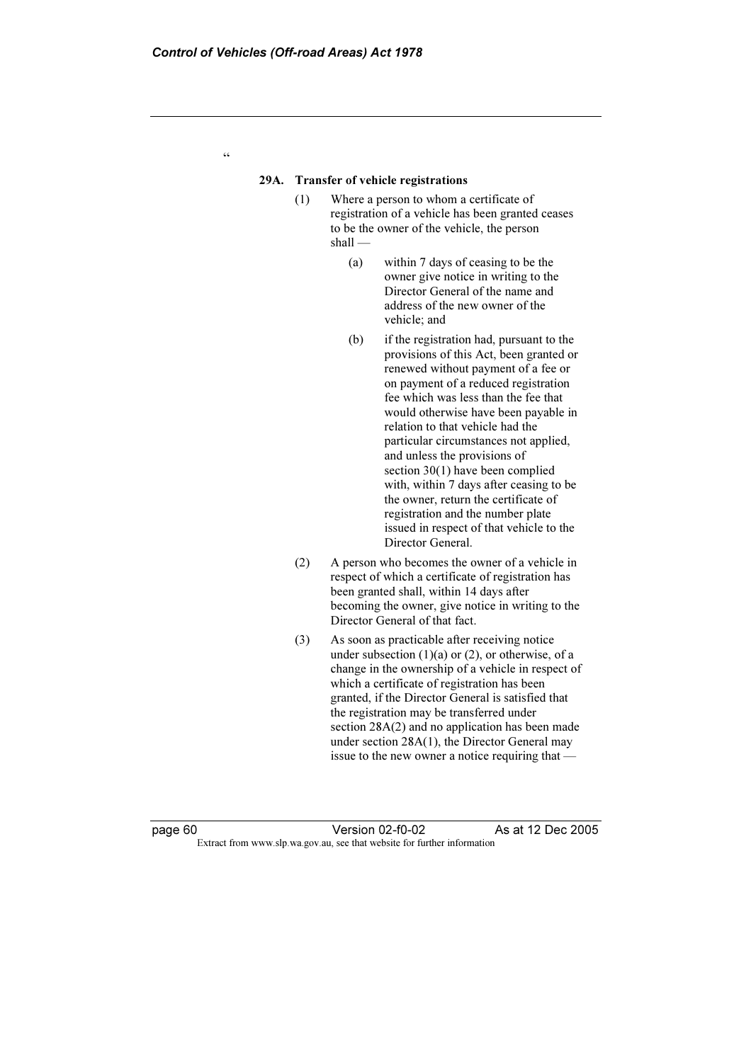"

**29A. Transfer of vehicle registrations**

(1) Where a person to whom a certificate of registration of a vehicle has been granted ceases to be the owner of the vehicle, the person shall —

(a) within 7 days of ceasing to be the owner give notice in writing to the Director General of the name and address of the new owner of the vehicle; and

(b) if the registration had, pursuant to the provisions of this Act, been granted or renewed without payment of a fee or on payment of a reduced registration fee which was less than the fee that would otherwise have been payable in relation to that vehicle had the particular circumstances not applied, and unless the provisions of section 30(1) have been complied with, within 7 days after ceasing to be the owner, return the certificate of registration and the number plate issued in respect of that vehicle to the Director General.

(2) A person who becomes the owner of a vehicle in respect of which a certificate of registration has been granted shall, within 14 days after becoming the owner, give notice in writing to the Director General of that fact.

(3) As soon as practicable after receiving notice under subsection (1)(a) or (2), or otherwise, of a change in the ownership of a vehicle in respect of which a certificate of registration has been granted, if the Director General is satisfied that the registration may be transferred under section 28A(2) and no application has been made under section 28A(1), the Director General may issue to the new owner a notice requiring that —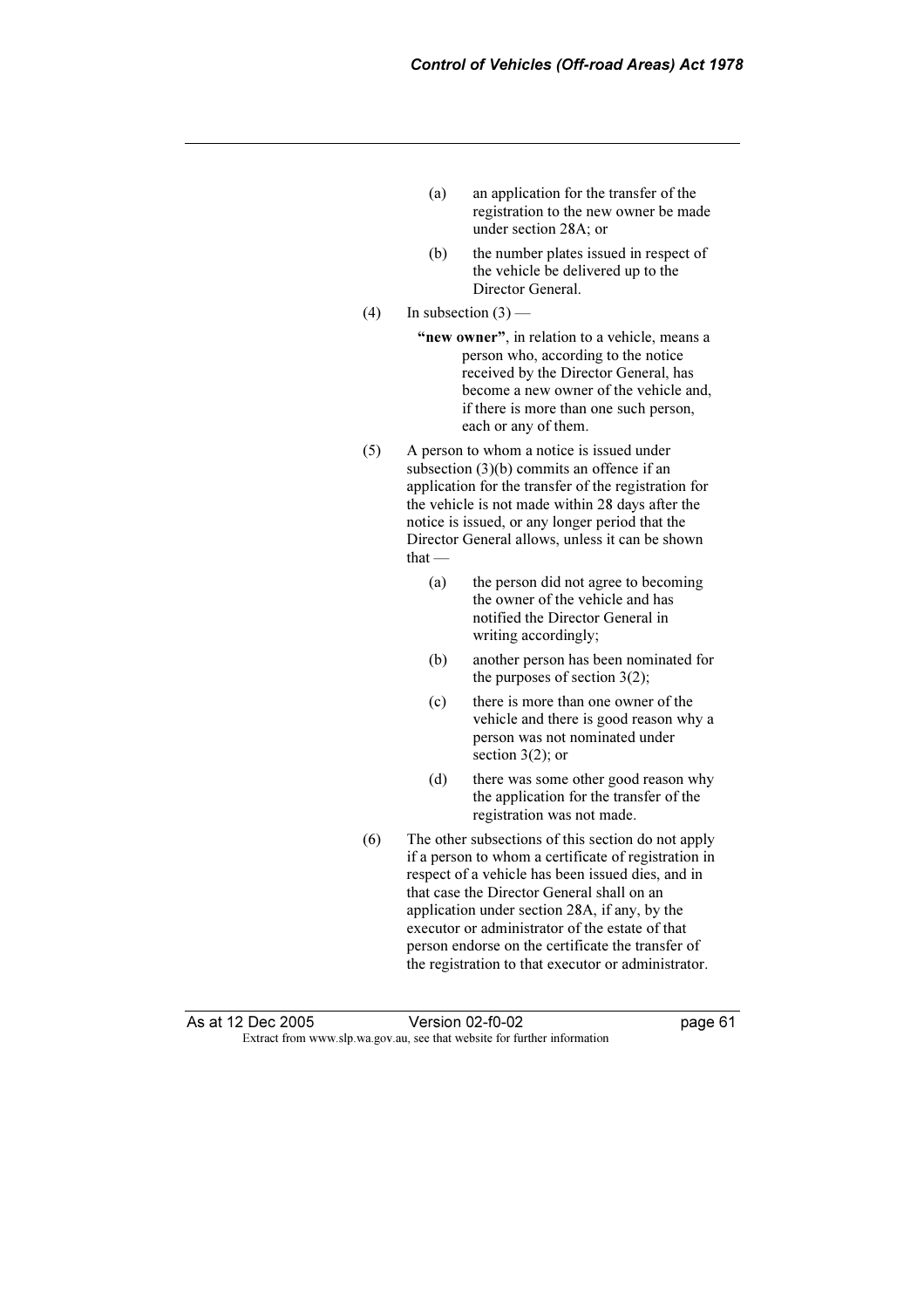(a) an application for the transfer of the registration to the new owner be made under section 28A; or

(b) the number plates issued in respect of the vehicle be delivered up to the Director General.

(4) In subsection (3) —

**"new owner"**, in relation to a vehicle, means a person who, according to the notice received by the Director General, has become a new owner of the vehicle and, if there is more than one such person, each or any of them.

(5) A person to whom a notice is issued under subsection (3)(b) commits an offence if an application for the transfer of the registration for the vehicle is not made within 28 days after the notice is issued, or any longer period that the Director General allows, unless it can be shown that —

(a) the person did not agree to becoming the owner of the vehicle and has notified the Director General in writing accordingly;

(b) another person has been nominated for the purposes of section 3(2);

(c) there is more than one owner of the vehicle and there is good reason why a person was not nominated under section 3(2); or

(d) there was some other good reason why the application for the transfer of the registration was not made.

(6) The other subsections of this section do not apply if a person to whom a certificate of registration in respect of a vehicle has been issued dies, and in that case the Director General shall on an application under section 28A, if any, by the executor or administrator of the estate of that person endorse on the certificate the transfer of the registration to that executor or administrator.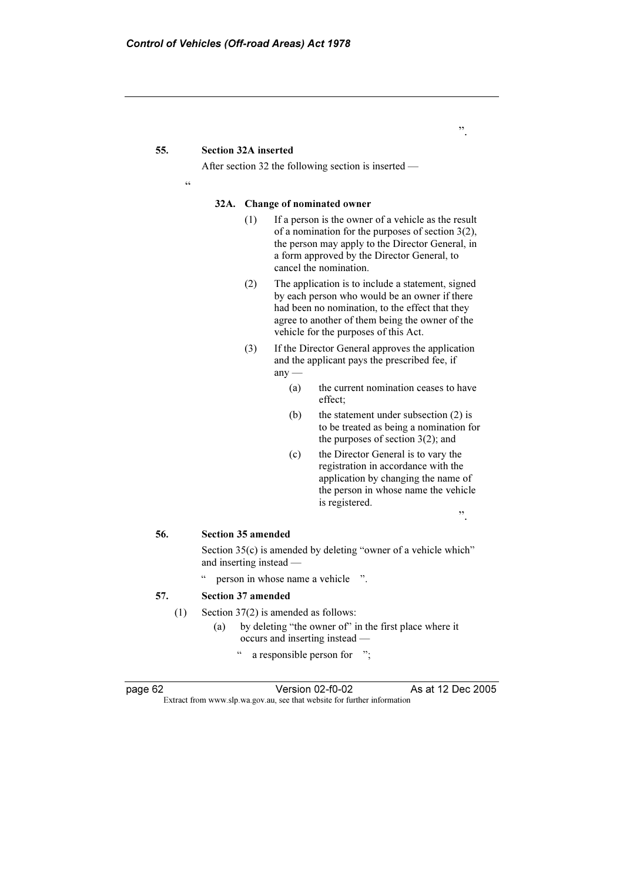”.

**55. Section 32A inserted**

After section 32 the following section is inserted —

“

**32A. Change of nominated owner**

(1) If a person is the owner of a vehicle as the result of a nomination for the purposes of section 3(2), the person may apply to the Director General, in a form approved by the Director General, to cancel the nomination.

(2) The application is to include a statement, signed by each person who would be an owner if there had been no nomination, to the effect that they agree to another of them being the owner of the vehicle for the purposes of this Act.

(3) If the Director General approves the application and the applicant pays the prescribed fee, if any —

(a) the current nomination ceases to have effect;

(b) the statement under subsection (2) is to be treated as being a nomination for the purposes of section 3(2); and

(c) the Director General is to vary the registration in accordance with the application by changing the name of the person in whose name the vehicle is registered.

”.

**56. Section 35 amended**

Section 35(c) is amended by deleting “owner of a vehicle which” and inserting instead —

“ person in whose name a vehicle ”.

**57. Section 37 amended**

(1) Section 37(2) is amended as follows:

(a) by deleting “the owner of” in the first place where it occurs and inserting instead —

“ a responsible person for ”;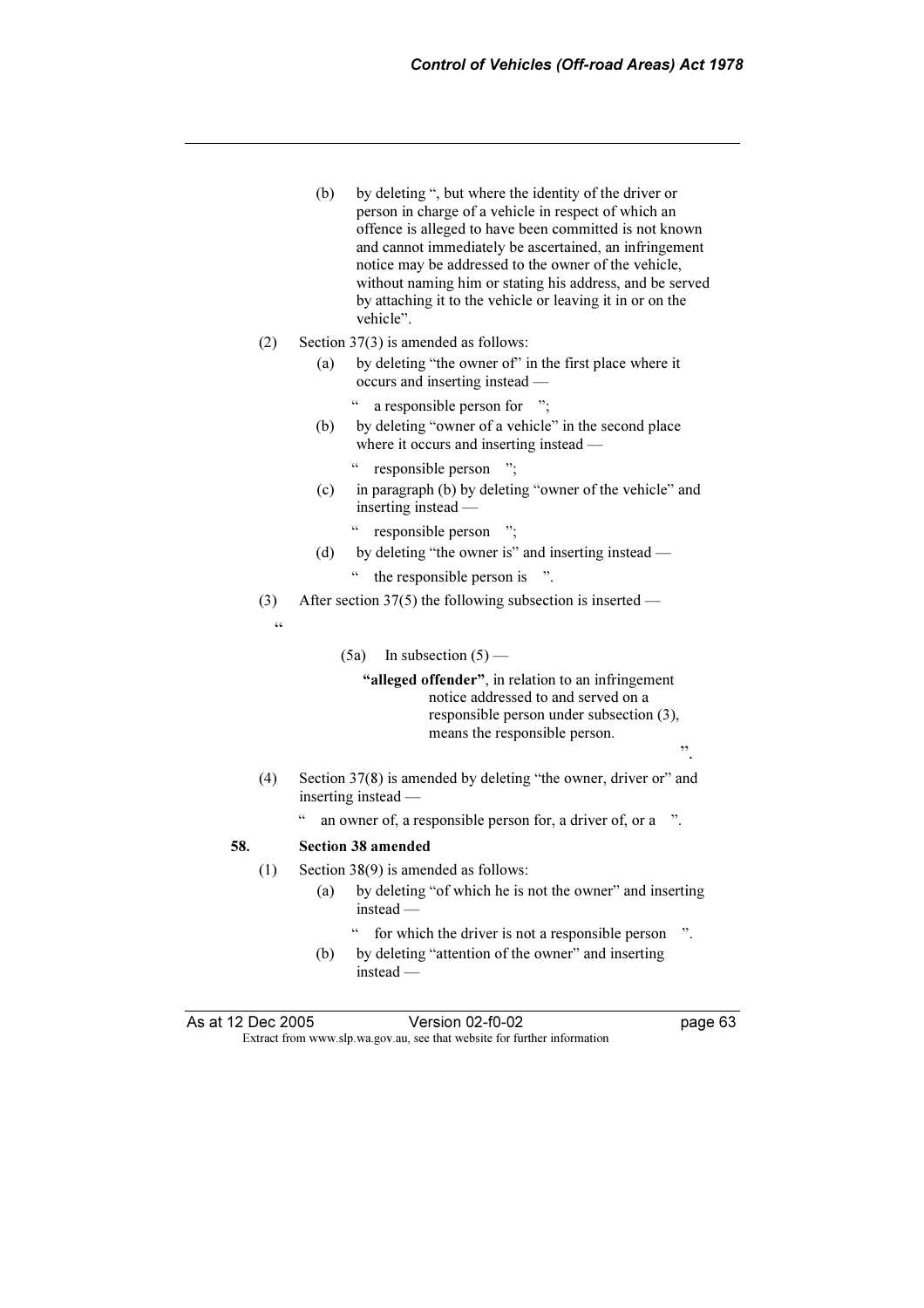(b) by deleting ", but where the identity of the driver or person in charge of a vehicle in respect of which an offence is alleged to have been committed is not known and cannot immediately be ascertained, an infringement notice may be addressed to the owner of the vehicle, without naming him or stating his address, and be served by attaching it to the vehicle or leaving it in or on the vehicle".

(2) Section 37(3) is amended as follows:

(a) by deleting "the owner of" in the first place where it occurs and inserting instead —

" a responsible person for ";

(b) by deleting "owner of a vehicle" in the second place where it occurs and inserting instead —

" responsible person ";

(c) in paragraph (b) by deleting "owner of the vehicle" and inserting instead —

" responsible person ";

(d) by deleting "the owner is" and inserting instead —

" the responsible person is ".

(3) After section 37(5) the following subsection is inserted —

"

(5a) In subsection (5) —

**"alleged offender"**, in relation to an infringement notice addressed to and served on a responsible person under subsection (3), means the responsible person.

".

(4) Section 37(8) is amended by deleting "the owner, driver or" and inserting instead —

" an owner of, a responsible person for, a driver of, or a ".

**58. Section 38 amended**

(1) Section 38(9) is amended as follows:

(a) by deleting "of which he is not the owner" and inserting instead —

" for which the driver is not a responsible person ".

(b) by deleting "attention of the owner" and inserting instead —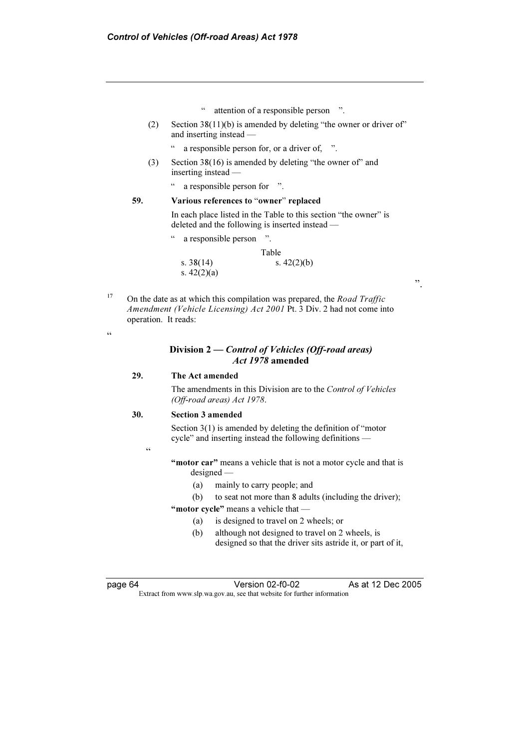" attention of a responsible person ".

(2) Section 38(11)(b) is amended by deleting "the owner or driver of" and inserting instead —

" a responsible person for, or a driver of, ".

(3) Section 38(16) is amended by deleting "the owner of" and inserting instead —

" a responsible person for ".

**59. Various references to "owner" replaced**

In each place listed in the Table to this section "the owner" is deleted and the following is inserted instead —

" a responsible person ".

Table

| | |
|---|---|
| s. 38(14) | s. 42(2)(b) |
| s. 42(2)(a) | |

".

[17] On the date as at which this compilation was prepared, the *Road Traffic Amendment (Vehicle Licensing) Act 2001* Pt. 3 Div. 2 had not come into operation. It reads:

"

**Division 2 — *Control of Vehicles (Off-road areas) Act 1978* amended**

**29. The Act amended**

The amendments in this Division are to the *Control of Vehicles (Off-road areas) Act 1978*.

**30. Section 3 amended**

Section 3(1) is amended by deleting the definition of "motor cycle" and inserting instead the following definitions —

"

**"motor car"** means a vehicle that is not a motor cycle and that is designed —

(a) mainly to carry people; and

(b) to seat not more than 8 adults (including the driver);

**"motor cycle"** means a vehicle that —

(a) is designed to travel on 2 wheels; or

(b) although not designed to travel on 2 wheels, is designed so that the driver sits astride it, or part of it,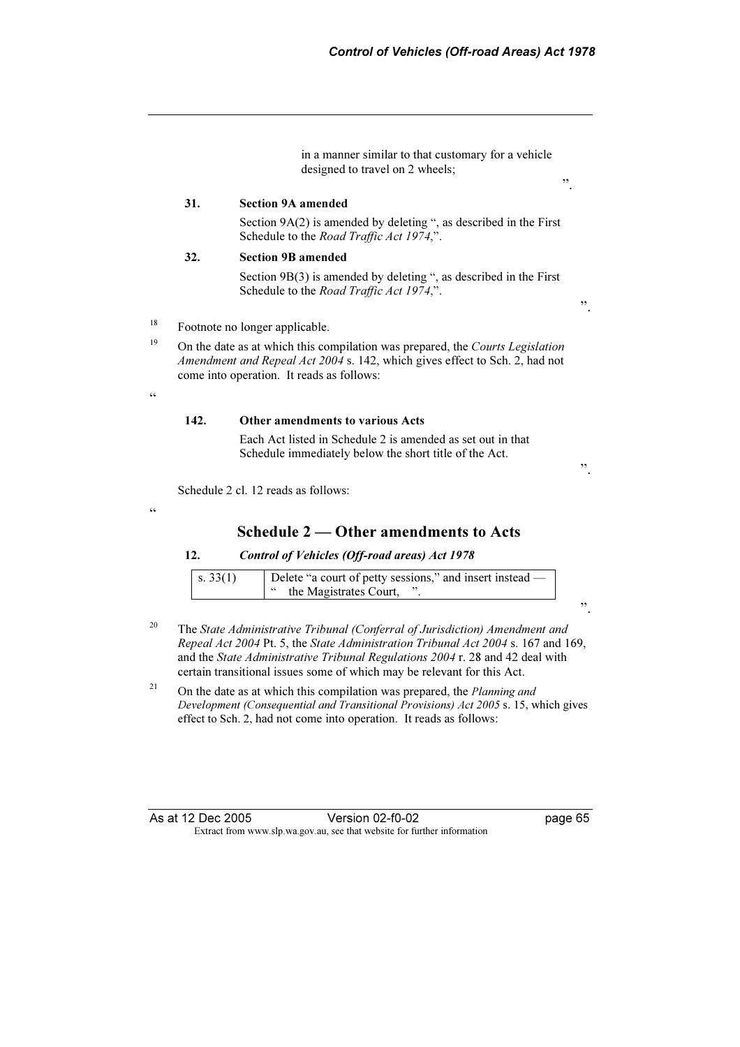in a manner similar to that customary for a vehicle designed to travel on 2 wheels;

".

**31. Section 9A amended**

Section 9A(2) is amended by deleting ", as described in the First Schedule to the *Road Traffic Act 1974*,".

**32. Section 9B amended**

Section 9B(3) is amended by deleting ", as described in the First Schedule to the *Road Traffic Act 1974*,".

".

[18] Footnote no longer applicable.

[19] On the date as at which this compilation was prepared, the *Courts Legislation Amendment and Repeal Act 2004* s. 142, which gives effect to Sch. 2, had not come into operation. It reads as follows:

"

**142. Other amendments to various Acts**

Each Act listed in Schedule 2 is amended as set out in that Schedule immediately below the short title of the Act.

".

Schedule 2 cl. 12 reads as follows:

"

## Schedule 2 — Other amendments to Acts

**12. *Control of Vehicles (Off-road areas) Act 1978***

| s. 33(1) | Delete "a court of petty sessions," and insert instead — " the Magistrates Court, ". |
|---|---|

".

[20] The *State Administrative Tribunal (Conferral of Jurisdiction) Amendment and Repeal Act 2004* Pt. 5, the *State Administration Tribunal Act 2004* s. 167 and 169, and the *State Administrative Tribunal Regulations 2004* r. 28 and 42 deal with certain transitional issues some of which may be relevant for this Act.

[21] On the date as at which this compilation was prepared, the *Planning and Development (Consequential and Transitional Provisions) Act 2005* s. 15, which gives effect to Sch. 2, had not come into operation. It reads as follows: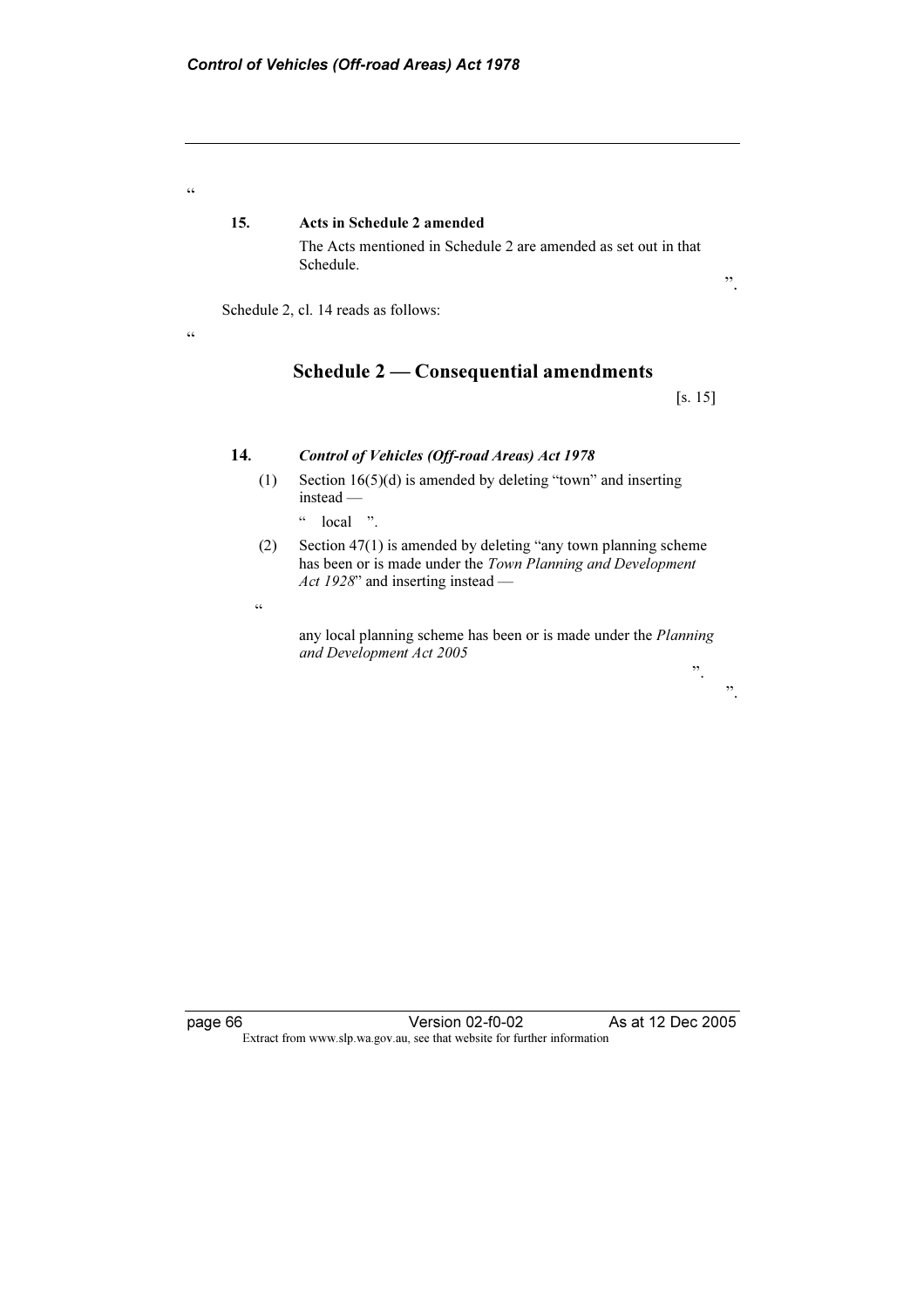"

**15. Acts in Schedule 2 amended**

The Acts mentioned in Schedule 2 are amended as set out in that Schedule.

".

Schedule 2, cl. 14 reads as follows:

"

## Schedule 2 — Consequential amendments

[s. 15]

**14. *Control of Vehicles (Off-road Areas) Act 1978***

(1) Section 16(5)(d) is amended by deleting "town" and inserting instead —

" local ".

(2) Section 47(1) is amended by deleting "any town planning scheme has been or is made under the *Town Planning and Development Act 1928*" and inserting instead —

"

any local planning scheme has been or is made under the *Planning and Development Act 2005*

".

".